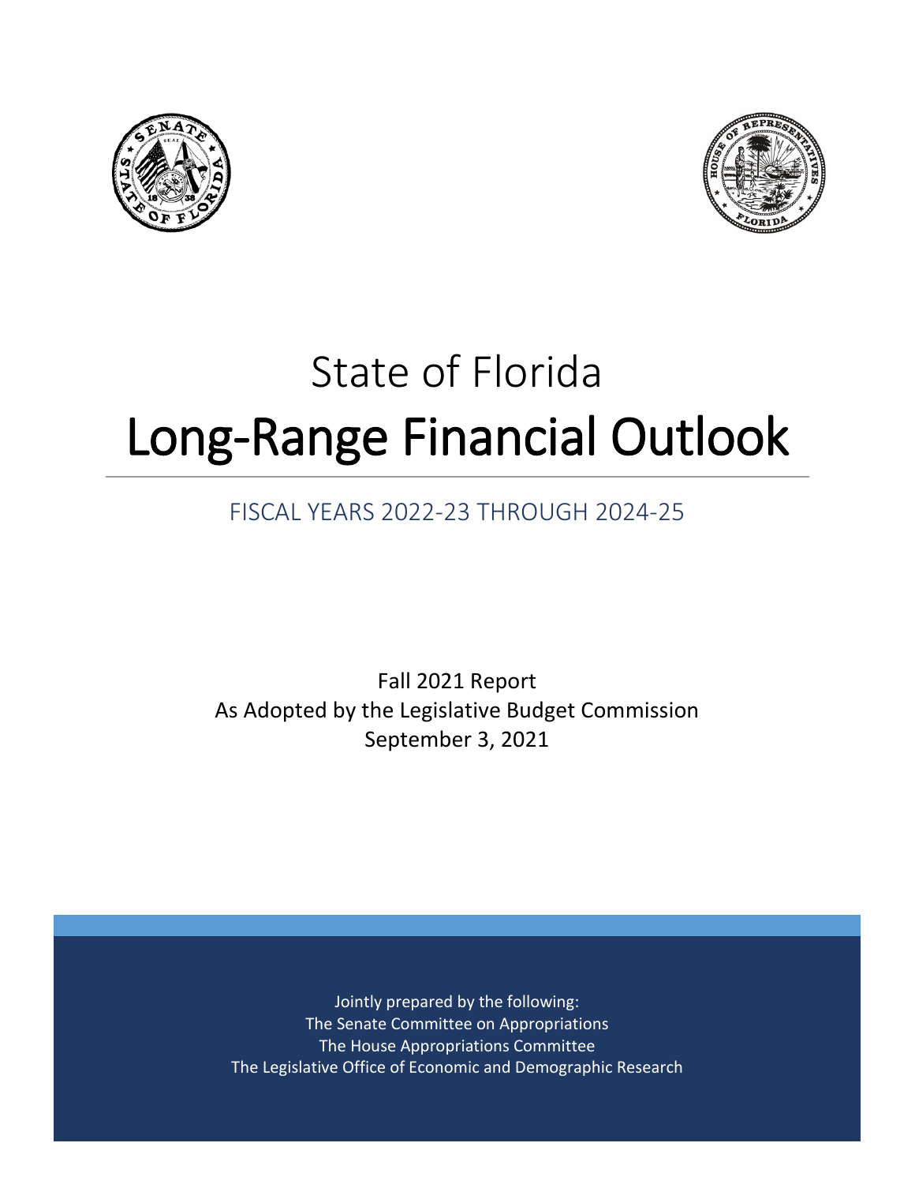State of Florida

# Long-Range Financial Outlook

FISCAL YEARS 2022-23 THROUGH 2024-25

Fall 2021 Report
As Adopted by the Legislative Budget Commission
September 3, 2021

Jointly prepared by the following:
The Senate Committee on Appropriations
The House Appropriations Committee
The Legislative Office of Economic and Demographic Research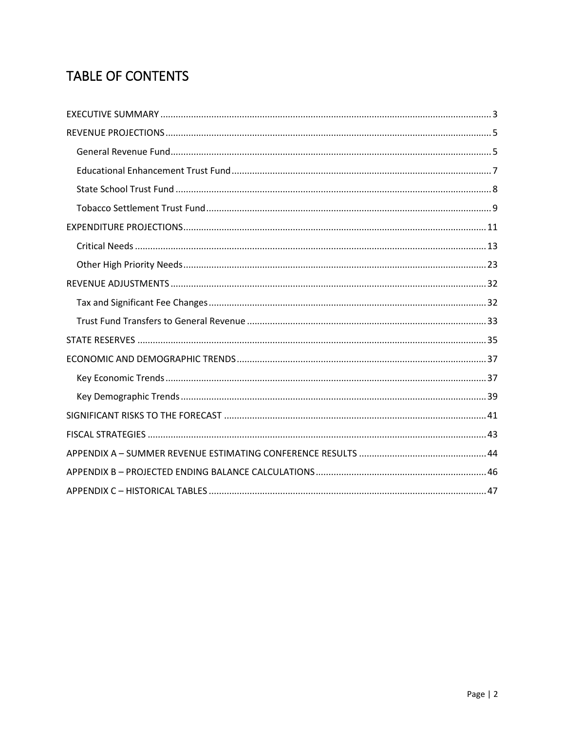# TABLE OF CONTENTS

- EXECUTIVE SUMMARY ........ 3
- REVENUE PROJECTIONS ........ 5
  - General Revenue Fund ........ 5
  - Educational Enhancement Trust Fund ........ 7
  - State School Trust Fund ........ 8
  - Tobacco Settlement Trust Fund ........ 9
- EXPENDITURE PROJECTIONS ........ 11
  - Critical Needs ........ 13
  - Other High Priority Needs ........ 23
- REVENUE ADJUSTMENTS ........ 32
  - Tax and Significant Fee Changes ........ 32
  - Trust Fund Transfers to General Revenue ........ 33
- STATE RESERVES ........ 35
- ECONOMIC AND DEMOGRAPHIC TRENDS ........ 37
  - Key Economic Trends ........ 37
  - Key Demographic Trends ........ 39
- SIGNIFICANT RISKS TO THE FORECAST ........ 41
- FISCAL STRATEGIES ........ 43
- APPENDIX A – SUMMER REVENUE ESTIMATING CONFERENCE RESULTS ........ 44
- APPENDIX B – PROJECTED ENDING BALANCE CALCULATIONS ........ 46
- APPENDIX C – HISTORICAL TABLES ........ 47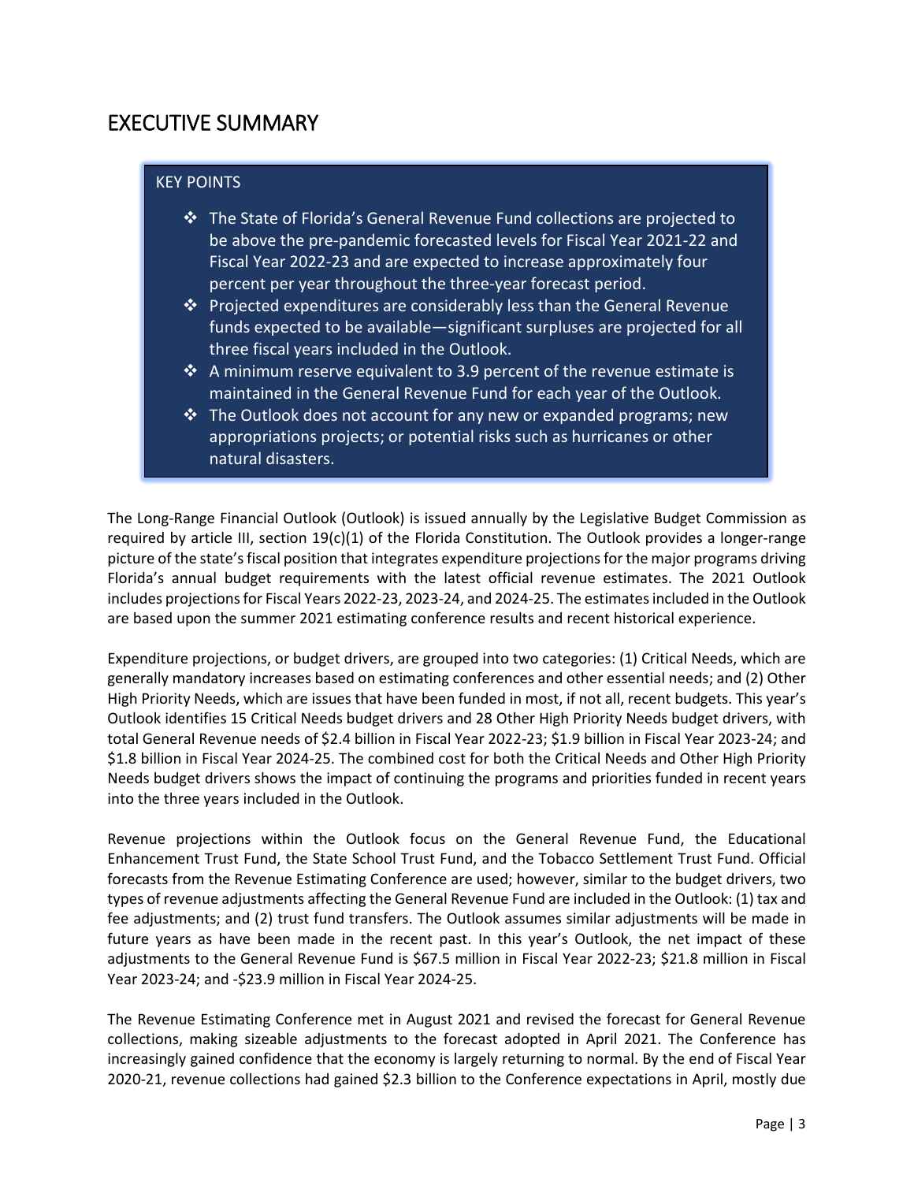# EXECUTIVE SUMMARY

> **KEY POINTS**
>
> - The State of Florida's General Revenue Fund collections are projected to be above the pre-pandemic forecasted levels for Fiscal Year 2021-22 and Fiscal Year 2022-23 and are expected to increase approximately four percent per year throughout the three-year forecast period.
> - Projected expenditures are considerably less than the General Revenue funds expected to be available—significant surpluses are projected for all three fiscal years included in the Outlook.
> - A minimum reserve equivalent to 3.9 percent of the revenue estimate is maintained in the General Revenue Fund for each year of the Outlook.
> - The Outlook does not account for any new or expanded programs; new appropriations projects; or potential risks such as hurricanes or other natural disasters.

The Long-Range Financial Outlook (Outlook) is issued annually by the Legislative Budget Commission as required by article III, section 19(c)(1) of the Florida Constitution. The Outlook provides a longer-range picture of the state's fiscal position that integrates expenditure projections for the major programs driving Florida's annual budget requirements with the latest official revenue estimates. The 2021 Outlook includes projections for Fiscal Years 2022-23, 2023-24, and 2024-25. The estimates included in the Outlook are based upon the summer 2021 estimating conference results and recent historical experience.

Expenditure projections, or budget drivers, are grouped into two categories: (1) Critical Needs, which are generally mandatory increases based on estimating conferences and other essential needs; and (2) Other High Priority Needs, which are issues that have been funded in most, if not all, recent budgets. This year's Outlook identifies 15 Critical Needs budget drivers and 28 Other High Priority Needs budget drivers, with total General Revenue needs of $2.4 billion in Fiscal Year 2022-23; $1.9 billion in Fiscal Year 2023-24; and $1.8 billion in Fiscal Year 2024-25. The combined cost for both the Critical Needs and Other High Priority Needs budget drivers shows the impact of continuing the programs and priorities funded in recent years into the three years included in the Outlook.

Revenue projections within the Outlook focus on the General Revenue Fund, the Educational Enhancement Trust Fund, the State School Trust Fund, and the Tobacco Settlement Trust Fund. Official forecasts from the Revenue Estimating Conference are used; however, similar to the budget drivers, two types of revenue adjustments affecting the General Revenue Fund are included in the Outlook: (1) tax and fee adjustments; and (2) trust fund transfers. The Outlook assumes similar adjustments will be made in future years as have been made in the recent past. In this year's Outlook, the net impact of these adjustments to the General Revenue Fund is $67.5 million in Fiscal Year 2022-23; $21.8 million in Fiscal Year 2023-24; and -$23.9 million in Fiscal Year 2024-25.

The Revenue Estimating Conference met in August 2021 and revised the forecast for General Revenue collections, making sizeable adjustments to the forecast adopted in April 2021. The Conference has increasingly gained confidence that the economy is largely returning to normal. By the end of Fiscal Year 2020-21, revenue collections had gained $2.3 billion to the Conference expectations in April, mostly due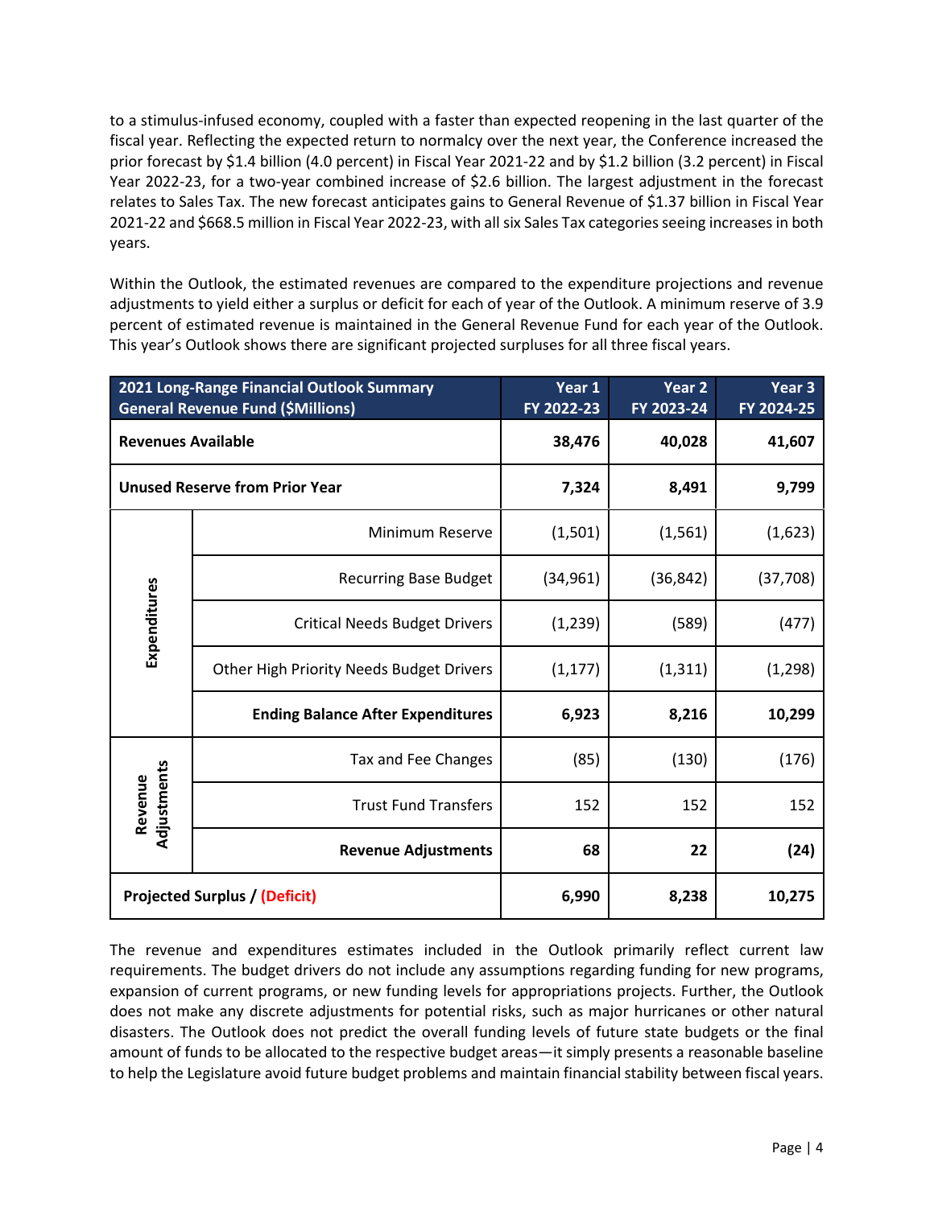to a stimulus-infused economy, coupled with a faster than expected reopening in the last quarter of the fiscal year. Reflecting the expected return to normalcy over the next year, the Conference increased the prior forecast by $1.4 billion (4.0 percent) in Fiscal Year 2021-22 and by $1.2 billion (3.2 percent) in Fiscal Year 2022-23, for a two-year combined increase of $2.6 billion. The largest adjustment in the forecast relates to Sales Tax. The new forecast anticipates gains to General Revenue of $1.37 billion in Fiscal Year 2021-22 and $668.5 million in Fiscal Year 2022-23, with all six Sales Tax categories seeing increases in both years.

Within the Outlook, the estimated revenues are compared to the expenditure projections and revenue adjustments to yield either a surplus or deficit for each of year of the Outlook. A minimum reserve of 3.9 percent of estimated revenue is maintained in the General Revenue Fund for each year of the Outlook. This year's Outlook shows there are significant projected surpluses for all three fiscal years.

| 2021 Long-Range Financial Outlook Summary General Revenue Fund ($Millions) | | Year 1 FY 2022-23 | Year 2 FY 2023-24 | Year 3 FY 2024-25 |
|---|---|---|---|---|
| **Revenues Available** | | **38,476** | **40,028** | **41,607** |
| **Unused Reserve from Prior Year** | | **7,324** | **8,491** | **9,799** |
| Expenditures | Minimum Reserve | (1,501) | (1,561) | (1,623) |
| | Recurring Base Budget | (34,961) | (36,842) | (37,708) |
| | Critical Needs Budget Drivers | (1,239) | (589) | (477) |
| | Other High Priority Needs Budget Drivers | (1,177) | (1,311) | (1,298) |
| | **Ending Balance After Expenditures** | **6,923** | **8,216** | **10,299** |
| Revenue Adjustments | Tax and Fee Changes | (85) | (130) | (176) |
| | Trust Fund Transfers | 152 | 152 | 152 |
| | **Revenue Adjustments** | **68** | **22** | **(24)** |
| **Projected Surplus / (Deficit)** | | **6,990** | **8,238** | **10,275** |

The revenue and expenditures estimates included in the Outlook primarily reflect current law requirements. The budget drivers do not include any assumptions regarding funding for new programs, expansion of current programs, or new funding levels for appropriations projects. Further, the Outlook does not make any discrete adjustments for potential risks, such as major hurricanes or other natural disasters. The Outlook does not predict the overall funding levels of future state budgets or the final amount of funds to be allocated to the respective budget areas—it simply presents a reasonable baseline to help the Legislature avoid future budget problems and maintain financial stability between fiscal years.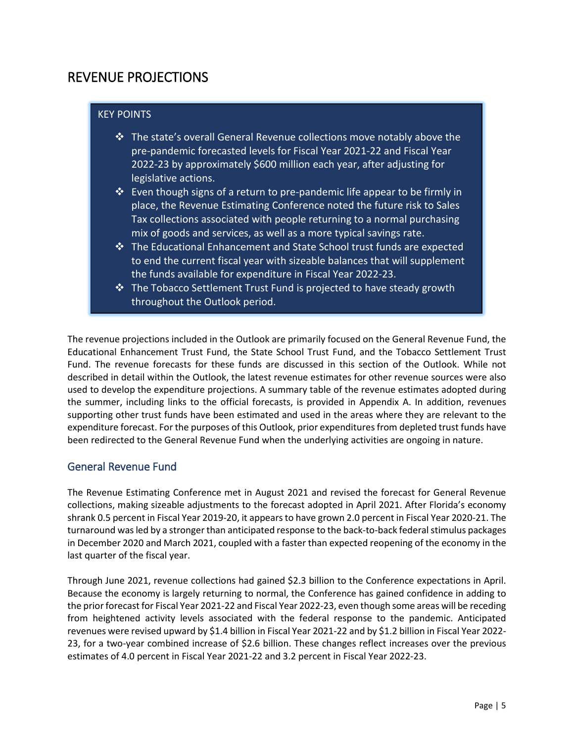# REVENUE PROJECTIONS

KEY POINTS

- The state's overall General Revenue collections move notably above the pre-pandemic forecasted levels for Fiscal Year 2021-22 and Fiscal Year 2022-23 by approximately $600 million each year, after adjusting for legislative actions.
- Even though signs of a return to pre-pandemic life appear to be firmly in place, the Revenue Estimating Conference noted the future risk to Sales Tax collections associated with people returning to a normal purchasing mix of goods and services, as well as a more typical savings rate.
- The Educational Enhancement and State School trust funds are expected to end the current fiscal year with sizeable balances that will supplement the funds available for expenditure in Fiscal Year 2022-23.
- The Tobacco Settlement Trust Fund is projected to have steady growth throughout the Outlook period.

The revenue projections included in the Outlook are primarily focused on the General Revenue Fund, the Educational Enhancement Trust Fund, the State School Trust Fund, and the Tobacco Settlement Trust Fund. The revenue forecasts for these funds are discussed in this section of the Outlook. While not described in detail within the Outlook, the latest revenue estimates for other revenue sources were also used to develop the expenditure projections. A summary table of the revenue estimates adopted during the summer, including links to the official forecasts, is provided in Appendix A. In addition, revenues supporting other trust funds have been estimated and used in the areas where they are relevant to the expenditure forecast. For the purposes of this Outlook, prior expenditures from depleted trust funds have been redirected to the General Revenue Fund when the underlying activities are ongoing in nature.

## General Revenue Fund

The Revenue Estimating Conference met in August 2021 and revised the forecast for General Revenue collections, making sizeable adjustments to the forecast adopted in April 2021. After Florida's economy shrank 0.5 percent in Fiscal Year 2019-20, it appears to have grown 2.0 percent in Fiscal Year 2020-21. The turnaround was led by a stronger than anticipated response to the back-to-back federal stimulus packages in December 2020 and March 2021, coupled with a faster than expected reopening of the economy in the last quarter of the fiscal year.

Through June 2021, revenue collections had gained $2.3 billion to the Conference expectations in April. Because the economy is largely returning to normal, the Conference has gained confidence in adding to the prior forecast for Fiscal Year 2021-22 and Fiscal Year 2022-23, even though some areas will be receding from heightened activity levels associated with the federal response to the pandemic. Anticipated revenues were revised upward by $1.4 billion in Fiscal Year 2021-22 and by $1.2 billion in Fiscal Year 2022-23, for a two-year combined increase of $2.6 billion. These changes reflect increases over the previous estimates of 4.0 percent in Fiscal Year 2021-22 and 3.2 percent in Fiscal Year 2022-23.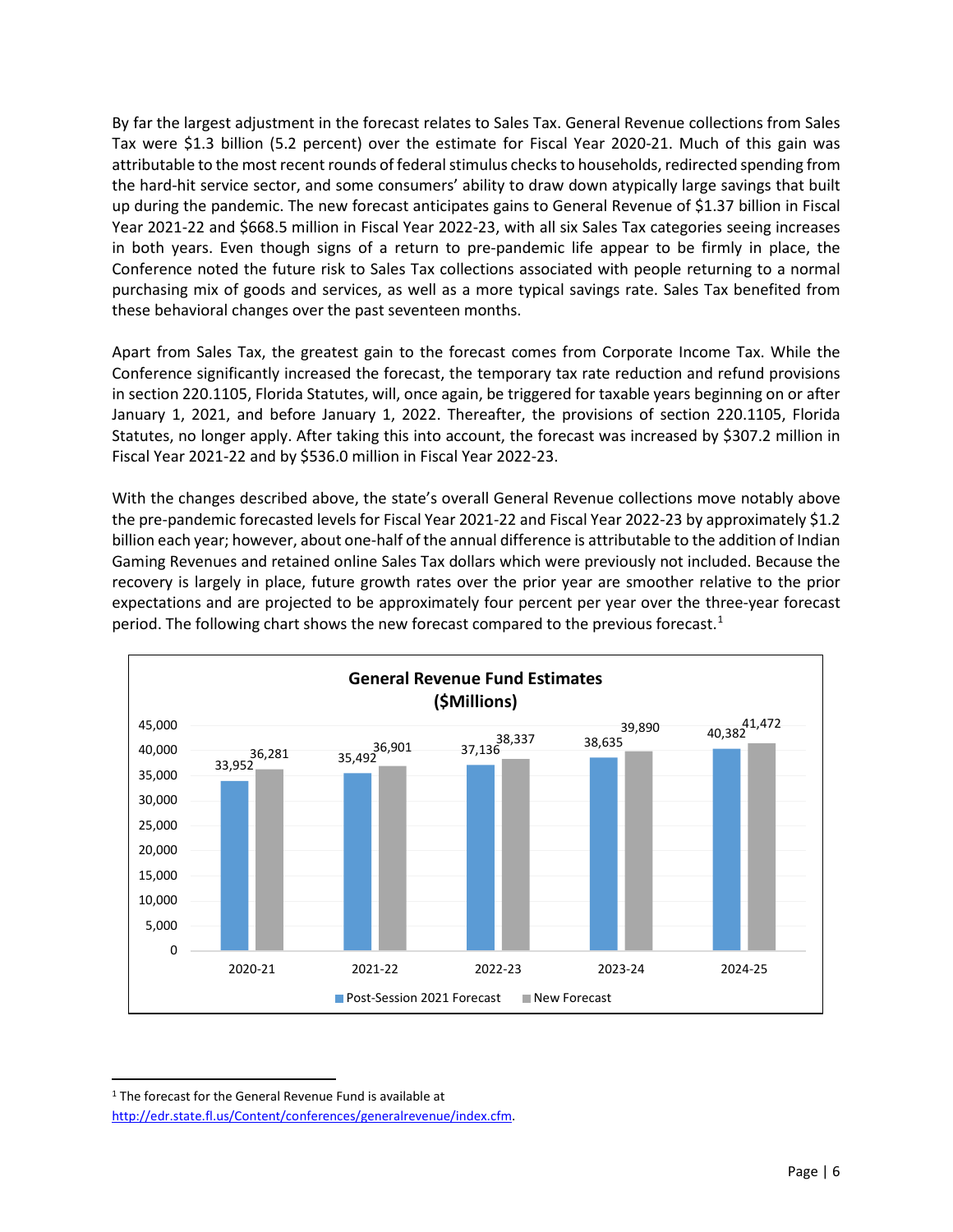By far the largest adjustment in the forecast relates to Sales Tax. General Revenue collections from Sales Tax were $1.3 billion (5.2 percent) over the estimate for Fiscal Year 2020-21. Much of this gain was attributable to the most recent rounds of federal stimulus checks to households, redirected spending from the hard-hit service sector, and some consumers' ability to draw down atypically large savings that built up during the pandemic. The new forecast anticipates gains to General Revenue of $1.37 billion in Fiscal Year 2021-22 and $668.5 million in Fiscal Year 2022-23, with all six Sales Tax categories seeing increases in both years. Even though signs of a return to pre-pandemic life appear to be firmly in place, the Conference noted the future risk to Sales Tax collections associated with people returning to a normal purchasing mix of goods and services, as well as a more typical savings rate. Sales Tax benefited from these behavioral changes over the past seventeen months.

Apart from Sales Tax, the greatest gain to the forecast comes from Corporate Income Tax. While the Conference significantly increased the forecast, the temporary tax rate reduction and refund provisions in section 220.1105, Florida Statutes, will, once again, be triggered for taxable years beginning on or after January 1, 2021, and before January 1, 2022. Thereafter, the provisions of section 220.1105, Florida Statutes, no longer apply. After taking this into account, the forecast was increased by $307.2 million in Fiscal Year 2021-22 and by $536.0 million in Fiscal Year 2022-23.

With the changes described above, the state's overall General Revenue collections move notably above the pre-pandemic forecasted levels for Fiscal Year 2021-22 and Fiscal Year 2022-23 by approximately $1.2 billion each year; however, about one-half of the annual difference is attributable to the addition of Indian Gaming Revenues and retained online Sales Tax dollars which were previously not included. Because the recovery is largely in place, future growth rates over the prior year are smoother relative to the prior expectations and are projected to be approximately four percent per year over the three-year forecast period. The following chart shows the new forecast compared to the previous forecast.[1]

**General Revenue Fund Estimates ($Millions)**

| | 2020-21 | 2021-22 | 2022-23 | 2023-24 | 2024-25 |
|---|---|---|---|---|---|
| Post-Session 2021 Forecast | 33,952 | 35,492 | 37,136 | 38,635 | 40,382 |
| New Forecast | 36,281 | 36,901 | 38,337 | 39,890 | 41,472 |

[1] The forecast for the General Revenue Fund is available at http://edr.state.fl.us/Content/conferences/generalrevenue/index.cfm.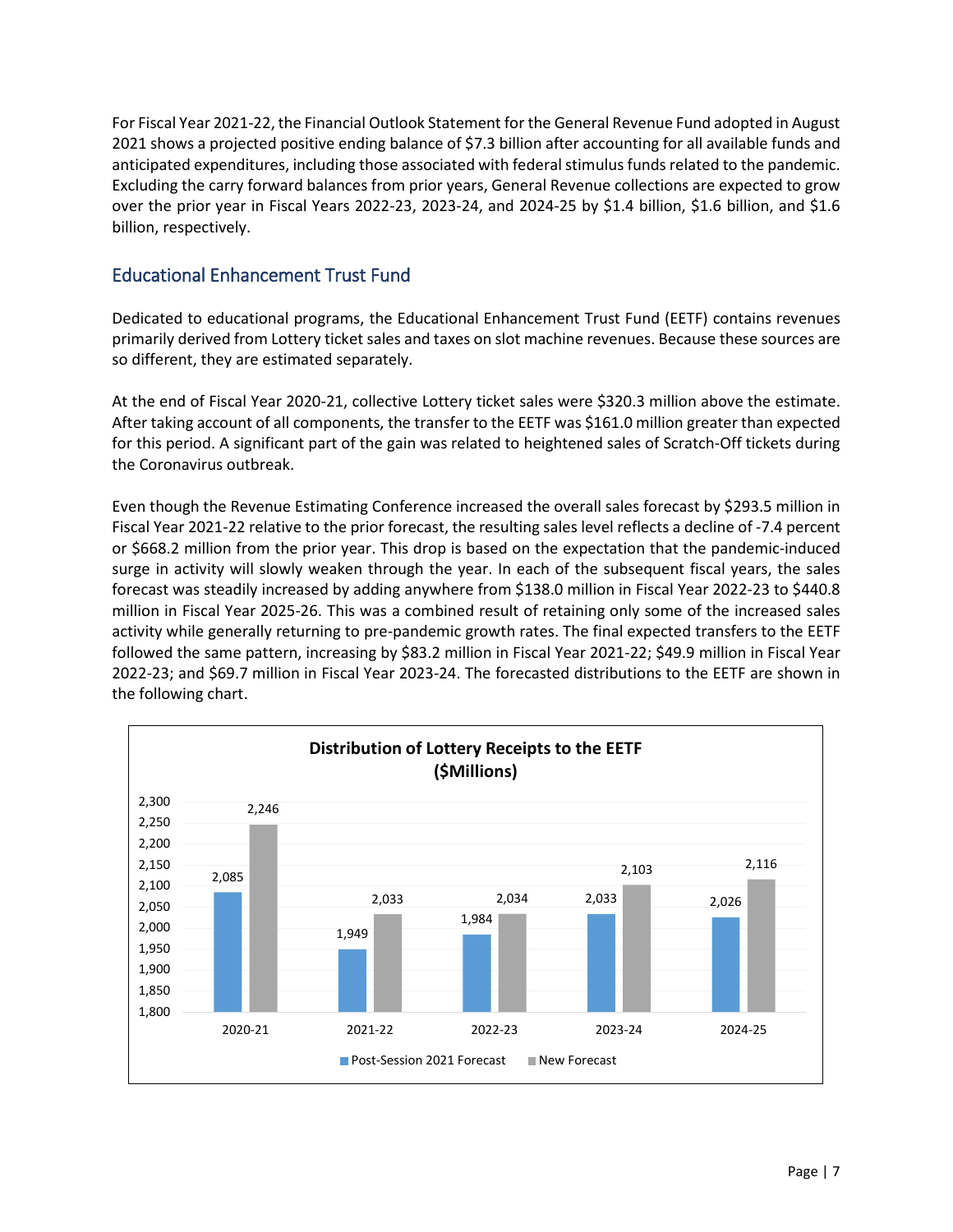For Fiscal Year 2021-22, the Financial Outlook Statement for the General Revenue Fund adopted in August 2021 shows a projected positive ending balance of $7.3 billion after accounting for all available funds and anticipated expenditures, including those associated with federal stimulus funds related to the pandemic. Excluding the carry forward balances from prior years, General Revenue collections are expected to grow over the prior year in Fiscal Years 2022-23, 2023-24, and 2024-25 by $1.4 billion, $1.6 billion, and $1.6 billion, respectively.

## Educational Enhancement Trust Fund

Dedicated to educational programs, the Educational Enhancement Trust Fund (EETF) contains revenues primarily derived from Lottery ticket sales and taxes on slot machine revenues. Because these sources are so different, they are estimated separately.

At the end of Fiscal Year 2020-21, collective Lottery ticket sales were $320.3 million above the estimate. After taking account of all components, the transfer to the EETF was $161.0 million greater than expected for this period. A significant part of the gain was related to heightened sales of Scratch-Off tickets during the Coronavirus outbreak.

Even though the Revenue Estimating Conference increased the overall sales forecast by $293.5 million in Fiscal Year 2021-22 relative to the prior forecast, the resulting sales level reflects a decline of -7.4 percent or $668.2 million from the prior year. This drop is based on the expectation that the pandemic-induced surge in activity will slowly weaken through the year. In each of the subsequent fiscal years, the sales forecast was steadily increased by adding anywhere from $138.0 million in Fiscal Year 2022-23 to $440.8 million in Fiscal Year 2025-26. This was a combined result of retaining only some of the increased sales activity while generally returning to pre-pandemic growth rates. The final expected transfers to the EETF followed the same pattern, increasing by $83.2 million in Fiscal Year 2021-22; $49.9 million in Fiscal Year 2022-23; and $69.7 million in Fiscal Year 2023-24. The forecasted distributions to the EETF are shown in the following chart.

**Distribution of Lottery Receipts to the EETF ($Millions)**

| | Post-Session 2021 Forecast | New Forecast |
|---|---|---|
| 2020-21 | 2,085 | 2,246 |
| 2021-22 | 1,949 | 2,033 |
| 2022-23 | 1,984 | 2,034 |
| 2023-24 | 2,033 | 2,103 |
| 2024-25 | 2,026 | 2,116 |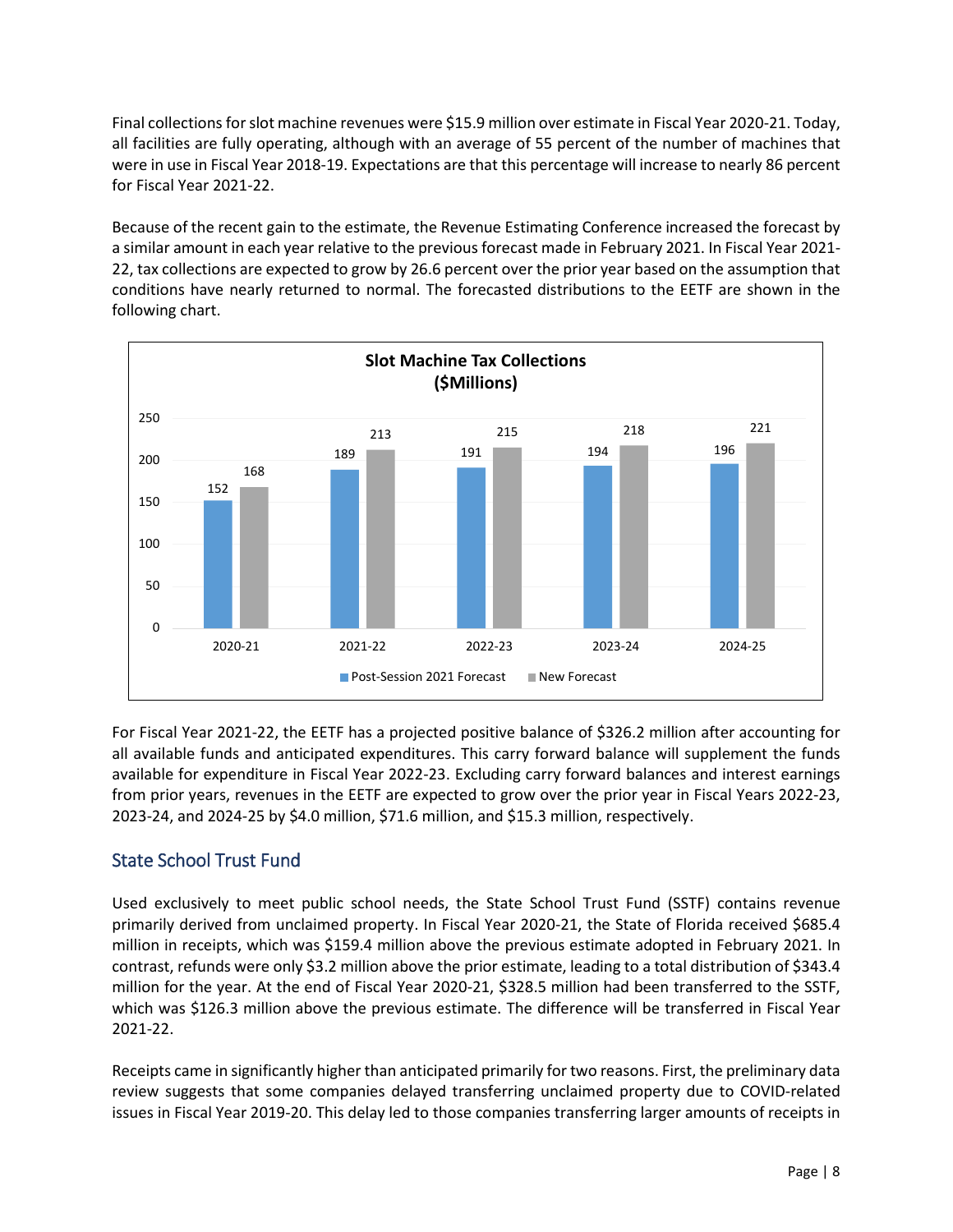Final collections for slot machine revenues were $15.9 million over estimate in Fiscal Year 2020-21. Today, all facilities are fully operating, although with an average of 55 percent of the number of machines that were in use in Fiscal Year 2018-19. Expectations are that this percentage will increase to nearly 86 percent for Fiscal Year 2021-22.

Because of the recent gain to the estimate, the Revenue Estimating Conference increased the forecast by a similar amount in each year relative to the previous forecast made in February 2021. In Fiscal Year 2021-22, tax collections are expected to grow by 26.6 percent over the prior year based on the assumption that conditions have nearly returned to normal. The forecasted distributions to the EETF are shown in the following chart.

**Slot Machine Tax Collections ($Millions)**

| | 2020-21 | 2021-22 | 2022-23 | 2023-24 | 2024-25 |
|---|---|---|---|---|---|
| Post-Session 2021 Forecast | 152 | 189 | 191 | 194 | 196 |
| New Forecast | 168 | 213 | 215 | 218 | 221 |

For Fiscal Year 2021-22, the EETF has a projected positive balance of $326.2 million after accounting for all available funds and anticipated expenditures. This carry forward balance will supplement the funds available for expenditure in Fiscal Year 2022-23. Excluding carry forward balances and interest earnings from prior years, revenues in the EETF are expected to grow over the prior year in Fiscal Years 2022-23, 2023-24, and 2024-25 by $4.0 million, $71.6 million, and $15.3 million, respectively.

## State School Trust Fund

Used exclusively to meet public school needs, the State School Trust Fund (SSTF) contains revenue primarily derived from unclaimed property. In Fiscal Year 2020-21, the State of Florida received $685.4 million in receipts, which was $159.4 million above the previous estimate adopted in February 2021. In contrast, refunds were only $3.2 million above the prior estimate, leading to a total distribution of $343.4 million for the year. At the end of Fiscal Year 2020-21, $328.5 million had been transferred to the SSTF, which was $126.3 million above the previous estimate. The difference will be transferred in Fiscal Year 2021-22.

Receipts came in significantly higher than anticipated primarily for two reasons. First, the preliminary data review suggests that some companies delayed transferring unclaimed property due to COVID-related issues in Fiscal Year 2019-20. This delay led to those companies transferring larger amounts of receipts in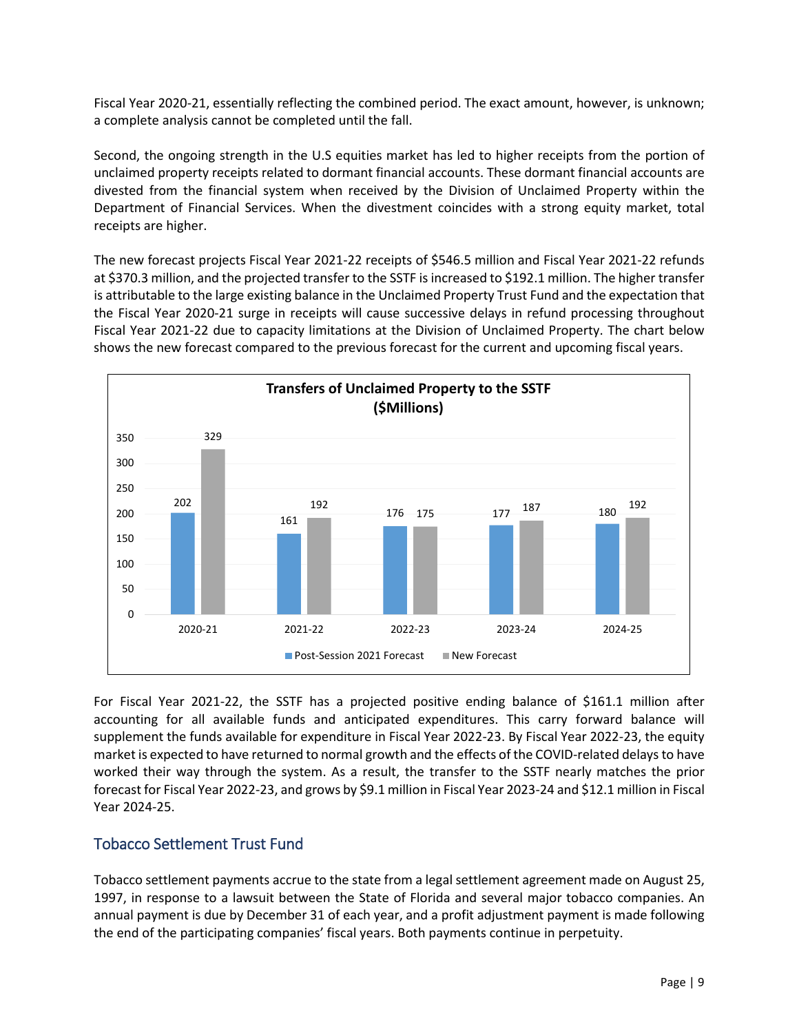Fiscal Year 2020-21, essentially reflecting the combined period. The exact amount, however, is unknown; a complete analysis cannot be completed until the fall.

Second, the ongoing strength in the U.S equities market has led to higher receipts from the portion of unclaimed property receipts related to dormant financial accounts. These dormant financial accounts are divested from the financial system when received by the Division of Unclaimed Property within the Department of Financial Services. When the divestment coincides with a strong equity market, total receipts are higher.

The new forecast projects Fiscal Year 2021-22 receipts of $546.5 million and Fiscal Year 2021-22 refunds at $370.3 million, and the projected transfer to the SSTF is increased to $192.1 million. The higher transfer is attributable to the large existing balance in the Unclaimed Property Trust Fund and the expectation that the Fiscal Year 2020-21 surge in receipts will cause successive delays in refund processing throughout Fiscal Year 2021-22 due to capacity limitations at the Division of Unclaimed Property. The chart below shows the new forecast compared to the previous forecast for the current and upcoming fiscal years.

**Transfers of Unclaimed Property to the SSTF ($Millions)**

| Fiscal Year | Post-Session 2021 Forecast | New Forecast |
|---|---|---|
| 2020-21 | 202 | 329 |
| 2021-22 | 161 | 192 |
| 2022-23 | 176 | 175 |
| 2023-24 | 177 | 187 |
| 2024-25 | 180 | 192 |

For Fiscal Year 2021-22, the SSTF has a projected positive ending balance of $161.1 million after accounting for all available funds and anticipated expenditures. This carry forward balance will supplement the funds available for expenditure in Fiscal Year 2022-23. By Fiscal Year 2022-23, the equity market is expected to have returned to normal growth and the effects of the COVID-related delays to have worked their way through the system. As a result, the transfer to the SSTF nearly matches the prior forecast for Fiscal Year 2022-23, and grows by $9.1 million in Fiscal Year 2023-24 and $12.1 million in Fiscal Year 2024-25.

## Tobacco Settlement Trust Fund

Tobacco settlement payments accrue to the state from a legal settlement agreement made on August 25, 1997, in response to a lawsuit between the State of Florida and several major tobacco companies. An annual payment is due by December 31 of each year, and a profit adjustment payment is made following the end of the participating companies' fiscal years. Both payments continue in perpetuity.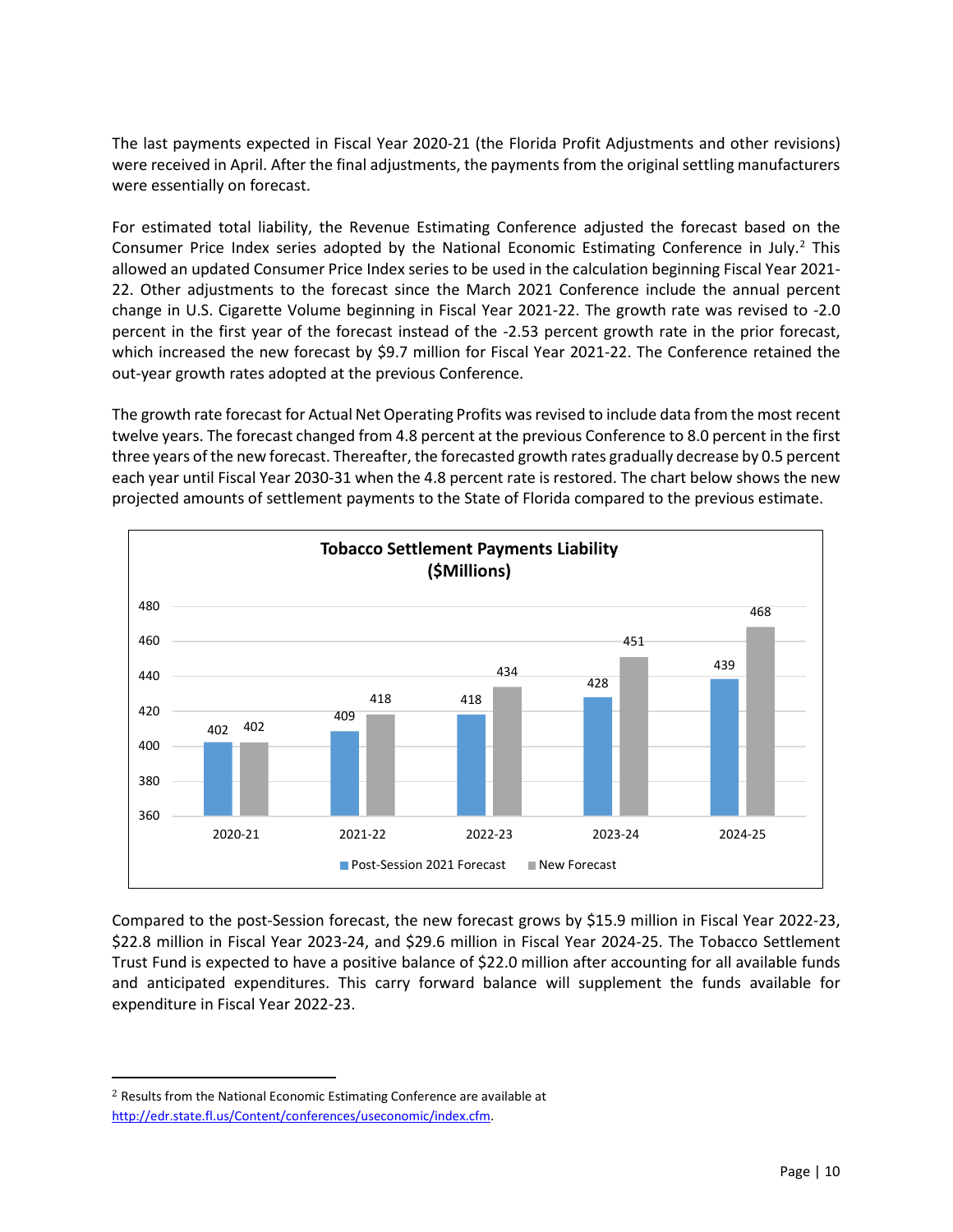The last payments expected in Fiscal Year 2020-21 (the Florida Profit Adjustments and other revisions) were received in April. After the final adjustments, the payments from the original settling manufacturers were essentially on forecast.

For estimated total liability, the Revenue Estimating Conference adjusted the forecast based on the Consumer Price Index series adopted by the National Economic Estimating Conference in July.[2] This allowed an updated Consumer Price Index series to be used in the calculation beginning Fiscal Year 2021-22. Other adjustments to the forecast since the March 2021 Conference include the annual percent change in U.S. Cigarette Volume beginning in Fiscal Year 2021-22. The growth rate was revised to -2.0 percent in the first year of the forecast instead of the -2.53 percent growth rate in the prior forecast, which increased the new forecast by $9.7 million for Fiscal Year 2021-22. The Conference retained the out-year growth rates adopted at the previous Conference.

The growth rate forecast for Actual Net Operating Profits was revised to include data from the most recent twelve years. The forecast changed from 4.8 percent at the previous Conference to 8.0 percent in the first three years of the new forecast. Thereafter, the forecasted growth rates gradually decrease by 0.5 percent each year until Fiscal Year 2030-31 when the 4.8 percent rate is restored. The chart below shows the new projected amounts of settlement payments to the State of Florida compared to the previous estimate.

**Tobacco Settlement Payments Liability ($Millions)**

| | 2020-21 | 2021-22 | 2022-23 | 2023-24 | 2024-25 |
|---|---|---|---|---|---|
| Post-Session 2021 Forecast | 402 | 409 | 418 | 428 | 439 |
| New Forecast | 402 | 418 | 434 | 451 | 468 |

Compared to the post-Session forecast, the new forecast grows by $15.9 million in Fiscal Year 2022-23, $22.8 million in Fiscal Year 2023-24, and $29.6 million in Fiscal Year 2024-25. The Tobacco Settlement Trust Fund is expected to have a positive balance of $22.0 million after accounting for all available funds and anticipated expenditures. This carry forward balance will supplement the funds available for expenditure in Fiscal Year 2022-23.

---

[2] Results from the National Economic Estimating Conference are available at http://edr.state.fl.us/Content/conferences/useconomic/index.cfm.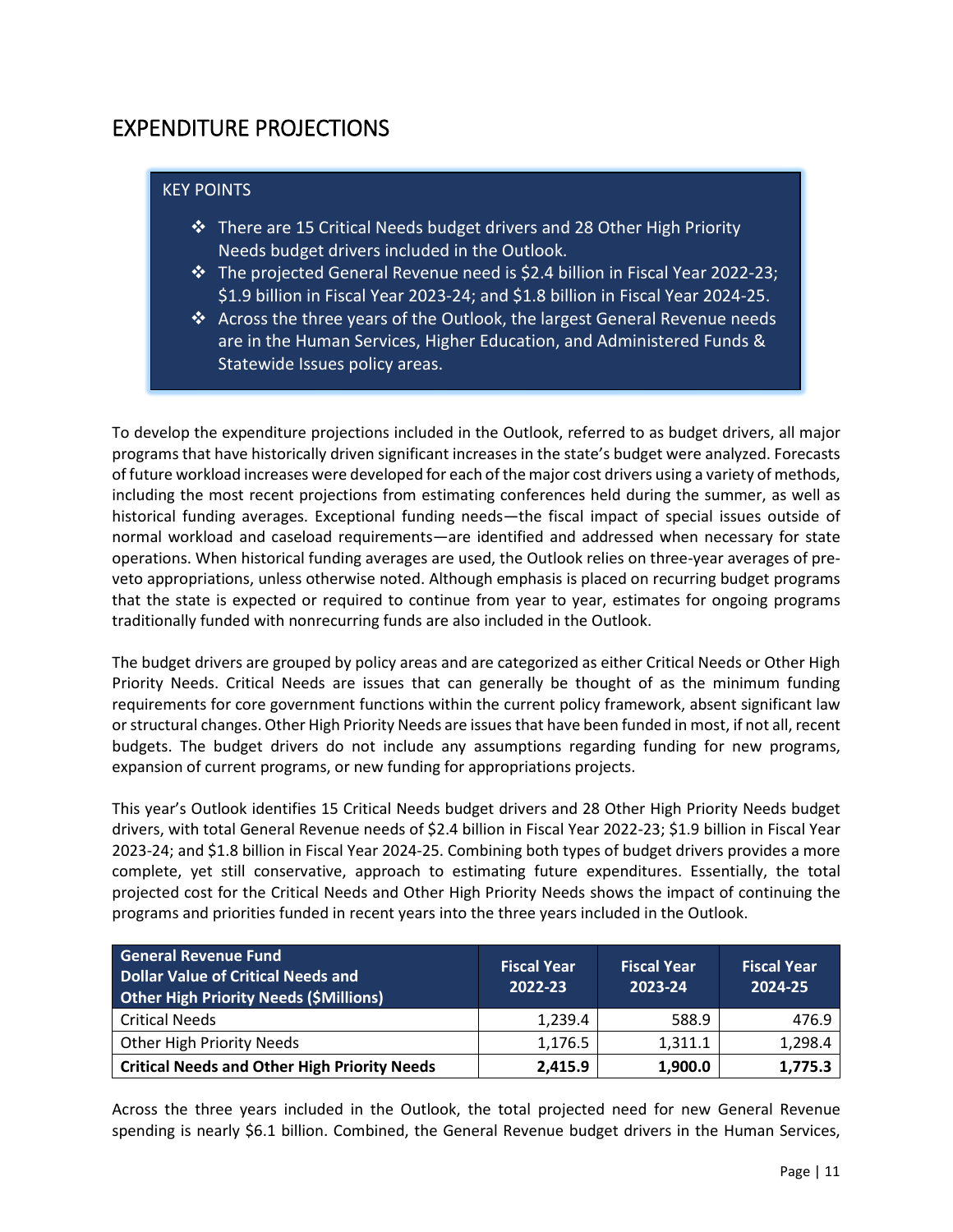## EXPENDITURE PROJECTIONS

> KEY POINTS
>
> - There are 15 Critical Needs budget drivers and 28 Other High Priority Needs budget drivers included in the Outlook.
> - The projected General Revenue need is $2.4 billion in Fiscal Year 2022-23; $1.9 billion in Fiscal Year 2023-24; and $1.8 billion in Fiscal Year 2024-25.
> - Across the three years of the Outlook, the largest General Revenue needs are in the Human Services, Higher Education, and Administered Funds & Statewide Issues policy areas.

To develop the expenditure projections included in the Outlook, referred to as budget drivers, all major programs that have historically driven significant increases in the state's budget were analyzed. Forecasts of future workload increases were developed for each of the major cost drivers using a variety of methods, including the most recent projections from estimating conferences held during the summer, as well as historical funding averages. Exceptional funding needs—the fiscal impact of special issues outside of normal workload and caseload requirements—are identified and addressed when necessary for state operations. When historical funding averages are used, the Outlook relies on three-year averages of pre-veto appropriations, unless otherwise noted. Although emphasis is placed on recurring budget programs that the state is expected or required to continue from year to year, estimates for ongoing programs traditionally funded with nonrecurring funds are also included in the Outlook.

The budget drivers are grouped by policy areas and are categorized as either Critical Needs or Other High Priority Needs. Critical Needs are issues that can generally be thought of as the minimum funding requirements for core government functions within the current policy framework, absent significant law or structural changes. Other High Priority Needs are issues that have been funded in most, if not all, recent budgets. The budget drivers do not include any assumptions regarding funding for new programs, expansion of current programs, or new funding for appropriations projects.

This year's Outlook identifies 15 Critical Needs budget drivers and 28 Other High Priority Needs budget drivers, with total General Revenue needs of $2.4 billion in Fiscal Year 2022-23; $1.9 billion in Fiscal Year 2023-24; and $1.8 billion in Fiscal Year 2024-25. Combining both types of budget drivers provides a more complete, yet still conservative, approach to estimating future expenditures. Essentially, the total projected cost for the Critical Needs and Other High Priority Needs shows the impact of continuing the programs and priorities funded in recent years into the three years included in the Outlook.

| General Revenue Fund<br>Dollar Value of Critical Needs and Other High Priority Needs ($Millions) | Fiscal Year 2022-23 | Fiscal Year 2023-24 | Fiscal Year 2024-25 |
|---|---|---|---|
| Critical Needs | 1,239.4 | 588.9 | 476.9 |
| Other High Priority Needs | 1,176.5 | 1,311.1 | 1,298.4 |
| **Critical Needs and Other High Priority Needs** | **2,415.9** | **1,900.0** | **1,775.3** |

Across the three years included in the Outlook, the total projected need for new General Revenue spending is nearly $6.1 billion. Combined, the General Revenue budget drivers in the Human Services,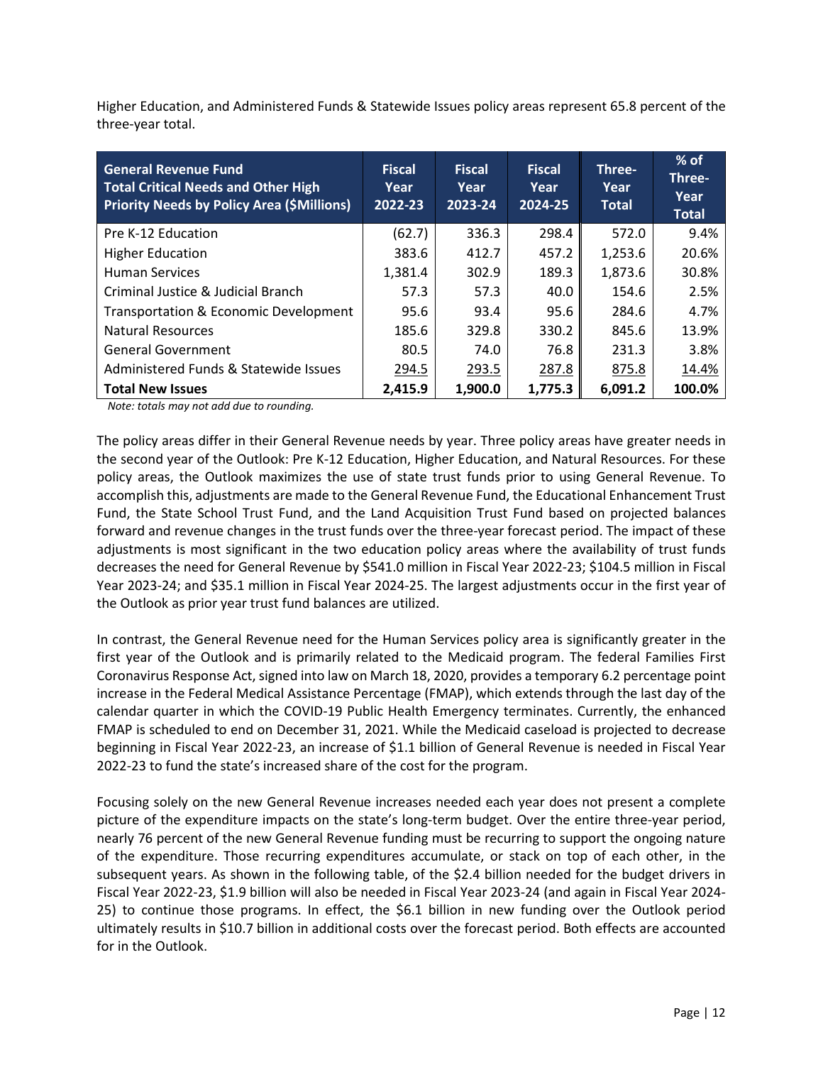Higher Education, and Administered Funds & Statewide Issues policy areas represent 65.8 percent of the three-year total.

| General Revenue Fund Total Critical Needs and Other High Priority Needs by Policy Area ($Millions) | Fiscal Year 2022-23 | Fiscal Year 2023-24 | Fiscal Year 2024-25 | Three-Year Total | % of Three-Year Total |
|---|---|---|---|---|---|
| Pre K-12 Education | (62.7) | 336.3 | 298.4 | 572.0 | 9.4% |
| Higher Education | 383.6 | 412.7 | 457.2 | 1,253.6 | 20.6% |
| Human Services | 1,381.4 | 302.9 | 189.3 | 1,873.6 | 30.8% |
| Criminal Justice & Judicial Branch | 57.3 | 57.3 | 40.0 | 154.6 | 2.5% |
| Transportation & Economic Development | 95.6 | 93.4 | 95.6 | 284.6 | 4.7% |
| Natural Resources | 185.6 | 329.8 | 330.2 | 845.6 | 13.9% |
| General Government | 80.5 | 74.0 | 76.8 | 231.3 | 3.8% |
| Administered Funds & Statewide Issues | 294.5 | 293.5 | 287.8 | 875.8 | 14.4% |
| **Total New Issues** | **2,415.9** | **1,900.0** | **1,775.3** | **6,091.2** | **100.0%** |

*Note: totals may not add due to rounding.*

The policy areas differ in their General Revenue needs by year. Three policy areas have greater needs in the second year of the Outlook: Pre K-12 Education, Higher Education, and Natural Resources. For these policy areas, the Outlook maximizes the use of state trust funds prior to using General Revenue. To accomplish this, adjustments are made to the General Revenue Fund, the Educational Enhancement Trust Fund, the State School Trust Fund, and the Land Acquisition Trust Fund based on projected balances forward and revenue changes in the trust funds over the three-year forecast period. The impact of these adjustments is most significant in the two education policy areas where the availability of trust funds decreases the need for General Revenue by $541.0 million in Fiscal Year 2022-23; $104.5 million in Fiscal Year 2023-24; and $35.1 million in Fiscal Year 2024-25. The largest adjustments occur in the first year of the Outlook as prior year trust fund balances are utilized.

In contrast, the General Revenue need for the Human Services policy area is significantly greater in the first year of the Outlook and is primarily related to the Medicaid program. The federal Families First Coronavirus Response Act, signed into law on March 18, 2020, provides a temporary 6.2 percentage point increase in the Federal Medical Assistance Percentage (FMAP), which extends through the last day of the calendar quarter in which the COVID-19 Public Health Emergency terminates. Currently, the enhanced FMAP is scheduled to end on December 31, 2021. While the Medicaid caseload is projected to decrease beginning in Fiscal Year 2022-23, an increase of $1.1 billion of General Revenue is needed in Fiscal Year 2022-23 to fund the state's increased share of the cost for the program.

Focusing solely on the new General Revenue increases needed each year does not present a complete picture of the expenditure impacts on the state's long-term budget. Over the entire three-year period, nearly 76 percent of the new General Revenue funding must be recurring to support the ongoing nature of the expenditure. Those recurring expenditures accumulate, or stack on top of each other, in the subsequent years. As shown in the following table, of the $2.4 billion needed for the budget drivers in Fiscal Year 2022-23, $1.9 billion will also be needed in Fiscal Year 2023-24 (and again in Fiscal Year 2024-25) to continue those programs. In effect, the $6.1 billion in new funding over the Outlook period ultimately results in $10.7 billion in additional costs over the forecast period. Both effects are accounted for in the Outlook.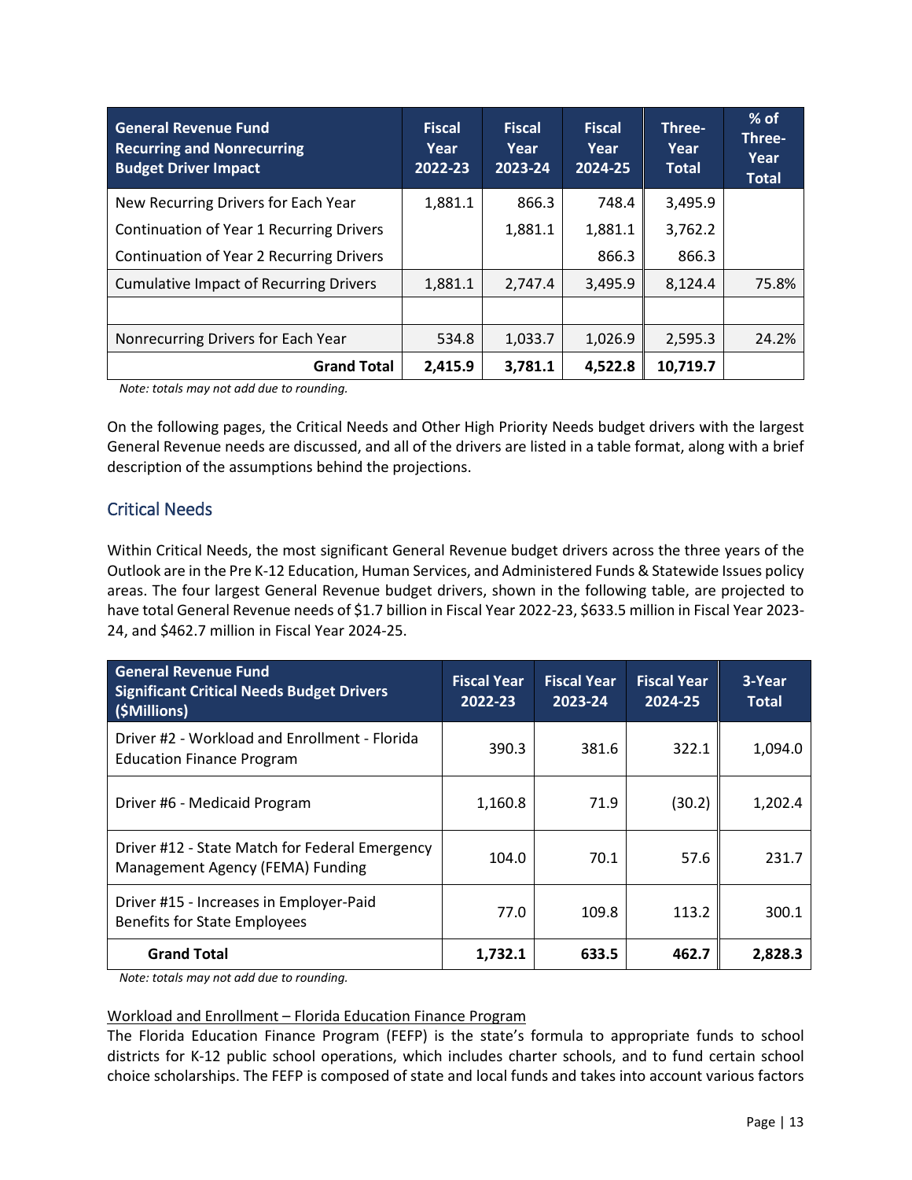| General Revenue Fund Recurring and Nonrecurring Budget Driver Impact | Fiscal Year 2022-23 | Fiscal Year 2023-24 | Fiscal Year 2024-25 | Three-Year Total | % of Three-Year Total |
|---|---|---|---|---|---|
| New Recurring Drivers for Each Year | 1,881.1 | 866.3 | 748.4 | 3,495.9 | |
| Continuation of Year 1 Recurring Drivers | | 1,881.1 | 1,881.1 | 3,762.2 | |
| Continuation of Year 2 Recurring Drivers | | | 866.3 | 866.3 | |
| Cumulative Impact of Recurring Drivers | 1,881.1 | 2,747.4 | 3,495.9 | 8,124.4 | 75.8% |
| | | | | | |
| Nonrecurring Drivers for Each Year | 534.8 | 1,033.7 | 1,026.9 | 2,595.3 | 24.2% |
| **Grand Total** | **2,415.9** | **3,781.1** | **4,522.8** | **10,719.7** | |

*Note: totals may not add due to rounding.*

On the following pages, the Critical Needs and Other High Priority Needs budget drivers with the largest General Revenue needs are discussed, and all of the drivers are listed in a table format, along with a brief description of the assumptions behind the projections.

## Critical Needs

Within Critical Needs, the most significant General Revenue budget drivers across the three years of the Outlook are in the Pre K-12 Education, Human Services, and Administered Funds & Statewide Issues policy areas. The four largest General Revenue budget drivers, shown in the following table, are projected to have total General Revenue needs of $1.7 billion in Fiscal Year 2022-23, $633.5 million in Fiscal Year 2023-24, and $462.7 million in Fiscal Year 2024-25.

| General Revenue Fund Significant Critical Needs Budget Drivers ($Millions) | Fiscal Year 2022-23 | Fiscal Year 2023-24 | Fiscal Year 2024-25 | 3-Year Total |
|---|---|---|---|---|
| Driver #2 - Workload and Enrollment - Florida Education Finance Program | 390.3 | 381.6 | 322.1 | 1,094.0 |
| Driver #6 - Medicaid Program | 1,160.8 | 71.9 | (30.2) | 1,202.4 |
| Driver #12 - State Match for Federal Emergency Management Agency (FEMA) Funding | 104.0 | 70.1 | 57.6 | 231.7 |
| Driver #15 - Increases in Employer-Paid Benefits for State Employees | 77.0 | 109.8 | 113.2 | 300.1 |
| **Grand Total** | **1,732.1** | **633.5** | **462.7** | **2,828.3** |

*Note: totals may not add due to rounding.*

Workload and Enrollment – Florida Education Finance Program

The Florida Education Finance Program (FEFP) is the state's formula to appropriate funds to school districts for K-12 public school operations, which includes charter schools, and to fund certain school choice scholarships. The FEFP is composed of state and local funds and takes into account various factors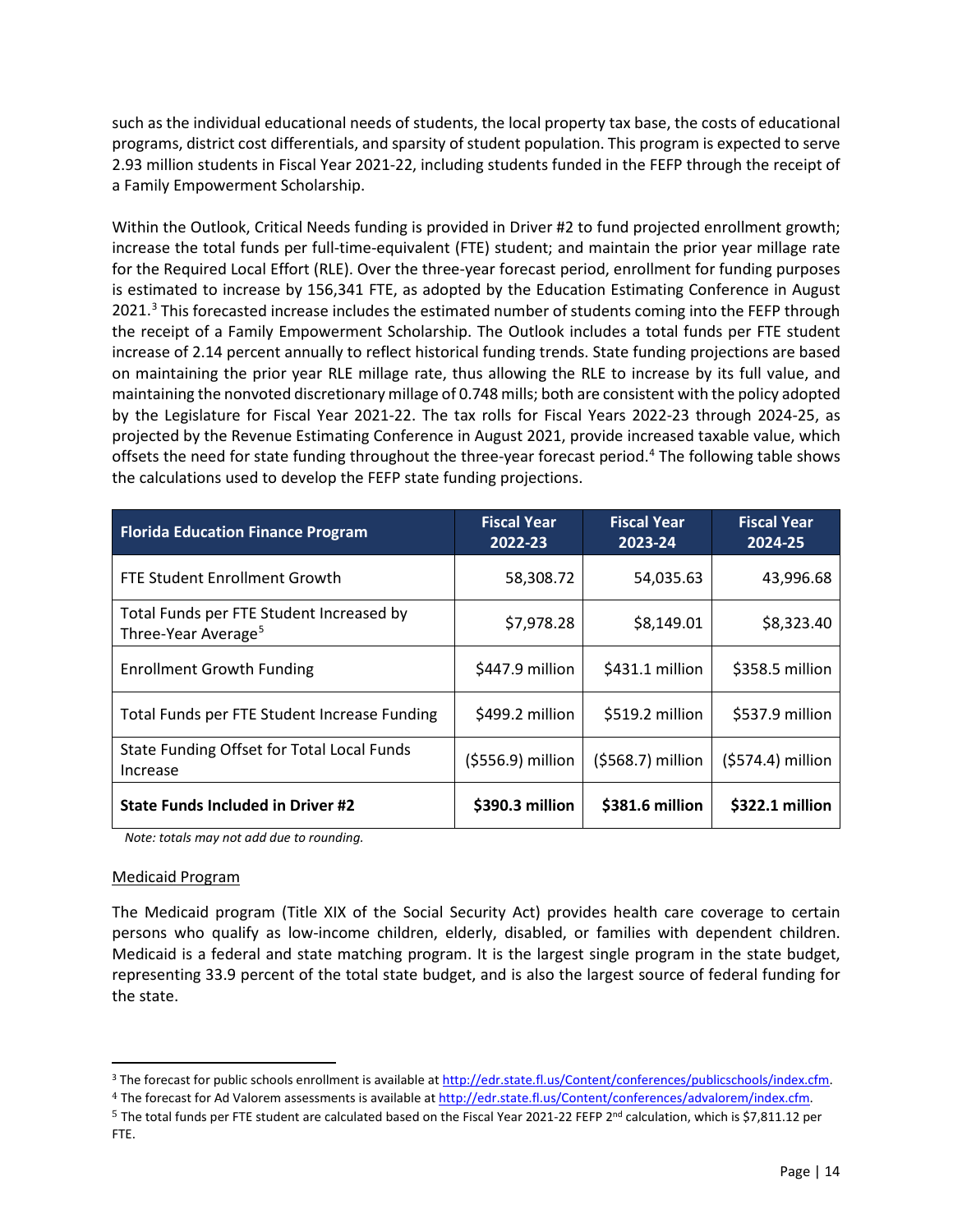such as the individual educational needs of students, the local property tax base, the costs of educational programs, district cost differentials, and sparsity of student population. This program is expected to serve 2.93 million students in Fiscal Year 2021-22, including students funded in the FEFP through the receipt of a Family Empowerment Scholarship.

Within the Outlook, Critical Needs funding is provided in Driver #2 to fund projected enrollment growth; increase the total funds per full-time-equivalent (FTE) student; and maintain the prior year millage rate for the Required Local Effort (RLE). Over the three-year forecast period, enrollment for funding purposes is estimated to increase by 156,341 FTE, as adopted by the Education Estimating Conference in August 2021.[3] This forecasted increase includes the estimated number of students coming into the FEFP through the receipt of a Family Empowerment Scholarship. The Outlook includes a total funds per FTE student increase of 2.14 percent annually to reflect historical funding trends. State funding projections are based on maintaining the prior year RLE millage rate, thus allowing the RLE to increase by its full value, and maintaining the nonvoted discretionary millage of 0.748 mills; both are consistent with the policy adopted by the Legislature for Fiscal Year 2021-22. The tax rolls for Fiscal Years 2022-23 through 2024-25, as projected by the Revenue Estimating Conference in August 2021, provide increased taxable value, which offsets the need for state funding throughout the three-year forecast period.[4] The following table shows the calculations used to develop the FEFP state funding projections.

| Florida Education Finance Program | Fiscal Year 2022-23 | Fiscal Year 2023-24 | Fiscal Year 2024-25 |
|---|---|---|---|
| FTE Student Enrollment Growth | 58,308.72 | 54,035.63 | 43,996.68 |
| Total Funds per FTE Student Increased by Three-Year Average[5] | $7,978.28 | $8,149.01 | $8,323.40 |
| Enrollment Growth Funding | $447.9 million | $431.1 million | $358.5 million |
| Total Funds per FTE Student Increase Funding | $499.2 million | $519.2 million | $537.9 million |
| State Funding Offset for Total Local Funds Increase | ($556.9) million | ($568.7) million | ($574.4) million |
| **State Funds Included in Driver #2** | **$390.3 million** | **$381.6 million** | **$322.1 million** |

*Note: totals may not add due to rounding.*

Medicaid Program

The Medicaid program (Title XIX of the Social Security Act) provides health care coverage to certain persons who qualify as low-income children, elderly, disabled, or families with dependent children. Medicaid is a federal and state matching program. It is the largest single program in the state budget, representing 33.9 percent of the total state budget, and is also the largest source of federal funding for the state.

---

[3] The forecast for public schools enrollment is available at http://edr.state.fl.us/Content/conferences/publicschools/index.cfm.

[4] The forecast for Ad Valorem assessments is available at http://edr.state.fl.us/Content/conferences/advalorem/index.cfm.

[5] The total funds per FTE student are calculated based on the Fiscal Year 2021-22 FEFP 2nd calculation, which is $7,811.12 per FTE.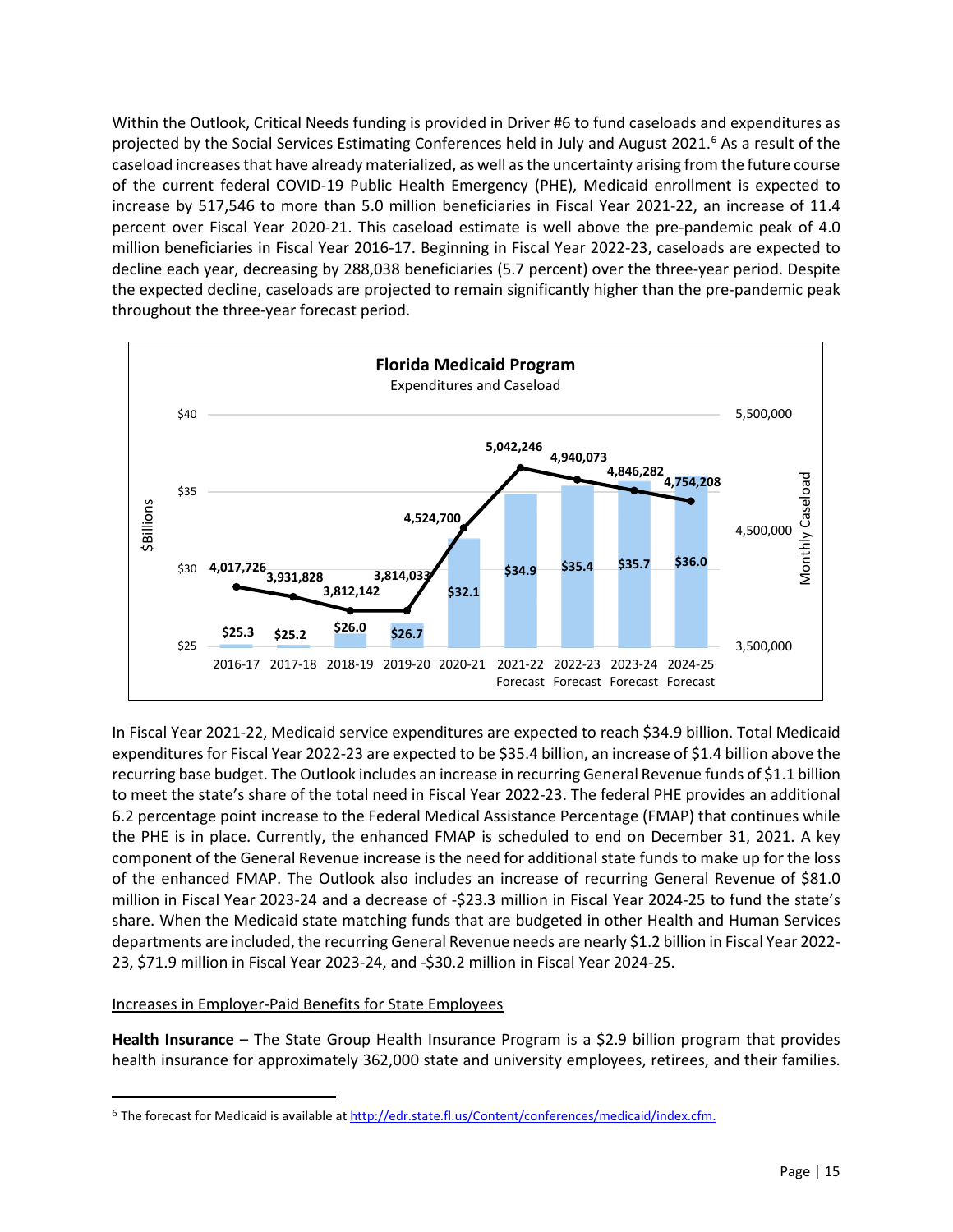Within the Outlook, Critical Needs funding is provided in Driver #6 to fund caseloads and expenditures as projected by the Social Services Estimating Conferences held in July and August 2021.[6] As a result of the caseload increases that have already materialized, as well as the uncertainty arising from the future course of the current federal COVID-19 Public Health Emergency (PHE), Medicaid enrollment is expected to increase by 517,546 to more than 5.0 million beneficiaries in Fiscal Year 2021-22, an increase of 11.4 percent over Fiscal Year 2020-21. This caseload estimate is well above the pre-pandemic peak of 4.0 million beneficiaries in Fiscal Year 2016-17. Beginning in Fiscal Year 2022-23, caseloads are expected to decline each year, decreasing by 288,038 beneficiaries (5.7 percent) over the three-year period. Despite the expected decline, caseloads are projected to remain significantly higher than the pre-pandemic peak throughout the three-year forecast period.

**Florida Medicaid Program**
Expenditures and Caseload

| Fiscal Year | Expenditures ($Billions) | Monthly Caseload |
|---|---|---|
| 2016-17 | $25.3 | 4,017,726 |
| 2017-18 | $25.2 | 3,931,828 |
| 2018-19 | $26.0 | 3,812,142 |
| 2019-20 | $26.7 | 3,814,033 |
| 2020-21 | $32.1 | 4,524,700 |
| 2021-22 Forecast | $34.9 | 5,042,246 |
| 2022-23 Forecast | $35.4 | 4,940,073 |
| 2023-24 Forecast | $35.7 | 4,846,282 |
| 2024-25 Forecast | $36.0 | 4,754,208 |

In Fiscal Year 2021-22, Medicaid service expenditures are expected to reach $34.9 billion. Total Medicaid expenditures for Fiscal Year 2022-23 are expected to be $35.4 billion, an increase of $1.4 billion above the recurring base budget. The Outlook includes an increase in recurring General Revenue funds of $1.1 billion to meet the state's share of the total need in Fiscal Year 2022-23. The federal PHE provides an additional 6.2 percentage point increase to the Federal Medical Assistance Percentage (FMAP) that continues while the PHE is in place. Currently, the enhanced FMAP is scheduled to end on December 31, 2021. A key component of the General Revenue increase is the need for additional state funds to make up for the loss of the enhanced FMAP. The Outlook also includes an increase of recurring General Revenue of $81.0 million in Fiscal Year 2023-24 and a decrease of -$23.3 million in Fiscal Year 2024-25 to fund the state's share. When the Medicaid state matching funds that are budgeted in other Health and Human Services departments are included, the recurring General Revenue needs are nearly $1.2 billion in Fiscal Year 2022-23, $71.9 million in Fiscal Year 2023-24, and -$30.2 million in Fiscal Year 2024-25.

Increases in Employer-Paid Benefits for State Employees

**Health Insurance** – The State Group Health Insurance Program is a $2.9 billion program that provides health insurance for approximately 362,000 state and university employees, retirees, and their families.

[6] The forecast for Medicaid is available at http://edr.state.fl.us/Content/conferences/medicaid/index.cfm.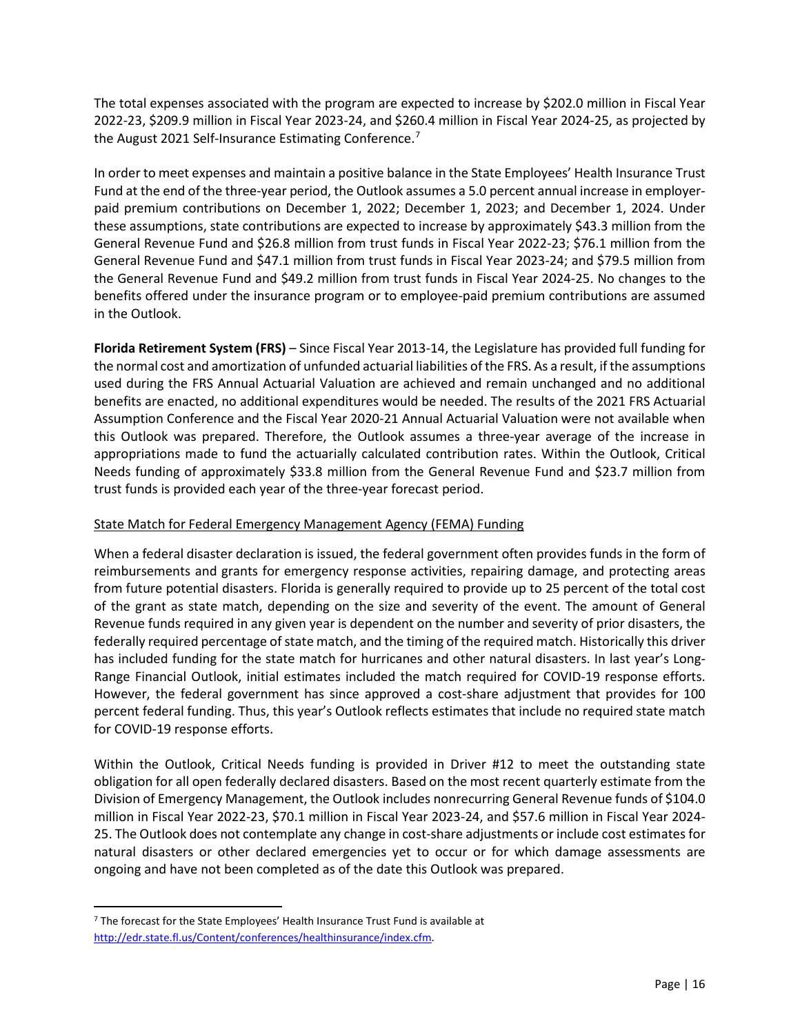The total expenses associated with the program are expected to increase by $202.0 million in Fiscal Year 2022-23, $209.9 million in Fiscal Year 2023-24, and $260.4 million in Fiscal Year 2024-25, as projected by the August 2021 Self-Insurance Estimating Conference.[7]

In order to meet expenses and maintain a positive balance in the State Employees' Health Insurance Trust Fund at the end of the three-year period, the Outlook assumes a 5.0 percent annual increase in employer-paid premium contributions on December 1, 2022; December 1, 2023; and December 1, 2024. Under these assumptions, state contributions are expected to increase by approximately $43.3 million from the General Revenue Fund and $26.8 million from trust funds in Fiscal Year 2022-23; $76.1 million from the General Revenue Fund and $47.1 million from trust funds in Fiscal Year 2023-24; and $79.5 million from the General Revenue Fund and $49.2 million from trust funds in Fiscal Year 2024-25. No changes to the benefits offered under the insurance program or to employee-paid premium contributions are assumed in the Outlook.

**Florida Retirement System (FRS)** – Since Fiscal Year 2013-14, the Legislature has provided full funding for the normal cost and amortization of unfunded actuarial liabilities of the FRS. As a result, if the assumptions used during the FRS Annual Actuarial Valuation are achieved and remain unchanged and no additional benefits are enacted, no additional expenditures would be needed. The results of the 2021 FRS Actuarial Assumption Conference and the Fiscal Year 2020-21 Annual Actuarial Valuation were not available when this Outlook was prepared. Therefore, the Outlook assumes a three-year average of the increase in appropriations made to fund the actuarially calculated contribution rates. Within the Outlook, Critical Needs funding of approximately $33.8 million from the General Revenue Fund and $23.7 million from trust funds is provided each year of the three-year forecast period.

State Match for Federal Emergency Management Agency (FEMA) Funding

When a federal disaster declaration is issued, the federal government often provides funds in the form of reimbursements and grants for emergency response activities, repairing damage, and protecting areas from future potential disasters. Florida is generally required to provide up to 25 percent of the total cost of the grant as state match, depending on the size and severity of the event. The amount of General Revenue funds required in any given year is dependent on the number and severity of prior disasters, the federally required percentage of state match, and the timing of the required match. Historically this driver has included funding for the state match for hurricanes and other natural disasters. In last year's Long-Range Financial Outlook, initial estimates included the match required for COVID-19 response efforts. However, the federal government has since approved a cost-share adjustment that provides for 100 percent federal funding. Thus, this year's Outlook reflects estimates that include no required state match for COVID-19 response efforts.

Within the Outlook, Critical Needs funding is provided in Driver #12 to meet the outstanding state obligation for all open federally declared disasters. Based on the most recent quarterly estimate from the Division of Emergency Management, the Outlook includes nonrecurring General Revenue funds of $104.0 million in Fiscal Year 2022-23, $70.1 million in Fiscal Year 2023-24, and $57.6 million in Fiscal Year 2024-25. The Outlook does not contemplate any change in cost-share adjustments or include cost estimates for natural disasters or other declared emergencies yet to occur or for which damage assessments are ongoing and have not been completed as of the date this Outlook was prepared.

[7] The forecast for the State Employees' Health Insurance Trust Fund is available at http://edr.state.fl.us/Content/conferences/healthinsurance/index.cfm.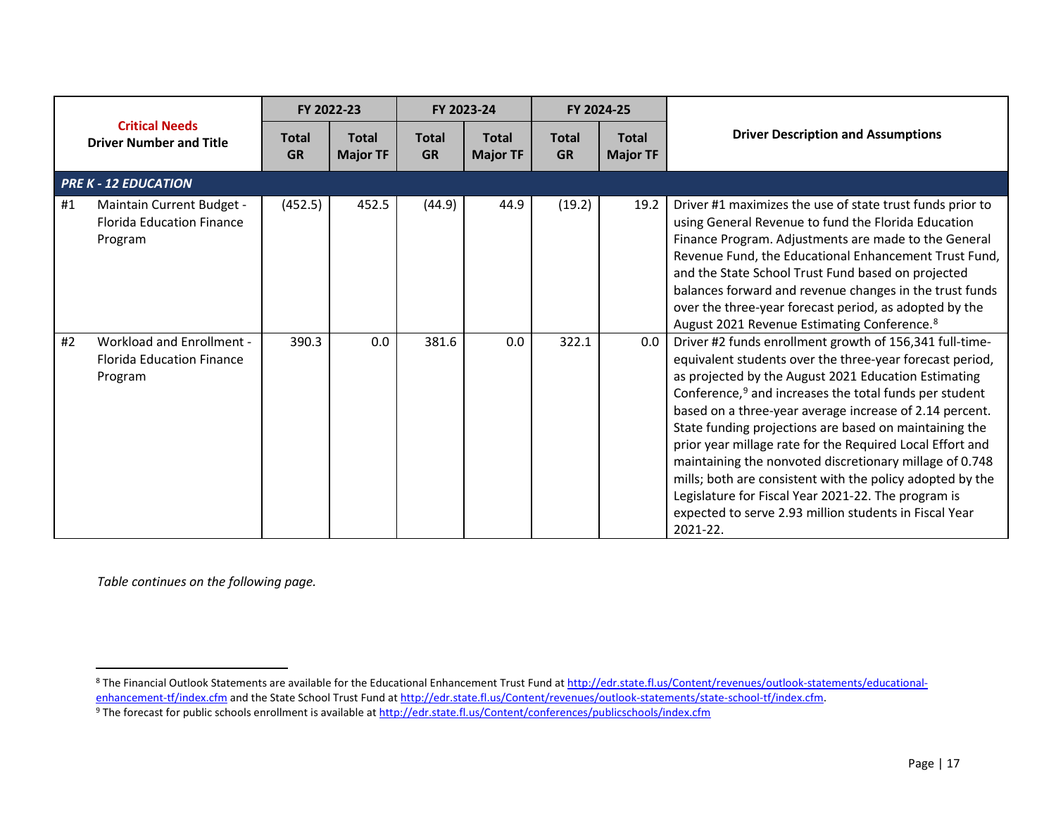| Critical Needs Driver Number and Title | | FY 2022-23 | | FY 2023-24 | | FY 2024-25 | | Driver Description and Assumptions |
|---|---|---|---|---|---|---|---|---|
| | | Total GR | Total Major TF | Total GR | Total Major TF | Total GR | Total Major TF | |
| ***PRE K - 12 EDUCATION*** | | | | | | | | |
| #1 | Maintain Current Budget - Florida Education Finance Program | (452.5) | 452.5 | (44.9) | 44.9 | (19.2) | 19.2 | Driver #1 maximizes the use of state trust funds prior to using General Revenue to fund the Florida Education Finance Program. Adjustments are made to the General Revenue Fund, the Educational Enhancement Trust Fund, and the State School Trust Fund based on projected balances forward and revenue changes in the trust funds over the three-year forecast period, as adopted by the August 2021 Revenue Estimating Conference.[8] |
| #2 | Workload and Enrollment - Florida Education Finance Program | 390.3 | 0.0 | 381.6 | 0.0 | 322.1 | 0.0 | Driver #2 funds enrollment growth of 156,341 full-time-equivalent students over the three-year forecast period, as projected by the August 2021 Education Estimating Conference,[9] and increases the total funds per student based on a three-year average increase of 2.14 percent. State funding projections are based on maintaining the prior year millage rate for the Required Local Effort and maintaining the nonvoted discretionary millage of 0.748 mills; both are consistent with the policy adopted by the Legislature for Fiscal Year 2021-22. The program is expected to serve 2.93 million students in Fiscal Year 2021-22. |

*Table continues on the following page.*

[8] The Financial Outlook Statements are available for the Educational Enhancement Trust Fund at http://edr.state.fl.us/Content/revenues/outlook-statements/educational-enhancement-tf/index.cfm and the State School Trust Fund at http://edr.state.fl.us/Content/revenues/outlook-statements/state-school-tf/index.cfm.

[9] The forecast for public schools enrollment is available at http://edr.state.fl.us/Content/conferences/publicschools/index.cfm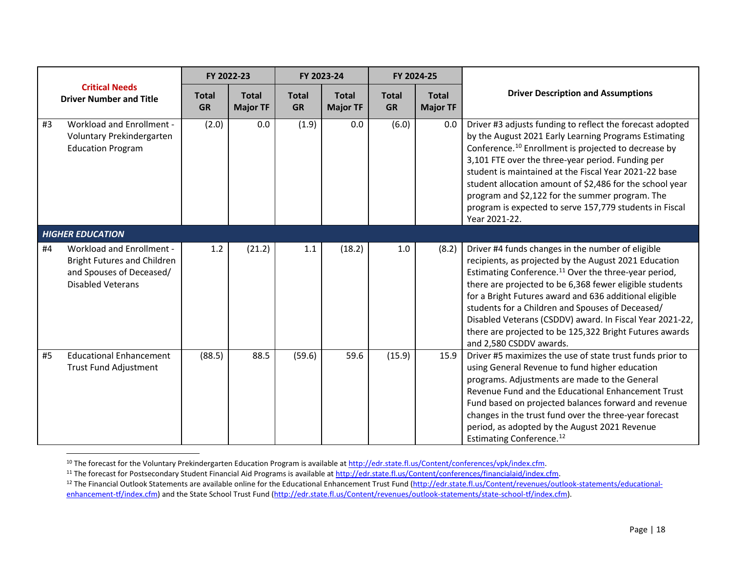| Critical Needs Driver Number and Title | | FY 2022-23 | | FY 2023-24 | | FY 2024-25 | | Driver Description and Assumptions |
|---|---|---|---|---|---|---|---|---|
| | | Total GR | Total Major TF | Total GR | Total Major TF | Total GR | Total Major TF | |
| #3 | Workload and Enrollment - Voluntary Prekindergarten Education Program | (2.0) | 0.0 | (1.9) | 0.0 | (6.0) | 0.0 | Driver #3 adjusts funding to reflect the forecast adopted by the August 2021 Early Learning Programs Estimating Conference.[10] Enrollment is projected to decrease by 3,101 FTE over the three-year period. Funding per student is maintained at the Fiscal Year 2021-22 base student allocation amount of $2,486 for the school year program and $2,122 for the summer program. The program is expected to serve 157,779 students in Fiscal Year 2021-22. |
| ***HIGHER EDUCATION*** | | | | | | | | |
| #4 | Workload and Enrollment - Bright Futures and Children and Spouses of Deceased/ Disabled Veterans | 1.2 | (21.2) | 1.1 | (18.2) | 1.0 | (8.2) | Driver #4 funds changes in the number of eligible recipients, as projected by the August 2021 Education Estimating Conference.[11] Over the three-year period, there are projected to be 6,368 fewer eligible students for a Bright Futures award and 636 additional eligible students for a Children and Spouses of Deceased/ Disabled Veterans (CSDDV) award. In Fiscal Year 2021-22, there are projected to be 125,322 Bright Futures awards and 2,580 CSDDV awards. |
| #5 | Educational Enhancement Trust Fund Adjustment | (88.5) | 88.5 | (59.6) | 59.6 | (15.9) | 15.9 | Driver #5 maximizes the use of state trust funds prior to using General Revenue to fund higher education programs. Adjustments are made to the General Revenue Fund and the Educational Enhancement Trust Fund based on projected balances forward and revenue changes in the trust fund over the three-year forecast period, as adopted by the August 2021 Revenue Estimating Conference.[12] |

[10] The forecast for the Voluntary Prekindergarten Education Program is available at http://edr.state.fl.us/Content/conferences/vpk/index.cfm.

[11] The forecast for Postsecondary Student Financial Aid Programs is available at http://edr.state.fl.us/Content/conferences/financialaid/index.cfm.

[12] The Financial Outlook Statements are available online for the Educational Enhancement Trust Fund (http://edr.state.fl.us/Content/revenues/outlook-statements/educational-enhancement-tf/index.cfm) and the State School Trust Fund (http://edr.state.fl.us/Content/revenues/outlook-statements/state-school-tf/index.cfm).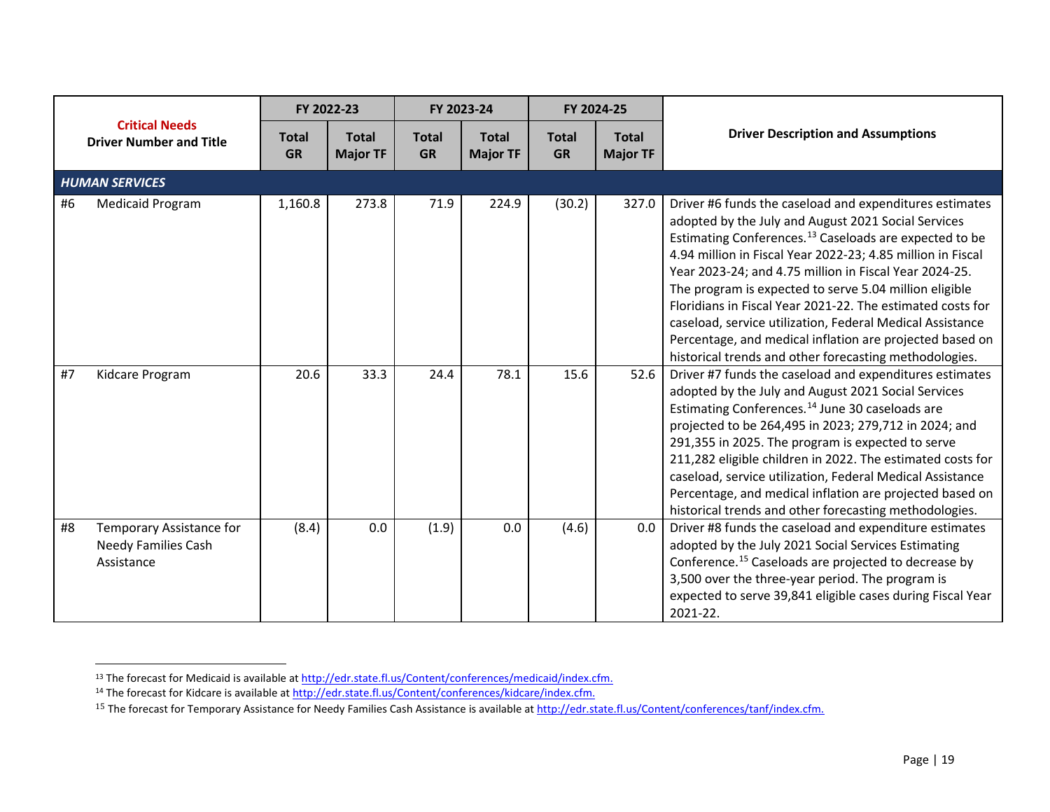| Critical Needs Driver Number and Title | | FY 2022-23 | | FY 2023-24 | | FY 2024-25 | | Driver Description and Assumptions |
|---|---|---|---|---|---|---|---|---|
| | | Total GR | Total Major TF | Total GR | Total Major TF | Total GR | Total Major TF | |
| ***HUMAN SERVICES*** | | | | | | | | |
| #6 | Medicaid Program | 1,160.8 | 273.8 | 71.9 | 224.9 | (30.2) | 327.0 | Driver #6 funds the caseload and expenditures estimates adopted by the July and August 2021 Social Services Estimating Conferences.[13] Caseloads are expected to be 4.94 million in Fiscal Year 2022-23; 4.85 million in Fiscal Year 2023-24; and 4.75 million in Fiscal Year 2024-25. The program is expected to serve 5.04 million eligible Floridians in Fiscal Year 2021-22. The estimated costs for caseload, service utilization, Federal Medical Assistance Percentage, and medical inflation are projected based on historical trends and other forecasting methodologies. |
| #7 | Kidcare Program | 20.6 | 33.3 | 24.4 | 78.1 | 15.6 | 52.6 | Driver #7 funds the caseload and expenditures estimates adopted by the July and August 2021 Social Services Estimating Conferences.[14] June 30 caseloads are projected to be 264,495 in 2023; 279,712 in 2024; and 291,355 in 2025. The program is expected to serve 211,282 eligible children in 2022. The estimated costs for caseload, service utilization, Federal Medical Assistance Percentage, and medical inflation are projected based on historical trends and other forecasting methodologies. |
| #8 | Temporary Assistance for Needy Families Cash Assistance | (8.4) | 0.0 | (1.9) | 0.0 | (4.6) | 0.0 | Driver #8 funds the caseload and expenditure estimates adopted by the July 2021 Social Services Estimating Conference.[15] Caseloads are projected to decrease by 3,500 over the three-year period. The program is expected to serve 39,841 eligible cases during Fiscal Year 2021-22. |

[13] The forecast for Medicaid is available at http://edr.state.fl.us/Content/conferences/medicaid/index.cfm.

[14] The forecast for Kidcare is available at http://edr.state.fl.us/Content/conferences/kidcare/index.cfm.

[15] The forecast for Temporary Assistance for Needy Families Cash Assistance is available at http://edr.state.fl.us/Content/conferences/tanf/index.cfm.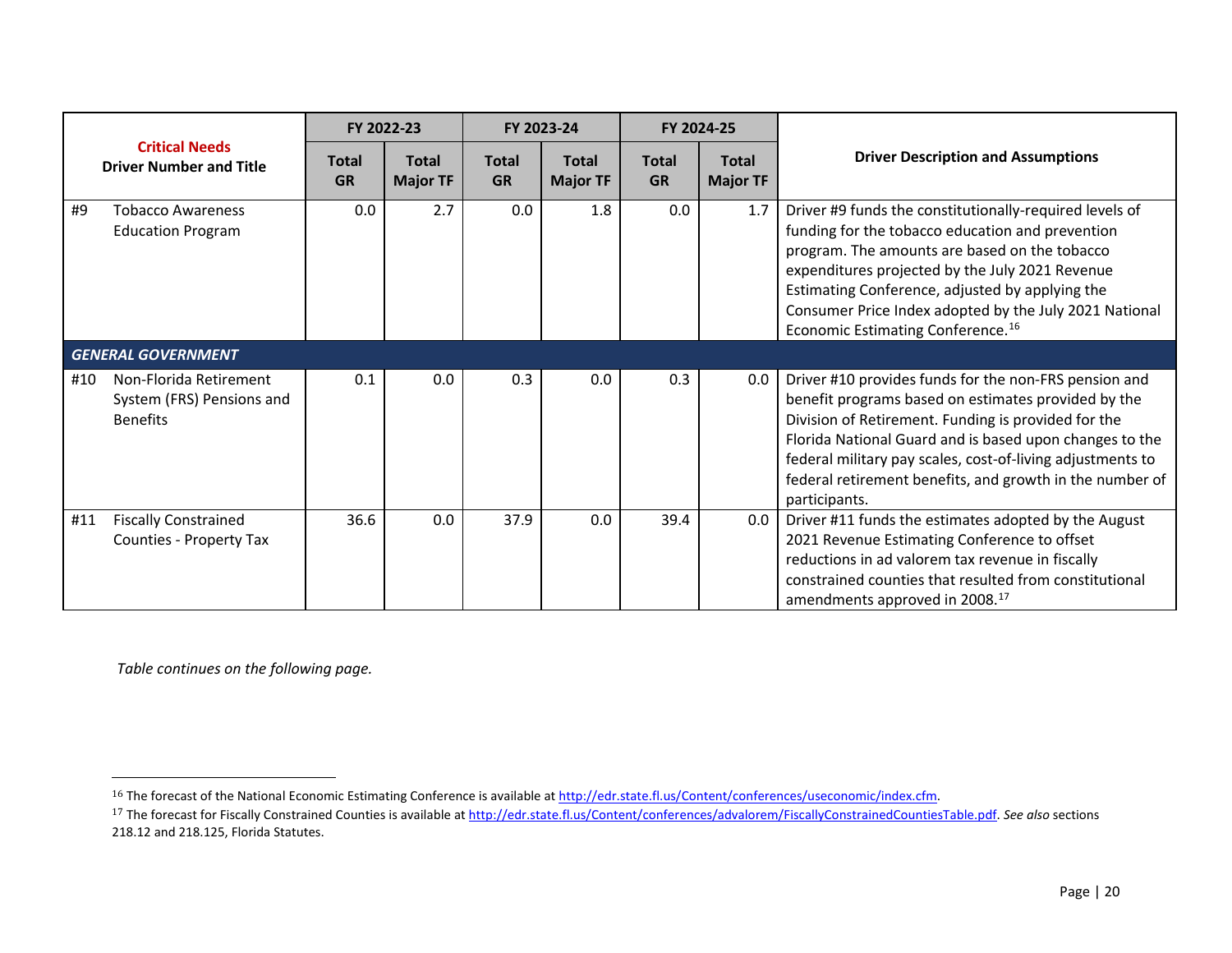| Critical Needs Driver Number and Title | FY 2022-23 | | FY 2023-24 | | FY 2024-25 | | Driver Description and Assumptions |
|---|---|---|---|---|---|---|---|
| | Total GR | Total Major TF | Total GR | Total Major TF | Total GR | Total Major TF | |
| #9 Tobacco Awareness Education Program | 0.0 | 2.7 | 0.0 | 1.8 | 0.0 | 1.7 | Driver #9 funds the constitutionally-required levels of funding for the tobacco education and prevention program. The amounts are based on the tobacco expenditures projected by the July 2021 Revenue Estimating Conference, adjusted by applying the Consumer Price Index adopted by the July 2021 National Economic Estimating Conference.[16] |
| ***GENERAL GOVERNMENT*** | | | | | | | |
| #10 Non-Florida Retirement System (FRS) Pensions and Benefits | 0.1 | 0.0 | 0.3 | 0.0 | 0.3 | 0.0 | Driver #10 provides funds for the non-FRS pension and benefit programs based on estimates provided by the Division of Retirement. Funding is provided for the Florida National Guard and is based upon changes to the federal military pay scales, cost-of-living adjustments to federal retirement benefits, and growth in the number of participants. |
| #11 Fiscally Constrained Counties - Property Tax | 36.6 | 0.0 | 37.9 | 0.0 | 39.4 | 0.0 | Driver #11 funds the estimates adopted by the August 2021 Revenue Estimating Conference to offset reductions in ad valorem tax revenue in fiscally constrained counties that resulted from constitutional amendments approved in 2008.[17] |

*Table continues on the following page.*

---

[16] The forecast of the National Economic Estimating Conference is available at http://edr.state.fl.us/Content/conferences/useconomic/index.cfm.

[17] The forecast for Fiscally Constrained Counties is available at http://edr.state.fl.us/Content/conferences/advalorem/FiscallyConstrainedCountiesTable.pdf. *See also* sections 218.12 and 218.125, Florida Statutes.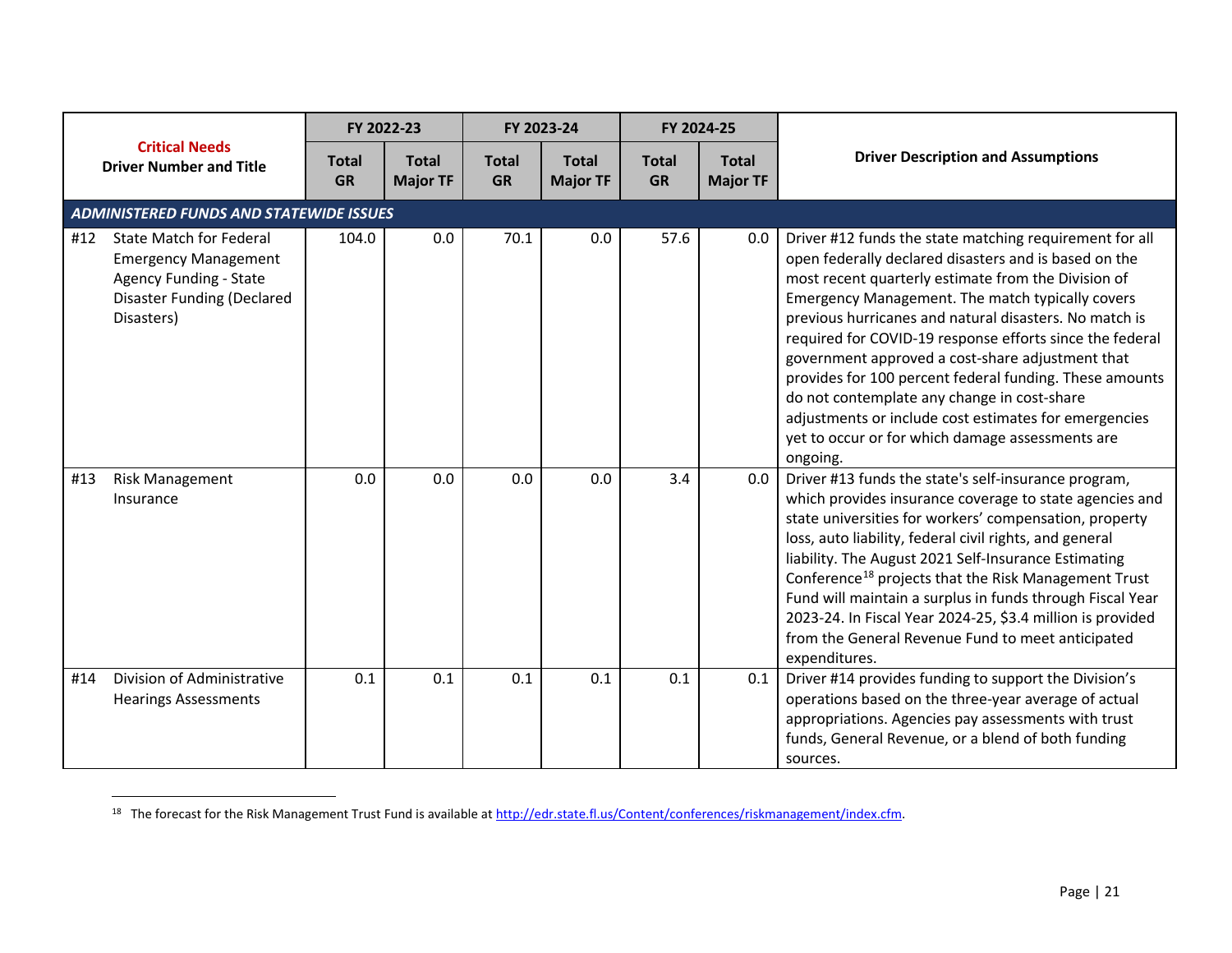| Critical Needs Driver Number and Title | | FY 2022-23 | | FY 2023-24 | | FY 2024-25 | | Driver Description and Assumptions |
|---|---|---|---|---|---|---|---|---|
| | | Total GR | Total Major TF | Total GR | Total Major TF | Total GR | Total Major TF | |
| ***ADMINISTERED FUNDS AND STATEWIDE ISSUES*** | | | | | | | | |
| #12 | State Match for Federal Emergency Management Agency Funding - State Disaster Funding (Declared Disasters) | 104.0 | 0.0 | 70.1 | 0.0 | 57.6 | 0.0 | Driver #12 funds the state matching requirement for all open federally declared disasters and is based on the most recent quarterly estimate from the Division of Emergency Management. The match typically covers previous hurricanes and natural disasters. No match is required for COVID-19 response efforts since the federal government approved a cost-share adjustment that provides for 100 percent federal funding. These amounts do not contemplate any change in cost-share adjustments or include cost estimates for emergencies yet to occur or for which damage assessments are ongoing. |
| #13 | Risk Management Insurance | 0.0 | 0.0 | 0.0 | 0.0 | 3.4 | 0.0 | Driver #13 funds the state's self-insurance program, which provides insurance coverage to state agencies and state universities for workers' compensation, property loss, auto liability, federal civil rights, and general liability. The August 2021 Self-Insurance Estimating Conference[18] projects that the Risk Management Trust Fund will maintain a surplus in funds through Fiscal Year 2023-24. In Fiscal Year 2024-25, $3.4 million is provided from the General Revenue Fund to meet anticipated expenditures. |
| #14 | Division of Administrative Hearings Assessments | 0.1 | 0.1 | 0.1 | 0.1 | 0.1 | 0.1 | Driver #14 provides funding to support the Division's operations based on the three-year average of actual appropriations. Agencies pay assessments with trust funds, General Revenue, or a blend of both funding sources. |

[18] The forecast for the Risk Management Trust Fund is available at http://edr.state.fl.us/Content/conferences/riskmanagement/index.cfm.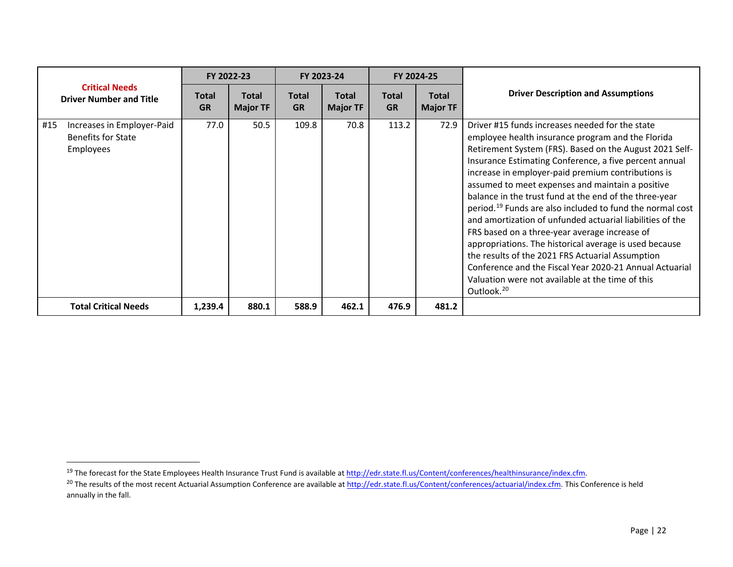| Critical Needs Driver Number and Title | FY 2022-23 | | FY 2023-24 | | FY 2024-25 | | Driver Description and Assumptions |
|---|---|---|---|---|---|---|---|
| | Total GR | Total Major TF | Total GR | Total Major TF | Total GR | Total Major TF | |
| #15 Increases in Employer-Paid Benefits for State Employees | 77.0 | 50.5 | 109.8 | 70.8 | 113.2 | 72.9 | Driver #15 funds increases needed for the state employee health insurance program and the Florida Retirement System (FRS). Based on the August 2021 Self-Insurance Estimating Conference, a five percent annual increase in employer-paid premium contributions is assumed to meet expenses and maintain a positive balance in the trust fund at the end of the three-year period.[19] Funds are also included to fund the normal cost and amortization of unfunded actuarial liabilities of the FRS based on a three-year average increase of appropriations. The historical average is used because the results of the 2021 FRS Actuarial Assumption Conference and the Fiscal Year 2020-21 Annual Actuarial Valuation were not available at the time of this Outlook.[20] |
| **Total Critical Needs** | **1,239.4** | **880.1** | **588.9** | **462.1** | **476.9** | **481.2** | |

[19] The forecast for the State Employees Health Insurance Trust Fund is available at http://edr.state.fl.us/Content/conferences/healthinsurance/index.cfm.

[20] The results of the most recent Actuarial Assumption Conference are available at http://edr.state.fl.us/Content/conferences/actuarial/index.cfm. This Conference is held annually in the fall.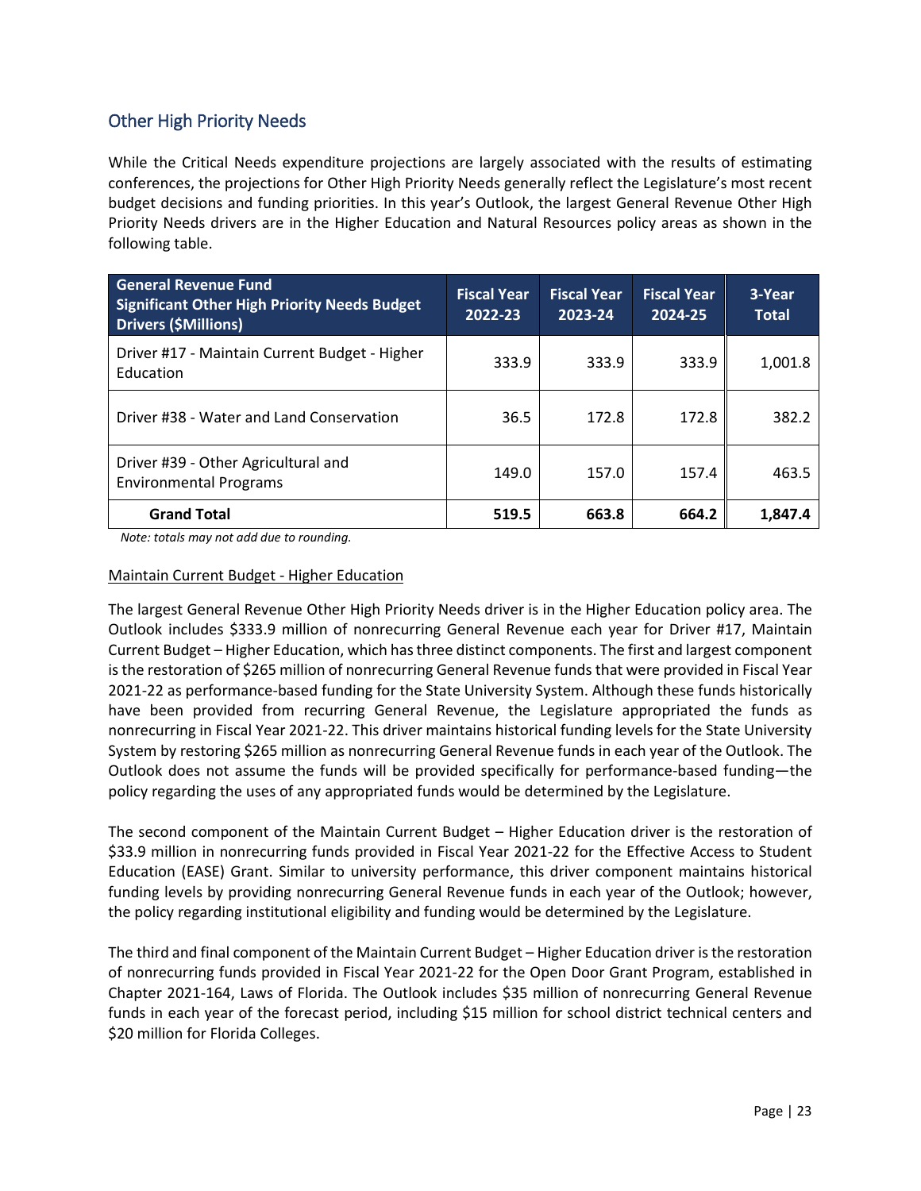## Other High Priority Needs

While the Critical Needs expenditure projections are largely associated with the results of estimating conferences, the projections for Other High Priority Needs generally reflect the Legislature's most recent budget decisions and funding priorities. In this year's Outlook, the largest General Revenue Other High Priority Needs drivers are in the Higher Education and Natural Resources policy areas as shown in the following table.

| General Revenue Fund Significant Other High Priority Needs Budget Drivers ($Millions) | Fiscal Year 2022-23 | Fiscal Year 2023-24 | Fiscal Year 2024-25 | 3-Year Total |
|---|---|---|---|---|
| Driver #17 - Maintain Current Budget - Higher Education | 333.9 | 333.9 | 333.9 | 1,001.8 |
| Driver #38 - Water and Land Conservation | 36.5 | 172.8 | 172.8 | 382.2 |
| Driver #39 - Other Agricultural and Environmental Programs | 149.0 | 157.0 | 157.4 | 463.5 |
| **Grand Total** | **519.5** | **663.8** | **664.2** | **1,847.4** |

*Note: totals may not add due to rounding.*

### Maintain Current Budget - Higher Education

The largest General Revenue Other High Priority Needs driver is in the Higher Education policy area. The Outlook includes $333.9 million of nonrecurring General Revenue each year for Driver #17, Maintain Current Budget – Higher Education, which has three distinct components. The first and largest component is the restoration of $265 million of nonrecurring General Revenue funds that were provided in Fiscal Year 2021-22 as performance-based funding for the State University System. Although these funds historically have been provided from recurring General Revenue, the Legislature appropriated the funds as nonrecurring in Fiscal Year 2021-22. This driver maintains historical funding levels for the State University System by restoring $265 million as nonrecurring General Revenue funds in each year of the Outlook. The Outlook does not assume the funds will be provided specifically for performance-based funding—the policy regarding the uses of any appropriated funds would be determined by the Legislature.

The second component of the Maintain Current Budget – Higher Education driver is the restoration of $33.9 million in nonrecurring funds provided in Fiscal Year 2021-22 for the Effective Access to Student Education (EASE) Grant. Similar to university performance, this driver component maintains historical funding levels by providing nonrecurring General Revenue funds in each year of the Outlook; however, the policy regarding institutional eligibility and funding would be determined by the Legislature.

The third and final component of the Maintain Current Budget – Higher Education driver is the restoration of nonrecurring funds provided in Fiscal Year 2021-22 for the Open Door Grant Program, established in Chapter 2021-164, Laws of Florida. The Outlook includes $35 million of nonrecurring General Revenue funds in each year of the forecast period, including $15 million for school district technical centers and $20 million for Florida Colleges.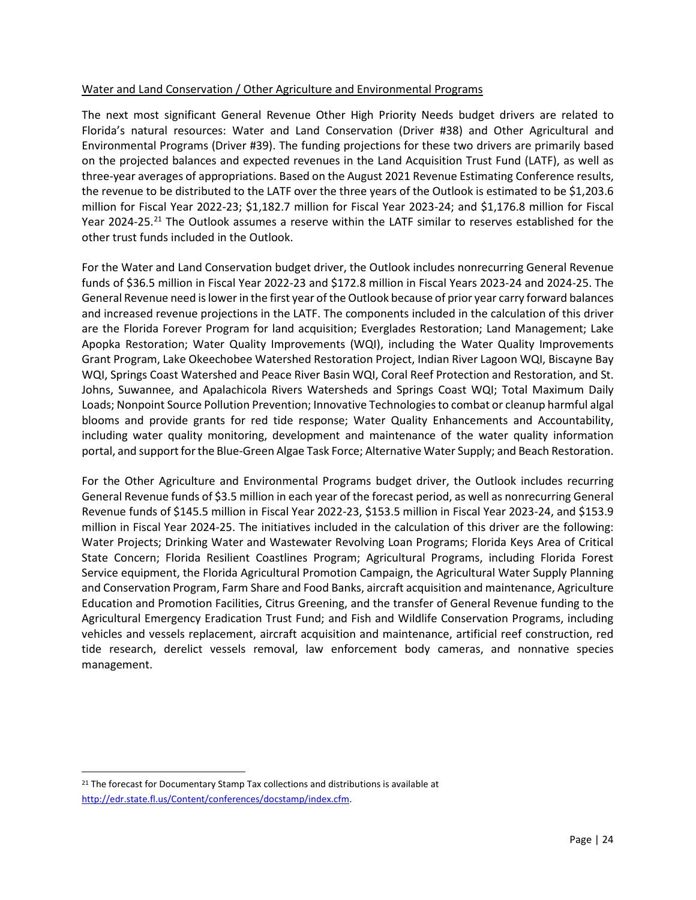Water and Land Conservation / Other Agriculture and Environmental Programs

The next most significant General Revenue Other High Priority Needs budget drivers are related to Florida's natural resources: Water and Land Conservation (Driver #38) and Other Agricultural and Environmental Programs (Driver #39). The funding projections for these two drivers are primarily based on the projected balances and expected revenues in the Land Acquisition Trust Fund (LATF), as well as three-year averages of appropriations. Based on the August 2021 Revenue Estimating Conference results, the revenue to be distributed to the LATF over the three years of the Outlook is estimated to be $1,203.6 million for Fiscal Year 2022-23; $1,182.7 million for Fiscal Year 2023-24; and $1,176.8 million for Fiscal Year 2024-25.[21] The Outlook assumes a reserve within the LATF similar to reserves established for the other trust funds included in the Outlook.

For the Water and Land Conservation budget driver, the Outlook includes nonrecurring General Revenue funds of $36.5 million in Fiscal Year 2022-23 and $172.8 million in Fiscal Years 2023-24 and 2024-25. The General Revenue need is lower in the first year of the Outlook because of prior year carry forward balances and increased revenue projections in the LATF. The components included in the calculation of this driver are the Florida Forever Program for land acquisition; Everglades Restoration; Land Management; Lake Apopka Restoration; Water Quality Improvements (WQI), including the Water Quality Improvements Grant Program, Lake Okeechobee Watershed Restoration Project, Indian River Lagoon WQI, Biscayne Bay WQI, Springs Coast Watershed and Peace River Basin WQI, Coral Reef Protection and Restoration, and St. Johns, Suwannee, and Apalachicola Rivers Watersheds and Springs Coast WQI; Total Maximum Daily Loads; Nonpoint Source Pollution Prevention; Innovative Technologies to combat or cleanup harmful algal blooms and provide grants for red tide response; Water Quality Enhancements and Accountability, including water quality monitoring, development and maintenance of the water quality information portal, and support for the Blue-Green Algae Task Force; Alternative Water Supply; and Beach Restoration.

For the Other Agriculture and Environmental Programs budget driver, the Outlook includes recurring General Revenue funds of $3.5 million in each year of the forecast period, as well as nonrecurring General Revenue funds of $145.5 million in Fiscal Year 2022-23, $153.5 million in Fiscal Year 2023-24, and $153.9 million in Fiscal Year 2024-25. The initiatives included in the calculation of this driver are the following: Water Projects; Drinking Water and Wastewater Revolving Loan Programs; Florida Keys Area of Critical State Concern; Florida Resilient Coastlines Program; Agricultural Programs, including Florida Forest Service equipment, the Florida Agricultural Promotion Campaign, the Agricultural Water Supply Planning and Conservation Program, Farm Share and Food Banks, aircraft acquisition and maintenance, Agriculture Education and Promotion Facilities, Citrus Greening, and the transfer of General Revenue funding to the Agricultural Emergency Eradication Trust Fund; and Fish and Wildlife Conservation Programs, including vehicles and vessels replacement, aircraft acquisition and maintenance, artificial reef construction, red tide research, derelict vessels removal, law enforcement body cameras, and nonnative species management.

---

[21] The forecast for Documentary Stamp Tax collections and distributions is available at http://edr.state.fl.us/Content/conferences/docstamp/index.cfm.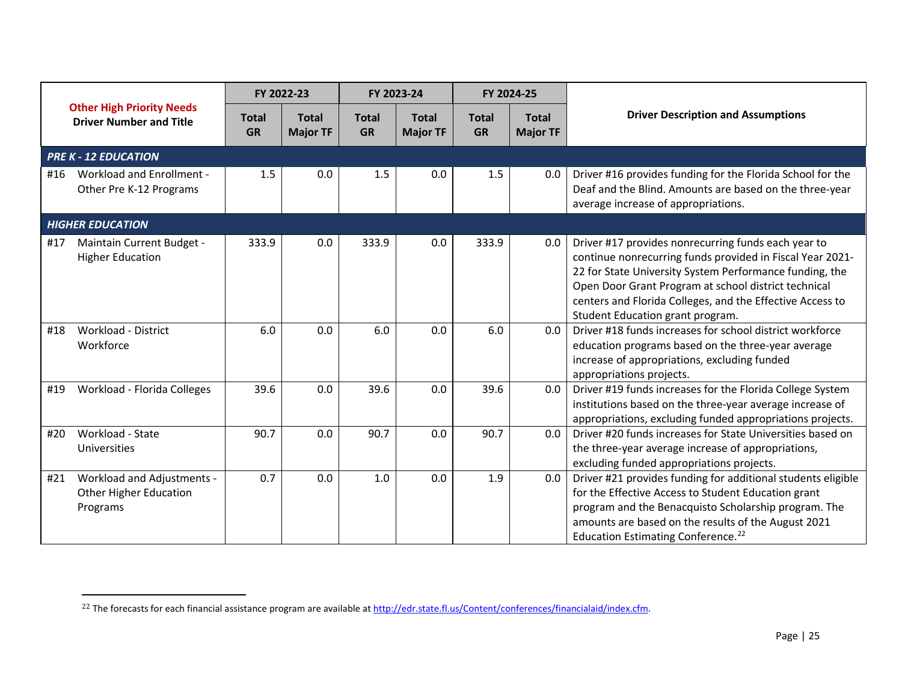| Other High Priority Needs Driver Number and Title | FY 2022-23 | | FY 2023-24 | | FY 2024-25 | | Driver Description and Assumptions |
|---|---|---|---|---|---|---|---|
| | Total GR | Total Major TF | Total GR | Total Major TF | Total GR | Total Major TF | |
| ***PRE K - 12 EDUCATION*** | | | | | | | |
| #16 Workload and Enrollment - Other Pre K-12 Programs | 1.5 | 0.0 | 1.5 | 0.0 | 1.5 | 0.0 | Driver #16 provides funding for the Florida School for the Deaf and the Blind. Amounts are based on the three-year average increase of appropriations. |
| ***HIGHER EDUCATION*** | | | | | | | |
| #17 Maintain Current Budget - Higher Education | 333.9 | 0.0 | 333.9 | 0.0 | 333.9 | 0.0 | Driver #17 provides nonrecurring funds each year to continue nonrecurring funds provided in Fiscal Year 2021-22 for State University System Performance funding, the Open Door Grant Program at school district technical centers and Florida Colleges, and the Effective Access to Student Education grant program. |
| #18 Workload - District Workforce | 6.0 | 0.0 | 6.0 | 0.0 | 6.0 | 0.0 | Driver #18 funds increases for school district workforce education programs based on the three-year average increase of appropriations, excluding funded appropriations projects. |
| #19 Workload - Florida Colleges | 39.6 | 0.0 | 39.6 | 0.0 | 39.6 | 0.0 | Driver #19 funds increases for the Florida College System institutions based on the three-year average increase of appropriations, excluding funded appropriations projects. |
| #20 Workload - State Universities | 90.7 | 0.0 | 90.7 | 0.0 | 90.7 | 0.0 | Driver #20 funds increases for State Universities based on the three-year average increase of appropriations, excluding funded appropriations projects. |
| #21 Workload and Adjustments - Other Higher Education Programs | 0.7 | 0.0 | 1.0 | 0.0 | 1.9 | 0.0 | Driver #21 provides funding for additional students eligible for the Effective Access to Student Education grant program and the Benacquisto Scholarship program. The amounts are based on the results of the August 2021 Education Estimating Conference.[22] |

[22] The forecasts for each financial assistance program are available at http://edr.state.fl.us/Content/conferences/financialaid/index.cfm.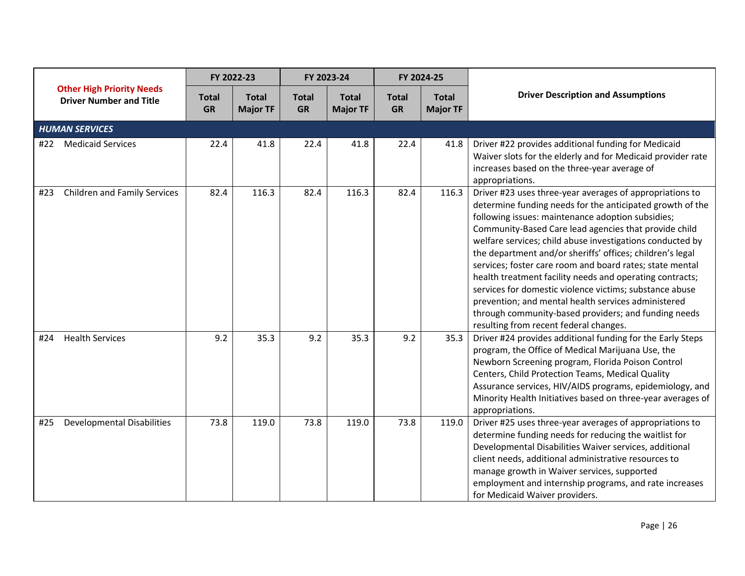| Other High Priority Needs Driver Number and Title | FY 2022-23 | | FY 2023-24 | | FY 2024-25 | | Driver Description and Assumptions |
|---|---|---|---|---|---|---|---|
| | Total GR | Total Major TF | Total GR | Total Major TF | Total GR | Total Major TF | |
| ***HUMAN SERVICES*** | | | | | | | |
| #22 Medicaid Services | 22.4 | 41.8 | 22.4 | 41.8 | 22.4 | 41.8 | Driver #22 provides additional funding for Medicaid Waiver slots for the elderly and for Medicaid provider rate increases based on the three-year average of appropriations. |
| #23 Children and Family Services | 82.4 | 116.3 | 82.4 | 116.3 | 82.4 | 116.3 | Driver #23 uses three-year averages of appropriations to determine funding needs for the anticipated growth of the following issues: maintenance adoption subsidies; Community-Based Care lead agencies that provide child welfare services; child abuse investigations conducted by the department and/or sheriffs' offices; children's legal services; foster care room and board rates; state mental health treatment facility needs and operating contracts; services for domestic violence victims; substance abuse prevention; and mental health services administered through community-based providers; and funding needs resulting from recent federal changes. |
| #24 Health Services | 9.2 | 35.3 | 9.2 | 35.3 | 9.2 | 35.3 | Driver #24 provides additional funding for the Early Steps program, the Office of Medical Marijuana Use, the Newborn Screening program, Florida Poison Control Centers, Child Protection Teams, Medical Quality Assurance services, HIV/AIDS programs, epidemiology, and Minority Health Initiatives based on three-year averages of appropriations. |
| #25 Developmental Disabilities | 73.8 | 119.0 | 73.8 | 119.0 | 73.8 | 119.0 | Driver #25 uses three-year averages of appropriations to determine funding needs for reducing the waitlist for Developmental Disabilities Waiver services, additional client needs, additional administrative resources to manage growth in Waiver services, supported employment and internship programs, and rate increases for Medicaid Waiver providers. |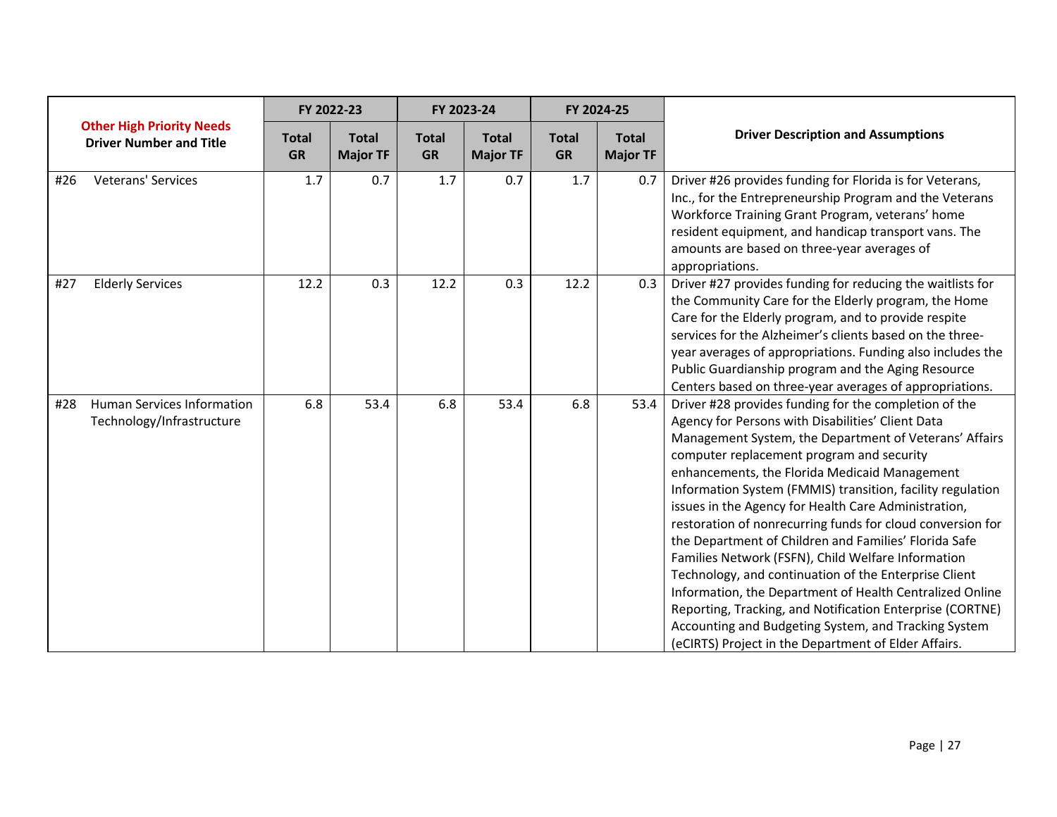| Other High Priority Needs Driver Number and Title | FY 2022-23 | | FY 2023-24 | | FY 2024-25 | | Driver Description and Assumptions |
|---|---|---|---|---|---|---|---|
| | Total GR | Total Major TF | Total GR | Total Major TF | Total GR | Total Major TF | |
| #26 Veterans' Services | 1.7 | 0.7 | 1.7 | 0.7 | 1.7 | 0.7 | Driver #26 provides funding for Florida is for Veterans, Inc., for the Entrepreneurship Program and the Veterans Workforce Training Grant Program, veterans' home resident equipment, and handicap transport vans. The amounts are based on three-year averages of appropriations. |
| #27 Elderly Services | 12.2 | 0.3 | 12.2 | 0.3 | 12.2 | 0.3 | Driver #27 provides funding for reducing the waitlists for the Community Care for the Elderly program, the Home Care for the Elderly program, and to provide respite services for the Alzheimer's clients based on the three-year averages of appropriations. Funding also includes the Public Guardianship program and the Aging Resource Centers based on three-year averages of appropriations. |
| #28 Human Services Information Technology/Infrastructure | 6.8 | 53.4 | 6.8 | 53.4 | 6.8 | 53.4 | Driver #28 provides funding for the completion of the Agency for Persons with Disabilities' Client Data Management System, the Department of Veterans' Affairs computer replacement program and security enhancements, the Florida Medicaid Management Information System (FMMIS) transition, facility regulation issues in the Agency for Health Care Administration, restoration of nonrecurring funds for cloud conversion for the Department of Children and Families' Florida Safe Families Network (FSFN), Child Welfare Information Technology, and continuation of the Enterprise Client Information, the Department of Health Centralized Online Reporting, Tracking, and Notification Enterprise (CORTNE) Accounting and Budgeting System, and Tracking System (eCIRTS) Project in the Department of Elder Affairs. |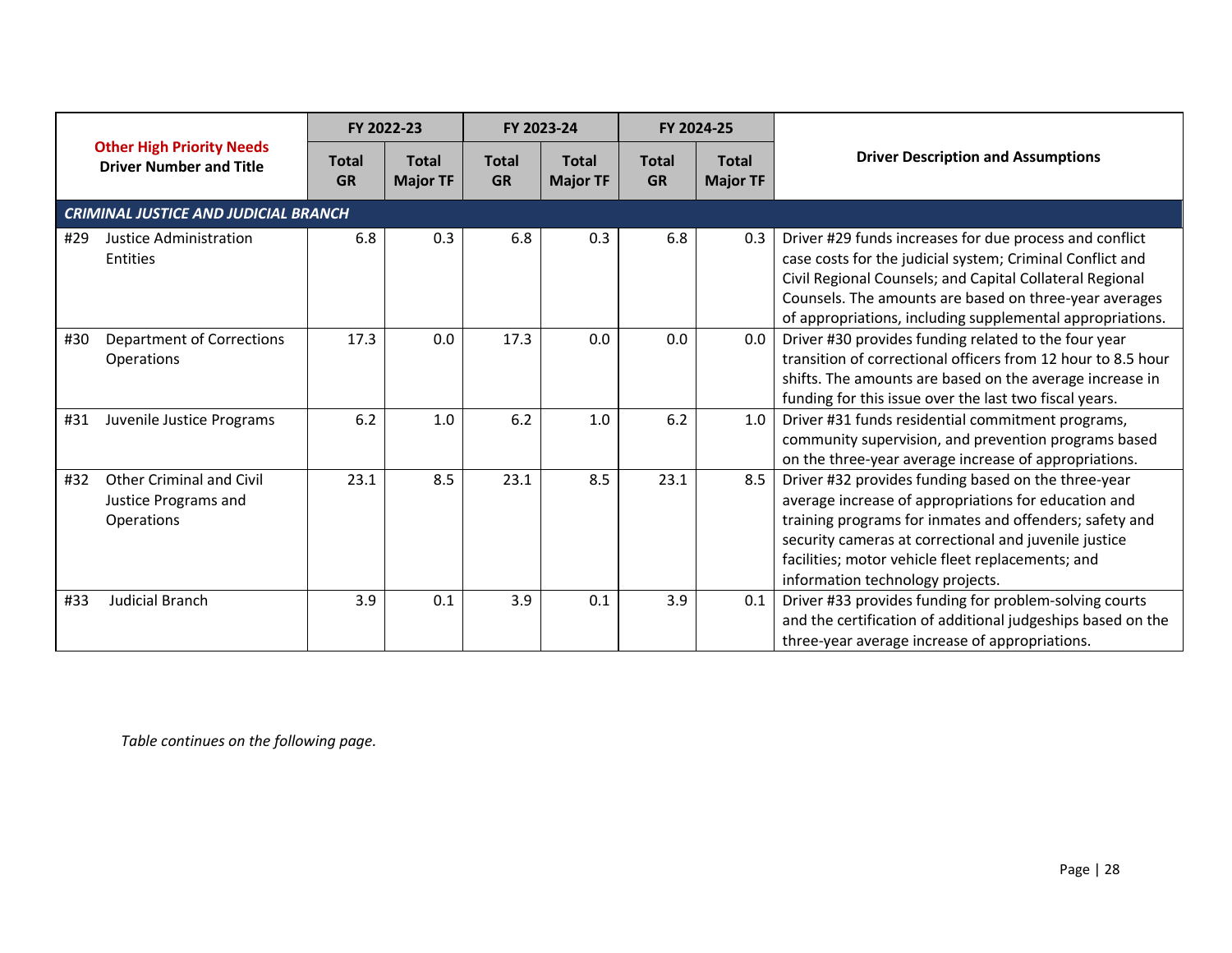| Other High Priority Needs Driver Number and Title | FY 2022-23 | | FY 2023-24 | | FY 2024-25 | | Driver Description and Assumptions |
|---|---|---|---|---|---|---|---|
| | Total GR | Total Major TF | Total GR | Total Major TF | Total GR | Total Major TF | |
| ***CRIMINAL JUSTICE AND JUDICIAL BRANCH*** | | | | | | | |
| #29 Justice Administration Entities | 6.8 | 0.3 | 6.8 | 0.3 | 6.8 | 0.3 | Driver #29 funds increases for due process and conflict case costs for the judicial system; Criminal Conflict and Civil Regional Counsels; and Capital Collateral Regional Counsels. The amounts are based on three-year averages of appropriations, including supplemental appropriations. |
| #30 Department of Corrections Operations | 17.3 | 0.0 | 17.3 | 0.0 | 0.0 | 0.0 | Driver #30 provides funding related to the four year transition of correctional officers from 12 hour to 8.5 hour shifts. The amounts are based on the average increase in funding for this issue over the last two fiscal years. |
| #31 Juvenile Justice Programs | 6.2 | 1.0 | 6.2 | 1.0 | 6.2 | 1.0 | Driver #31 funds residential commitment programs, community supervision, and prevention programs based on the three-year average increase of appropriations. |
| #32 Other Criminal and Civil Justice Programs and Operations | 23.1 | 8.5 | 23.1 | 8.5 | 23.1 | 8.5 | Driver #32 provides funding based on the three-year average increase of appropriations for education and training programs for inmates and offenders; safety and security cameras at correctional and juvenile justice facilities; motor vehicle fleet replacements; and information technology projects. |
| #33 Judicial Branch | 3.9 | 0.1 | 3.9 | 0.1 | 3.9 | 0.1 | Driver #33 provides funding for problem-solving courts and the certification of additional judgeships based on the three-year average increase of appropriations. |

*Table continues on the following page.*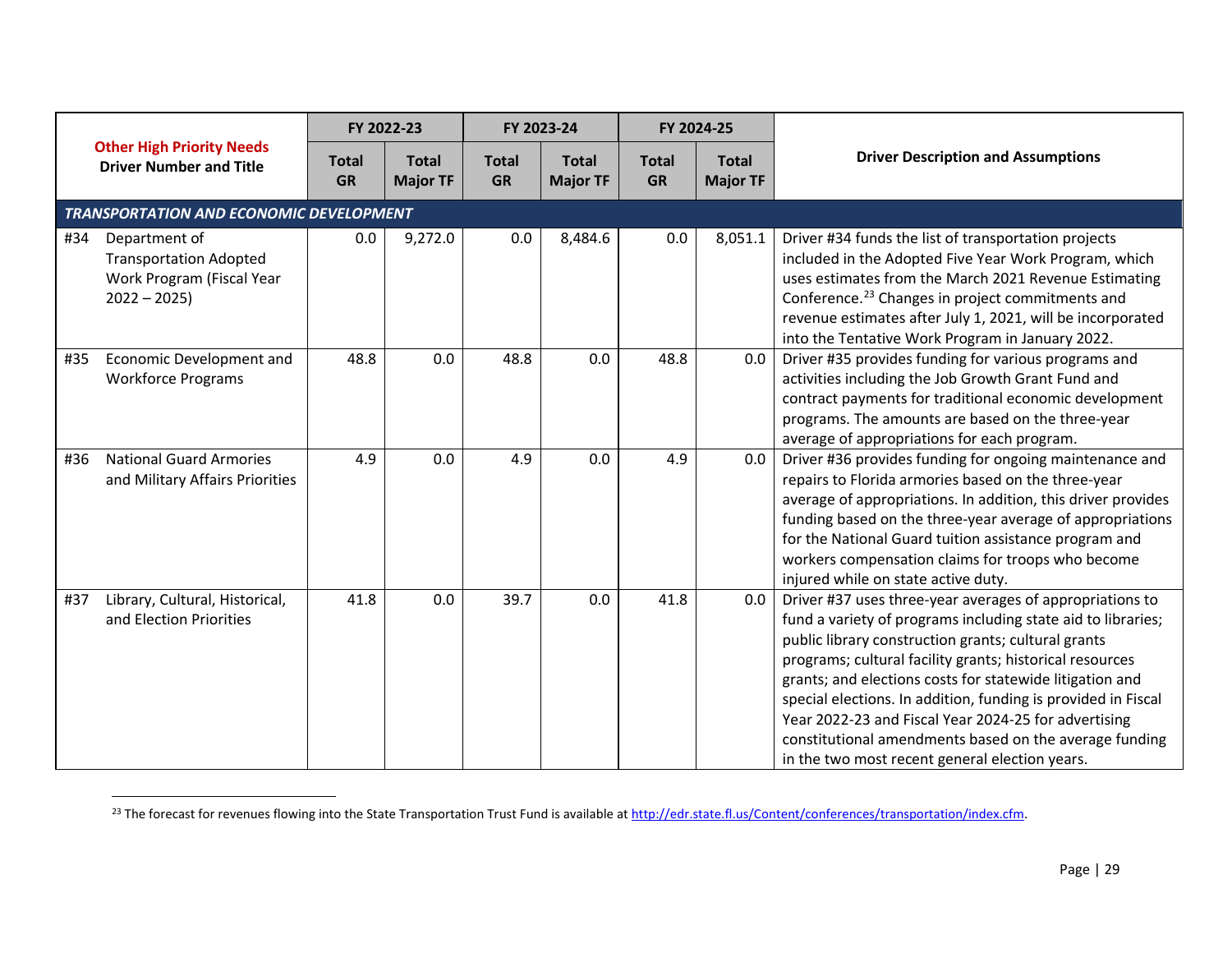| Other High Priority Needs Driver Number and Title | FY 2022-23 | | FY 2023-24 | | FY 2024-25 | | Driver Description and Assumptions |
|---|---|---|---|---|---|---|---|
| | Total GR | Total Major TF | Total GR | Total Major TF | Total GR | Total Major TF | |
| ***TRANSPORTATION AND ECONOMIC DEVELOPMENT*** | | | | | | | |
| #34 Department of Transportation Adopted Work Program (Fiscal Year 2022 – 2025) | 0.0 | 9,272.0 | 0.0 | 8,484.6 | 0.0 | 8,051.1 | Driver #34 funds the list of transportation projects included in the Adopted Five Year Work Program, which uses estimates from the March 2021 Revenue Estimating Conference.[23] Changes in project commitments and revenue estimates after July 1, 2021, will be incorporated into the Tentative Work Program in January 2022. |
| #35 Economic Development and Workforce Programs | 48.8 | 0.0 | 48.8 | 0.0 | 48.8 | 0.0 | Driver #35 provides funding for various programs and activities including the Job Growth Grant Fund and contract payments for traditional economic development programs. The amounts are based on the three-year average of appropriations for each program. |
| #36 National Guard Armories and Military Affairs Priorities | 4.9 | 0.0 | 4.9 | 0.0 | 4.9 | 0.0 | Driver #36 provides funding for ongoing maintenance and repairs to Florida armories based on the three-year average of appropriations. In addition, this driver provides funding based on the three-year average of appropriations for the National Guard tuition assistance program and workers compensation claims for troops who become injured while on state active duty. |
| #37 Library, Cultural, Historical, and Election Priorities | 41.8 | 0.0 | 39.7 | 0.0 | 41.8 | 0.0 | Driver #37 uses three-year averages of appropriations to fund a variety of programs including state aid to libraries; public library construction grants; cultural grants programs; cultural facility grants; historical resources grants; and elections costs for statewide litigation and special elections. In addition, funding is provided in Fiscal Year 2022-23 and Fiscal Year 2024-25 for advertising constitutional amendments based on the average funding in the two most recent general election years. |

[23] The forecast for revenues flowing into the State Transportation Trust Fund is available at http://edr.state.fl.us/Content/conferences/transportation/index.cfm.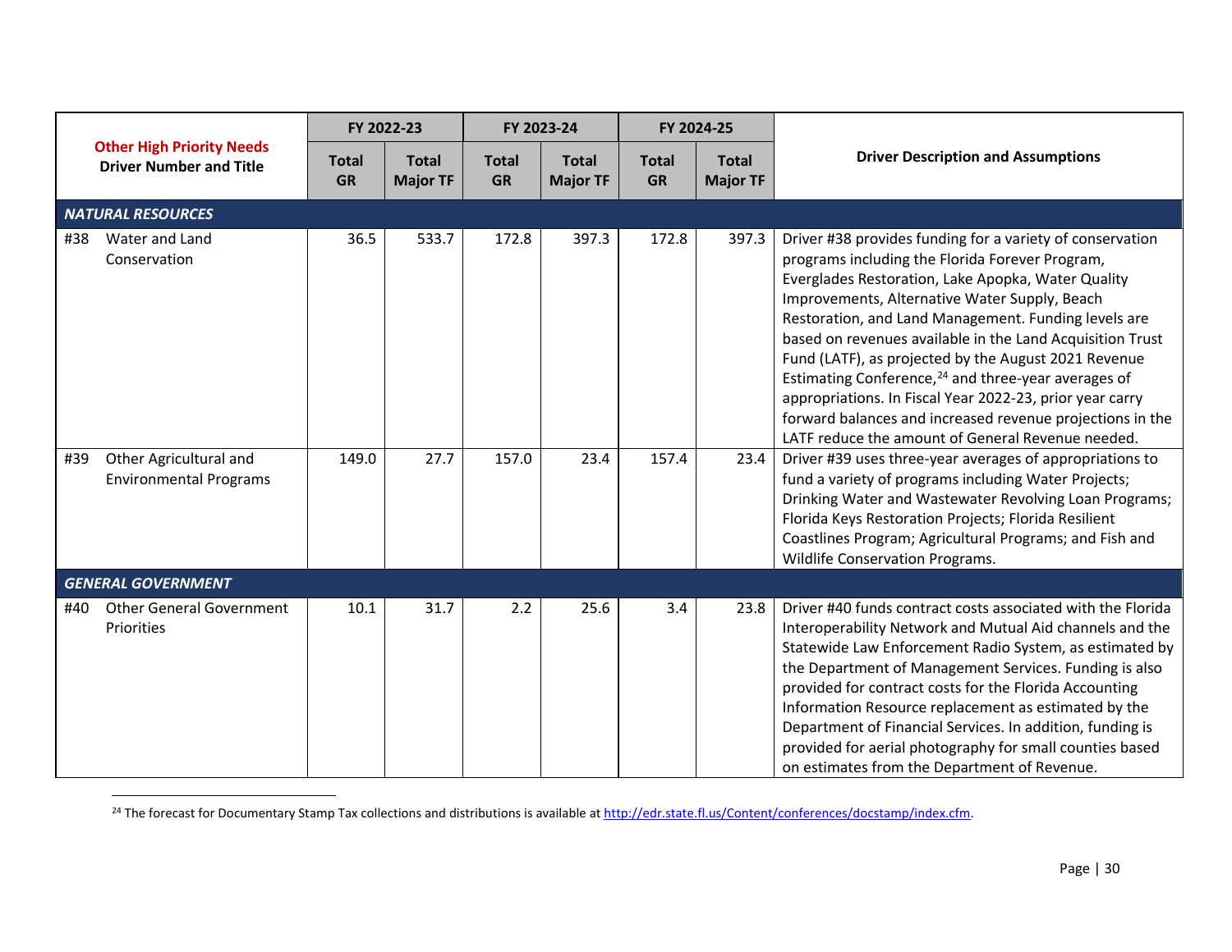| Other High Priority Needs Driver Number and Title | FY 2022-23 | | FY 2023-24 | | FY 2024-25 | | Driver Description and Assumptions |
|---|---|---|---|---|---|---|---|
| | Total GR | Total Major TF | Total GR | Total Major TF | Total GR | Total Major TF | |
| ***NATURAL RESOURCES*** | | | | | | | |
| #38 Water and Land Conservation | 36.5 | 533.7 | 172.8 | 397.3 | 172.8 | 397.3 | Driver #38 provides funding for a variety of conservation programs including the Florida Forever Program, Everglades Restoration, Lake Apopka, Water Quality Improvements, Alternative Water Supply, Beach Restoration, and Land Management. Funding levels are based on revenues available in the Land Acquisition Trust Fund (LATF), as projected by the August 2021 Revenue Estimating Conference,[24] and three-year averages of appropriations. In Fiscal Year 2022-23, prior year carry forward balances and increased revenue projections in the LATF reduce the amount of General Revenue needed. |
| #39 Other Agricultural and Environmental Programs | 149.0 | 27.7 | 157.0 | 23.4 | 157.4 | 23.4 | Driver #39 uses three-year averages of appropriations to fund a variety of programs including Water Projects; Drinking Water and Wastewater Revolving Loan Programs; Florida Keys Restoration Projects; Florida Resilient Coastlines Program; Agricultural Programs; and Fish and Wildlife Conservation Programs. |
| ***GENERAL GOVERNMENT*** | | | | | | | |
| #40 Other General Government Priorities | 10.1 | 31.7 | 2.2 | 25.6 | 3.4 | 23.8 | Driver #40 funds contract costs associated with the Florida Interoperability Network and Mutual Aid channels and the Statewide Law Enforcement Radio System, as estimated by the Department of Management Services. Funding is also provided for contract costs for the Florida Accounting Information Resource replacement as estimated by the Department of Financial Services. In addition, funding is provided for aerial photography for small counties based on estimates from the Department of Revenue. |

[24] The forecast for Documentary Stamp Tax collections and distributions is available at http://edr.state.fl.us/Content/conferences/docstamp/index.cfm.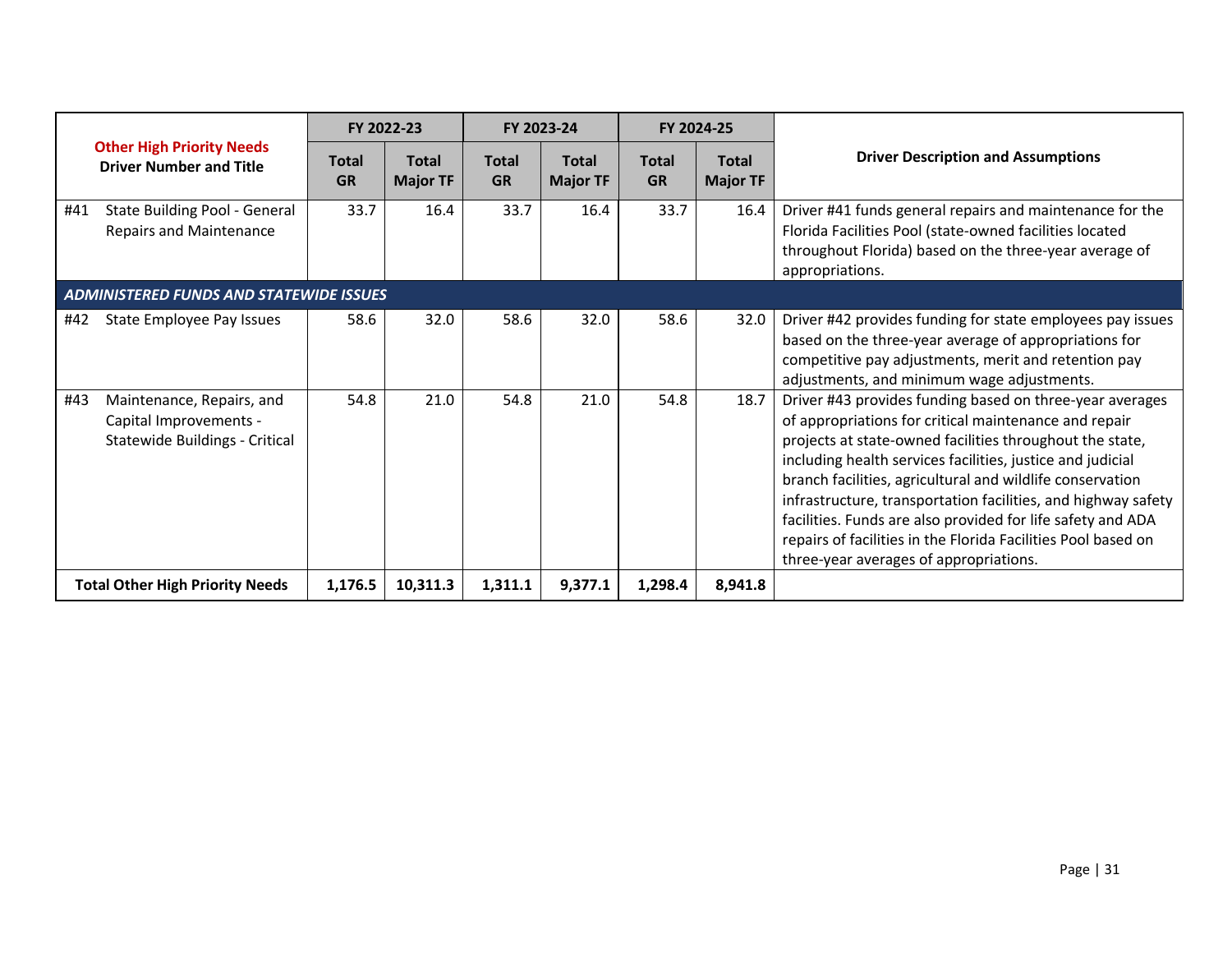| Other High Priority Needs Driver Number and Title | FY 2022-23 | | FY 2023-24 | | FY 2024-25 | | Driver Description and Assumptions |
|---|---|---|---|---|---|---|---|
| | Total GR | Total Major TF | Total GR | Total Major TF | Total GR | Total Major TF | |
| #41 State Building Pool - General Repairs and Maintenance | 33.7 | 16.4 | 33.7 | 16.4 | 33.7 | 16.4 | Driver #41 funds general repairs and maintenance for the Florida Facilities Pool (state-owned facilities located throughout Florida) based on the three-year average of appropriations. |
| ***ADMINISTERED FUNDS AND STATEWIDE ISSUES*** | | | | | | | |
| #42 State Employee Pay Issues | 58.6 | 32.0 | 58.6 | 32.0 | 58.6 | 32.0 | Driver #42 provides funding for state employees pay issues based on the three-year average of appropriations for competitive pay adjustments, merit and retention pay adjustments, and minimum wage adjustments. |
| #43 Maintenance, Repairs, and Capital Improvements - Statewide Buildings - Critical | 54.8 | 21.0 | 54.8 | 21.0 | 54.8 | 18.7 | Driver #43 provides funding based on three-year averages of appropriations for critical maintenance and repair projects at state-owned facilities throughout the state, including health services facilities, justice and judicial branch facilities, agricultural and wildlife conservation infrastructure, transportation facilities, and highway safety facilities. Funds are also provided for life safety and ADA repairs of facilities in the Florida Facilities Pool based on three-year averages of appropriations. |
| **Total Other High Priority Needs** | **1,176.5** | **10,311.3** | **1,311.1** | **9,377.1** | **1,298.4** | **8,941.8** | |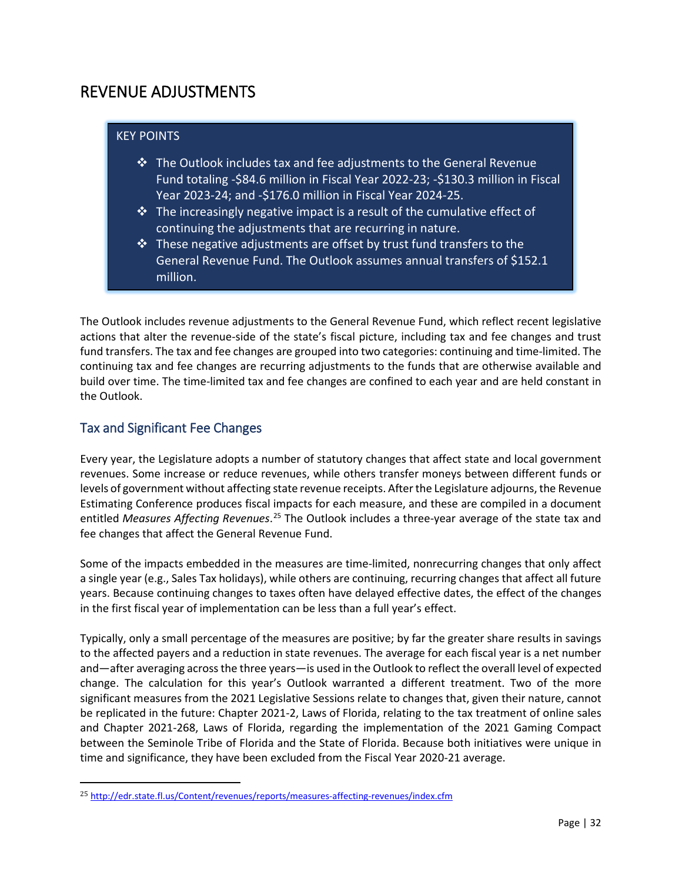# REVENUE ADJUSTMENTS

KEY POINTS

- The Outlook includes tax and fee adjustments to the General Revenue Fund totaling -$84.6 million in Fiscal Year 2022-23; -$130.3 million in Fiscal Year 2023-24; and -$176.0 million in Fiscal Year 2024-25.
- The increasingly negative impact is a result of the cumulative effect of continuing the adjustments that are recurring in nature.
- These negative adjustments are offset by trust fund transfers to the General Revenue Fund. The Outlook assumes annual transfers of $152.1 million.

The Outlook includes revenue adjustments to the General Revenue Fund, which reflect recent legislative actions that alter the revenue-side of the state's fiscal picture, including tax and fee changes and trust fund transfers. The tax and fee changes are grouped into two categories: continuing and time-limited. The continuing tax and fee changes are recurring adjustments to the funds that are otherwise available and build over time. The time-limited tax and fee changes are confined to each year and are held constant in the Outlook.

## Tax and Significant Fee Changes

Every year, the Legislature adopts a number of statutory changes that affect state and local government revenues. Some increase or reduce revenues, while others transfer moneys between different funds or levels of government without affecting state revenue receipts. After the Legislature adjourns, the Revenue Estimating Conference produces fiscal impacts for each measure, and these are compiled in a document entitled *Measures Affecting Revenues*.[25] The Outlook includes a three-year average of the state tax and fee changes that affect the General Revenue Fund.

Some of the impacts embedded in the measures are time-limited, nonrecurring changes that only affect a single year (e.g., Sales Tax holidays), while others are continuing, recurring changes that affect all future years. Because continuing changes to taxes often have delayed effective dates, the effect of the changes in the first fiscal year of implementation can be less than a full year's effect.

Typically, only a small percentage of the measures are positive; by far the greater share results in savings to the affected payers and a reduction in state revenues. The average for each fiscal year is a net number and—after averaging across the three years—is used in the Outlook to reflect the overall level of expected change. The calculation for this year's Outlook warranted a different treatment. Two of the more significant measures from the 2021 Legislative Sessions relate to changes that, given their nature, cannot be replicated in the future: Chapter 2021-2, Laws of Florida, relating to the tax treatment of online sales and Chapter 2021-268, Laws of Florida, regarding the implementation of the 2021 Gaming Compact between the Seminole Tribe of Florida and the State of Florida. Because both initiatives were unique in time and significance, they have been excluded from the Fiscal Year 2020-21 average.

[25] http://edr.state.fl.us/Content/revenues/reports/measures-affecting-revenues/index.cfm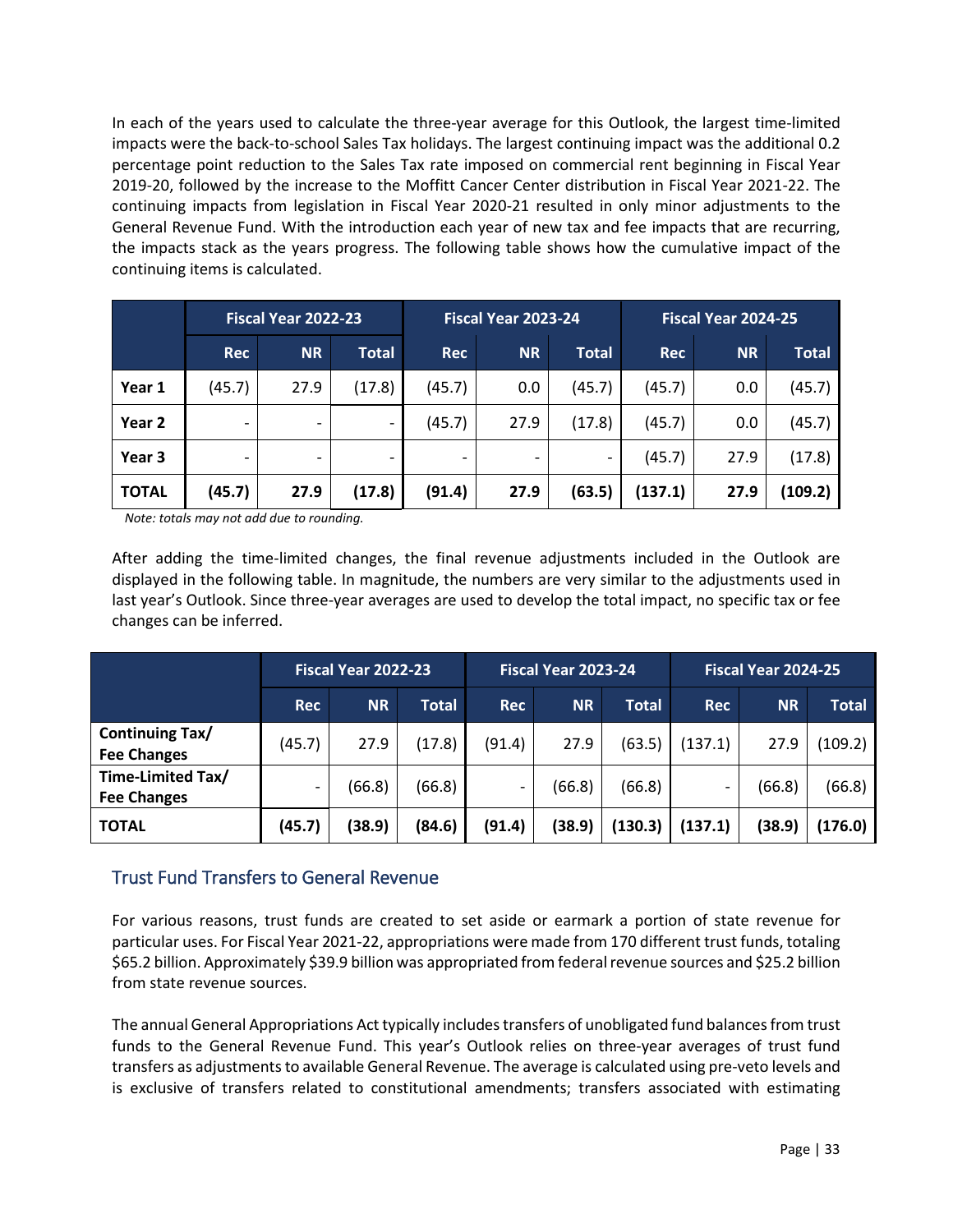In each of the years used to calculate the three-year average for this Outlook, the largest time-limited impacts were the back-to-school Sales Tax holidays. The largest continuing impact was the additional 0.2 percentage point reduction to the Sales Tax rate imposed on commercial rent beginning in Fiscal Year 2019-20, followed by the increase to the Moffitt Cancer Center distribution in Fiscal Year 2021-22. The continuing impacts from legislation in Fiscal Year 2020-21 resulted in only minor adjustments to the General Revenue Fund. With the introduction each year of new tax and fee impacts that are recurring, the impacts stack as the years progress. The following table shows how the cumulative impact of the continuing items is calculated.

| | Fiscal Year 2022-23 | | | Fiscal Year 2023-24 | | | Fiscal Year 2024-25 | | |
|---|---|---|---|---|---|---|---|---|---|
| | Rec | NR | Total | Rec | NR | Total | Rec | NR | Total |
| **Year 1** | (45.7) | 27.9 | (17.8) | (45.7) | 0.0 | (45.7) | (45.7) | 0.0 | (45.7) |
| **Year 2** | - | - | - | (45.7) | 27.9 | (17.8) | (45.7) | 0.0 | (45.7) |
| **Year 3** | - | - | - | - | - | - | (45.7) | 27.9 | (17.8) |
| **TOTAL** | **(45.7)** | **27.9** | **(17.8)** | **(91.4)** | **27.9** | **(63.5)** | **(137.1)** | **27.9** | **(109.2)** |

*Note: totals may not add due to rounding.*

After adding the time-limited changes, the final revenue adjustments included in the Outlook are displayed in the following table. In magnitude, the numbers are very similar to the adjustments used in last year's Outlook. Since three-year averages are used to develop the total impact, no specific tax or fee changes can be inferred.

| | Fiscal Year 2022-23 | | | Fiscal Year 2023-24 | | | Fiscal Year 2024-25 | | |
|---|---|---|---|---|---|---|---|---|---|
| | Rec | NR | Total | Rec | NR | Total | Rec | NR | Total |
| **Continuing Tax/ Fee Changes** | (45.7) | 27.9 | (17.8) | (91.4) | 27.9 | (63.5) | (137.1) | 27.9 | (109.2) |
| **Time-Limited Tax/ Fee Changes** | - | (66.8) | (66.8) | - | (66.8) | (66.8) | - | (66.8) | (66.8) |
| **TOTAL** | **(45.7)** | **(38.9)** | **(84.6)** | **(91.4)** | **(38.9)** | **(130.3)** | **(137.1)** | **(38.9)** | **(176.0)** |

## Trust Fund Transfers to General Revenue

For various reasons, trust funds are created to set aside or earmark a portion of state revenue for particular uses. For Fiscal Year 2021-22, appropriations were made from 170 different trust funds, totaling $65.2 billion. Approximately $39.9 billion was appropriated from federal revenue sources and $25.2 billion from state revenue sources.

The annual General Appropriations Act typically includes transfers of unobligated fund balances from trust funds to the General Revenue Fund. This year's Outlook relies on three-year averages of trust fund transfers as adjustments to available General Revenue. The average is calculated using pre-veto levels and is exclusive of transfers related to constitutional amendments; transfers associated with estimating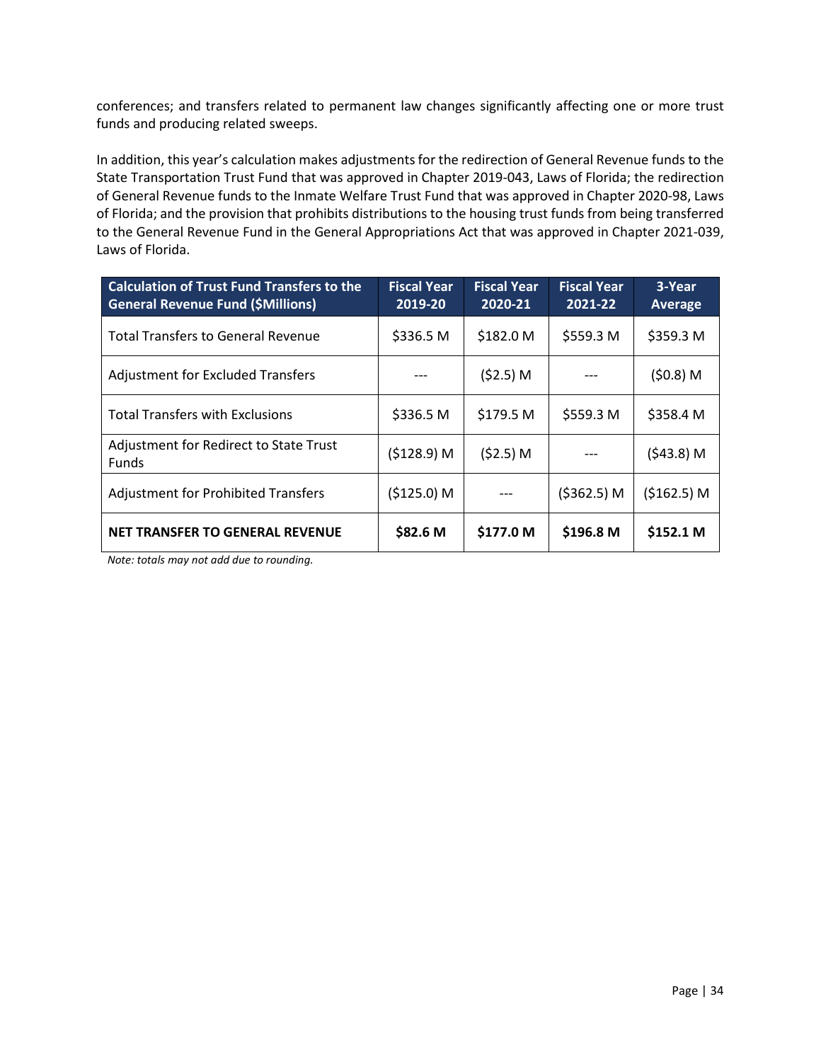conferences; and transfers related to permanent law changes significantly affecting one or more trust funds and producing related sweeps.

In addition, this year's calculation makes adjustments for the redirection of General Revenue funds to the State Transportation Trust Fund that was approved in Chapter 2019-043, Laws of Florida; the redirection of General Revenue funds to the Inmate Welfare Trust Fund that was approved in Chapter 2020-98, Laws of Florida; and the provision that prohibits distributions to the housing trust funds from being transferred to the General Revenue Fund in the General Appropriations Act that was approved in Chapter 2021-039, Laws of Florida.

| Calculation of Trust Fund Transfers to the General Revenue Fund ($Millions) | Fiscal Year 2019-20 | Fiscal Year 2020-21 | Fiscal Year 2021-22 | 3-Year Average |
|---|---|---|---|---|
| Total Transfers to General Revenue | $336.5 M | $182.0 M | $559.3 M | $359.3 M |
| Adjustment for Excluded Transfers | --- | ($2.5) M | --- | ($0.8) M |
| Total Transfers with Exclusions | $336.5 M | $179.5 M | $559.3 M | $358.4 M |
| Adjustment for Redirect to State Trust Funds | ($128.9) M | ($2.5) M | --- | ($43.8) M |
| Adjustment for Prohibited Transfers | ($125.0) M | --- | ($362.5) M | ($162.5) M |
| **NET TRANSFER TO GENERAL REVENUE** | **$82.6 M** | **$177.0 M** | **$196.8 M** | **$152.1 M** |

*Note: totals may not add due to rounding.*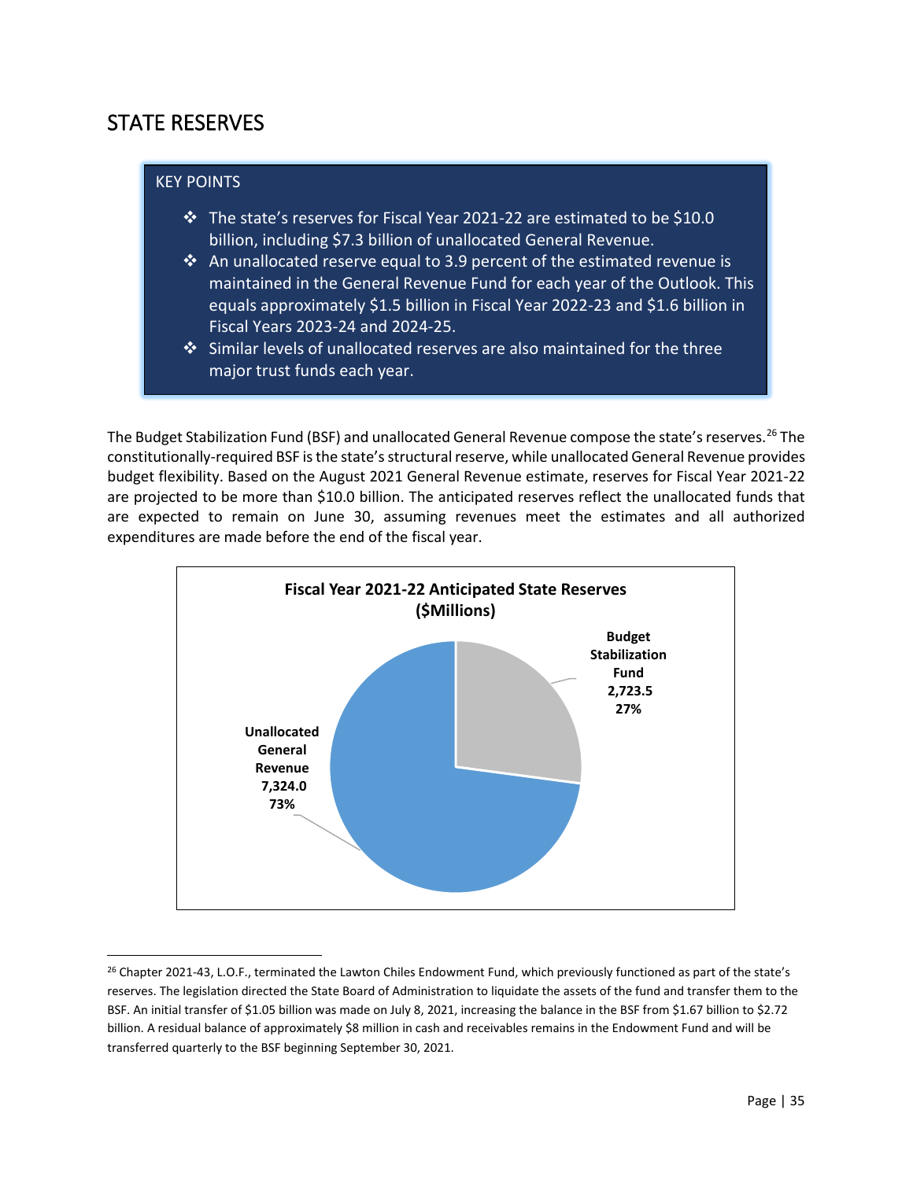# STATE RESERVES

**KEY POINTS**

- The state's reserves for Fiscal Year 2021-22 are estimated to be $10.0 billion, including $7.3 billion of unallocated General Revenue.
- An unallocated reserve equal to 3.9 percent of the estimated revenue is maintained in the General Revenue Fund for each year of the Outlook. This equals approximately $1.5 billion in Fiscal Year 2022-23 and $1.6 billion in Fiscal Years 2023-24 and 2024-25.
- Similar levels of unallocated reserves are also maintained for the three major trust funds each year.

The Budget Stabilization Fund (BSF) and unallocated General Revenue compose the state's reserves.[26] The constitutionally-required BSF is the state's structural reserve, while unallocated General Revenue provides budget flexibility. Based on the August 2021 General Revenue estimate, reserves for Fiscal Year 2021-22 are projected to be more than $10.0 billion. The anticipated reserves reflect the unallocated funds that are expected to remain on June 30, assuming revenues meet the estimates and all authorized expenditures are made before the end of the fiscal year.

**Fiscal Year 2021-22 Anticipated State Reserves ($Millions)**

| Reserve | Amount | Share |
| --- | --- | --- |
| Budget Stabilization Fund | 2,723.5 | 27% |
| Unallocated General Revenue | 7,324.0 | 73% |

[26] Chapter 2021-43, L.O.F., terminated the Lawton Chiles Endowment Fund, which previously functioned as part of the state's reserves. The legislation directed the State Board of Administration to liquidate the assets of the fund and transfer them to the BSF. An initial transfer of $1.05 billion was made on July 8, 2021, increasing the balance in the BSF from $1.67 billion to $2.72 billion. A residual balance of approximately $8 million in cash and receivables remains in the Endowment Fund and will be transferred quarterly to the BSF beginning September 30, 2021.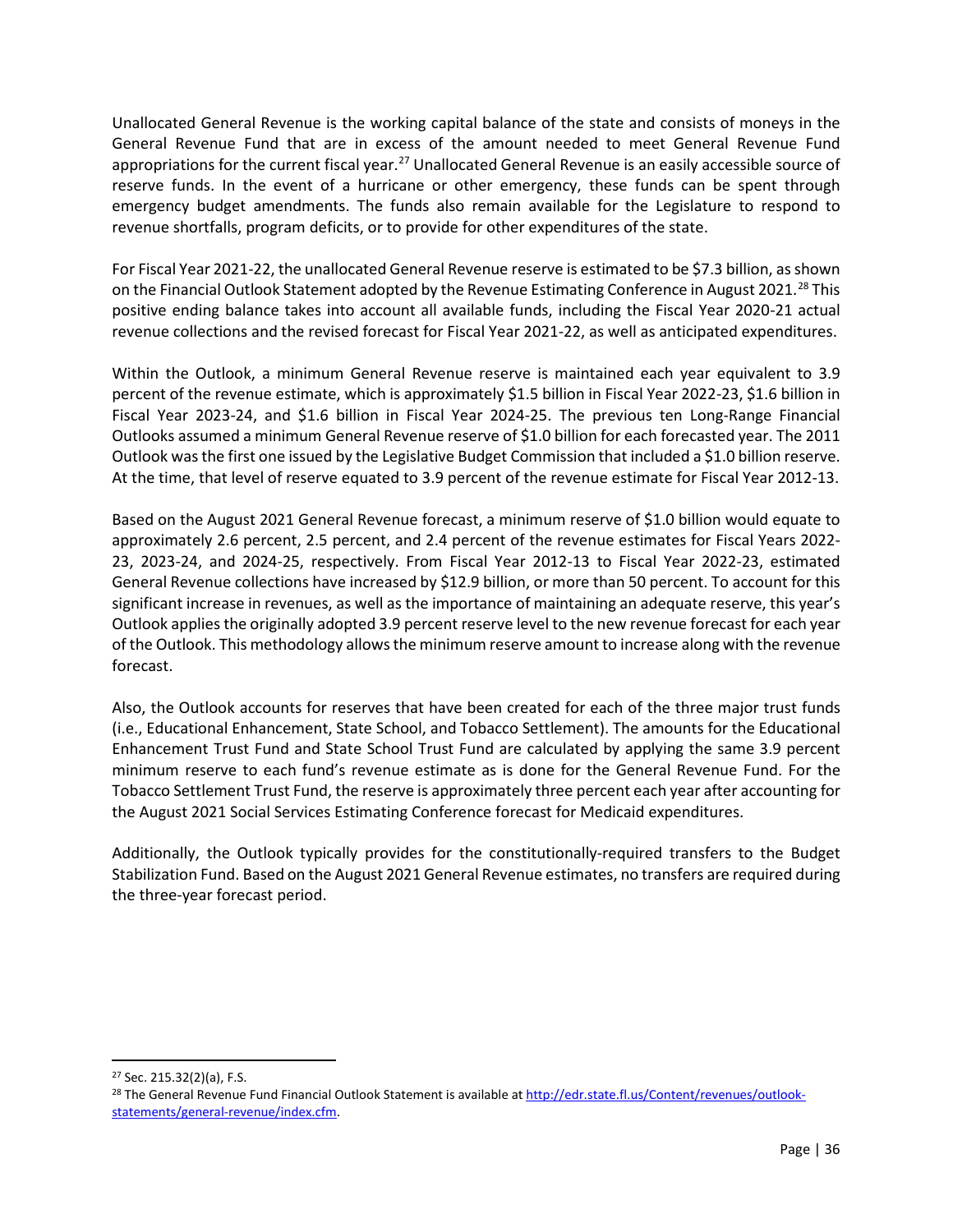Unallocated General Revenue is the working capital balance of the state and consists of moneys in the General Revenue Fund that are in excess of the amount needed to meet General Revenue Fund appropriations for the current fiscal year.[27] Unallocated General Revenue is an easily accessible source of reserve funds. In the event of a hurricane or other emergency, these funds can be spent through emergency budget amendments. The funds also remain available for the Legislature to respond to revenue shortfalls, program deficits, or to provide for other expenditures of the state.

For Fiscal Year 2021-22, the unallocated General Revenue reserve is estimated to be $7.3 billion, as shown on the Financial Outlook Statement adopted by the Revenue Estimating Conference in August 2021.[28] This positive ending balance takes into account all available funds, including the Fiscal Year 2020-21 actual revenue collections and the revised forecast for Fiscal Year 2021-22, as well as anticipated expenditures.

Within the Outlook, a minimum General Revenue reserve is maintained each year equivalent to 3.9 percent of the revenue estimate, which is approximately $1.5 billion in Fiscal Year 2022-23, $1.6 billion in Fiscal Year 2023-24, and $1.6 billion in Fiscal Year 2024-25. The previous ten Long-Range Financial Outlooks assumed a minimum General Revenue reserve of $1.0 billion for each forecasted year. The 2011 Outlook was the first one issued by the Legislative Budget Commission that included a $1.0 billion reserve. At the time, that level of reserve equated to 3.9 percent of the revenue estimate for Fiscal Year 2012-13.

Based on the August 2021 General Revenue forecast, a minimum reserve of $1.0 billion would equate to approximately 2.6 percent, 2.5 percent, and 2.4 percent of the revenue estimates for Fiscal Years 2022-23, 2023-24, and 2024-25, respectively. From Fiscal Year 2012-13 to Fiscal Year 2022-23, estimated General Revenue collections have increased by $12.9 billion, or more than 50 percent. To account for this significant increase in revenues, as well as the importance of maintaining an adequate reserve, this year's Outlook applies the originally adopted 3.9 percent reserve level to the new revenue forecast for each year of the Outlook. This methodology allows the minimum reserve amount to increase along with the revenue forecast.

Also, the Outlook accounts for reserves that have been created for each of the three major trust funds (i.e., Educational Enhancement, State School, and Tobacco Settlement). The amounts for the Educational Enhancement Trust Fund and State School Trust Fund are calculated by applying the same 3.9 percent minimum reserve to each fund's revenue estimate as is done for the General Revenue Fund. For the Tobacco Settlement Trust Fund, the reserve is approximately three percent each year after accounting for the August 2021 Social Services Estimating Conference forecast for Medicaid expenditures.

Additionally, the Outlook typically provides for the constitutionally-required transfers to the Budget Stabilization Fund. Based on the August 2021 General Revenue estimates, no transfers are required during the three-year forecast period.

---

[27] Sec. 215.32(2)(a), F.S.

[28] The General Revenue Fund Financial Outlook Statement is available at http://edr.state.fl.us/Content/revenues/outlook-statements/general-revenue/index.cfm.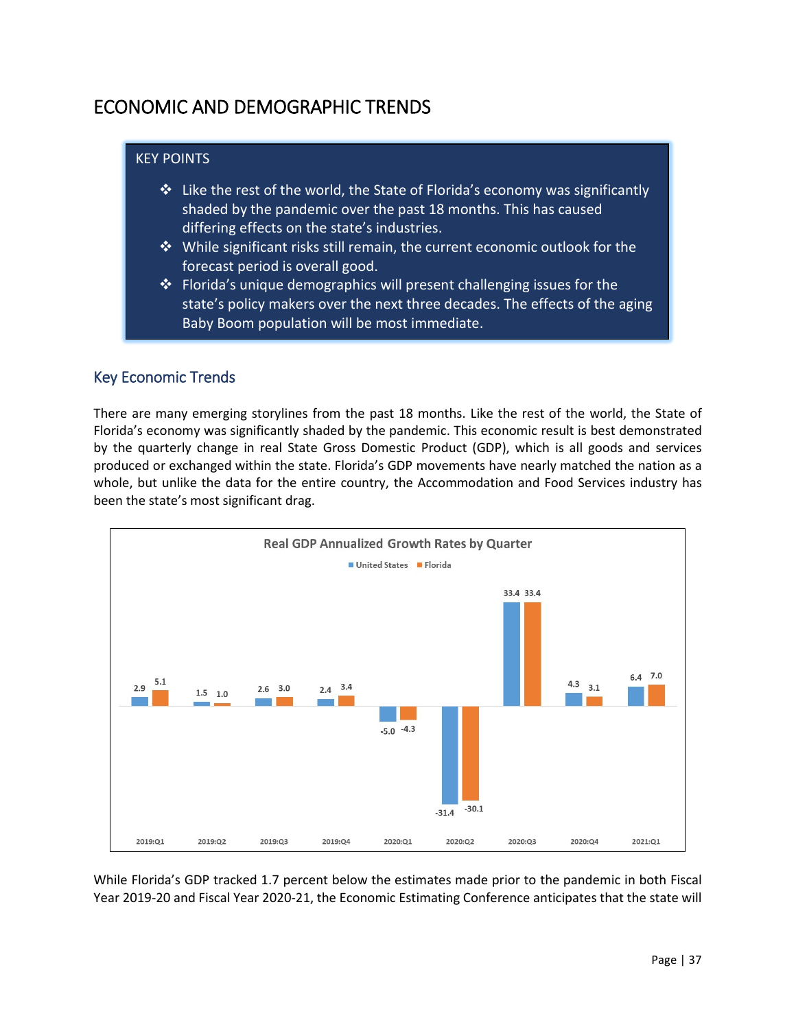# ECONOMIC AND DEMOGRAPHIC TRENDS

**KEY POINTS**

- Like the rest of the world, the State of Florida's economy was significantly shaded by the pandemic over the past 18 months. This has caused differing effects on the state's industries.
- While significant risks still remain, the current economic outlook for the forecast period is overall good.
- Florida's unique demographics will present challenging issues for the state's policy makers over the next three decades. The effects of the aging Baby Boom population will be most immediate.

## Key Economic Trends

There are many emerging storylines from the past 18 months. Like the rest of the world, the State of Florida's economy was significantly shaded by the pandemic. This economic result is best demonstrated by the quarterly change in real State Gross Domestic Product (GDP), which is all goods and services produced or exchanged within the state. Florida's GDP movements have nearly matched the nation as a whole, but unlike the data for the entire country, the Accommodation and Food Services industry has been the state's most significant drag.

**Real GDP Annualized Growth Rates by Quarter**

| Quarter | United States | Florida |
|---|---|---|
| 2019:Q1 | 2.9 | 5.1 |
| 2019:Q2 | 1.5 | 1.0 |
| 2019:Q3 | 2.6 | 3.0 |
| 2019:Q4 | 2.4 | 3.4 |
| 2020:Q1 | -5.0 | -4.3 |
| 2020:Q2 | -31.4 | -30.1 |
| 2020:Q3 | 33.4 | 33.4 |
| 2020:Q4 | 4.3 | 3.1 |
| 2021:Q1 | 6.4 | 7.0 |

While Florida's GDP tracked 1.7 percent below the estimates made prior to the pandemic in both Fiscal Year 2019-20 and Fiscal Year 2020-21, the Economic Estimating Conference anticipates that the state will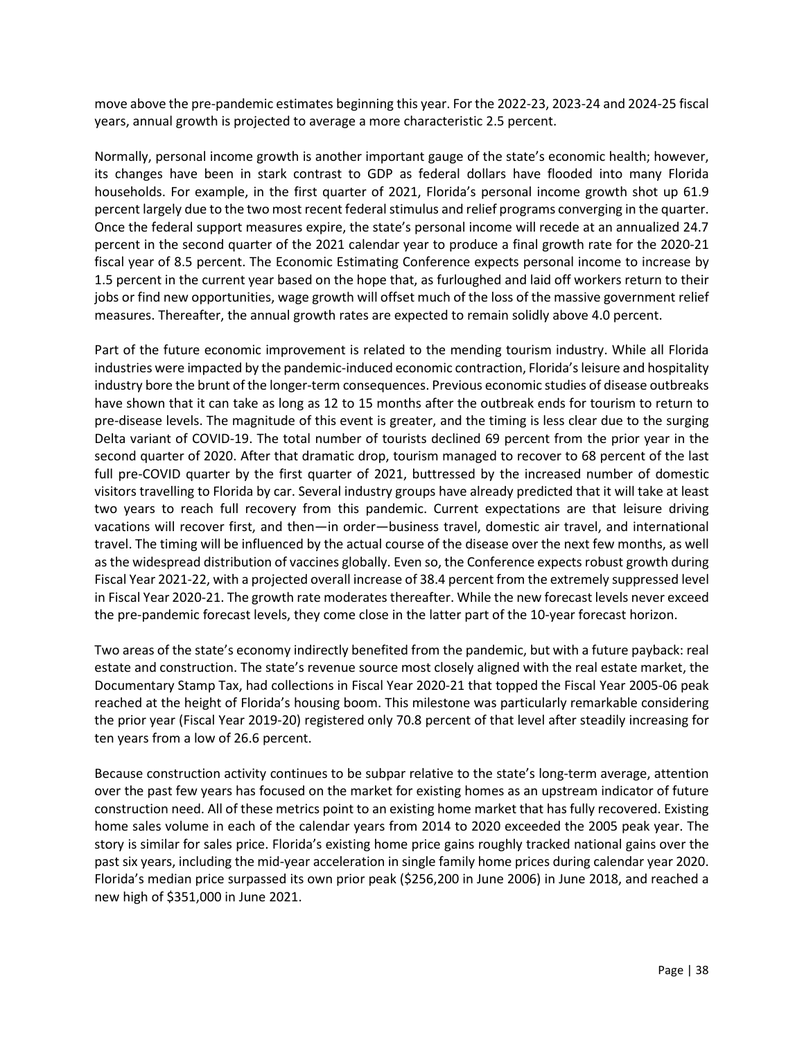move above the pre-pandemic estimates beginning this year. For the 2022-23, 2023-24 and 2024-25 fiscal years, annual growth is projected to average a more characteristic 2.5 percent.

Normally, personal income growth is another important gauge of the state's economic health; however, its changes have been in stark contrast to GDP as federal dollars have flooded into many Florida households. For example, in the first quarter of 2021, Florida's personal income growth shot up 61.9 percent largely due to the two most recent federal stimulus and relief programs converging in the quarter. Once the federal support measures expire, the state's personal income will recede at an annualized 24.7 percent in the second quarter of the 2021 calendar year to produce a final growth rate for the 2020-21 fiscal year of 8.5 percent. The Economic Estimating Conference expects personal income to increase by 1.5 percent in the current year based on the hope that, as furloughed and laid off workers return to their jobs or find new opportunities, wage growth will offset much of the loss of the massive government relief measures. Thereafter, the annual growth rates are expected to remain solidly above 4.0 percent.

Part of the future economic improvement is related to the mending tourism industry. While all Florida industries were impacted by the pandemic-induced economic contraction, Florida's leisure and hospitality industry bore the brunt of the longer-term consequences. Previous economic studies of disease outbreaks have shown that it can take as long as 12 to 15 months after the outbreak ends for tourism to return to pre-disease levels. The magnitude of this event is greater, and the timing is less clear due to the surging Delta variant of COVID-19. The total number of tourists declined 69 percent from the prior year in the second quarter of 2020. After that dramatic drop, tourism managed to recover to 68 percent of the last full pre-COVID quarter by the first quarter of 2021, buttressed by the increased number of domestic visitors travelling to Florida by car. Several industry groups have already predicted that it will take at least two years to reach full recovery from this pandemic. Current expectations are that leisure driving vacations will recover first, and then—in order—business travel, domestic air travel, and international travel. The timing will be influenced by the actual course of the disease over the next few months, as well as the widespread distribution of vaccines globally. Even so, the Conference expects robust growth during Fiscal Year 2021-22, with a projected overall increase of 38.4 percent from the extremely suppressed level in Fiscal Year 2020-21. The growth rate moderates thereafter. While the new forecast levels never exceed the pre-pandemic forecast levels, they come close in the latter part of the 10-year forecast horizon.

Two areas of the state's economy indirectly benefited from the pandemic, but with a future payback: real estate and construction. The state's revenue source most closely aligned with the real estate market, the Documentary Stamp Tax, had collections in Fiscal Year 2020-21 that topped the Fiscal Year 2005-06 peak reached at the height of Florida's housing boom. This milestone was particularly remarkable considering the prior year (Fiscal Year 2019-20) registered only 70.8 percent of that level after steadily increasing for ten years from a low of 26.6 percent.

Because construction activity continues to be subpar relative to the state's long-term average, attention over the past few years has focused on the market for existing homes as an upstream indicator of future construction need. All of these metrics point to an existing home market that has fully recovered. Existing home sales volume in each of the calendar years from 2014 to 2020 exceeded the 2005 peak year. The story is similar for sales price. Florida's existing home price gains roughly tracked national gains over the past six years, including the mid-year acceleration in single family home prices during calendar year 2020. Florida's median price surpassed its own prior peak ($256,200 in June 2006) in June 2018, and reached a new high of $351,000 in June 2021.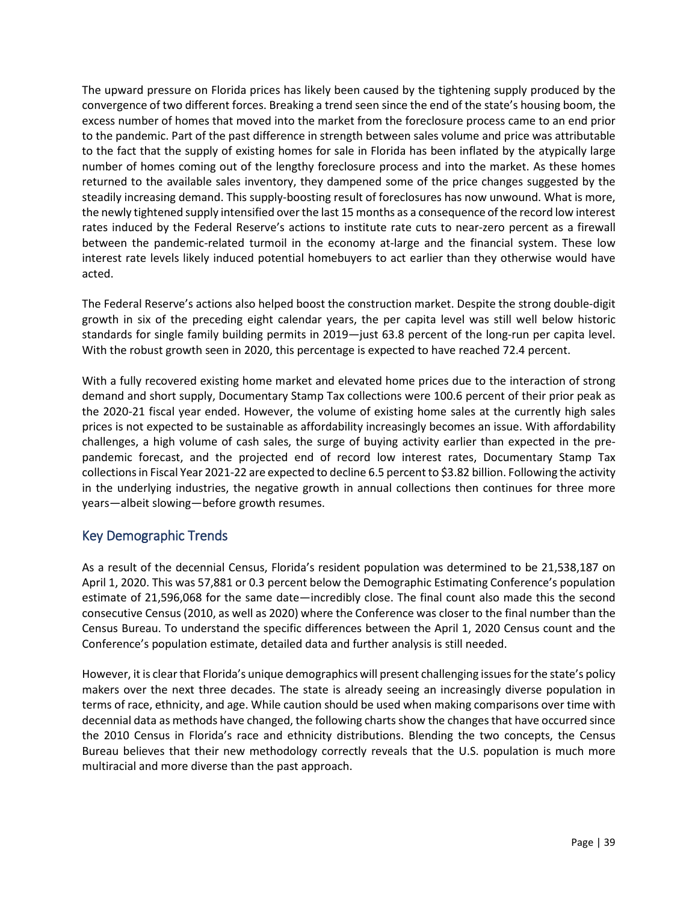The upward pressure on Florida prices has likely been caused by the tightening supply produced by the convergence of two different forces. Breaking a trend seen since the end of the state's housing boom, the excess number of homes that moved into the market from the foreclosure process came to an end prior to the pandemic. Part of the past difference in strength between sales volume and price was attributable to the fact that the supply of existing homes for sale in Florida has been inflated by the atypically large number of homes coming out of the lengthy foreclosure process and into the market. As these homes returned to the available sales inventory, they dampened some of the price changes suggested by the steadily increasing demand. This supply-boosting result of foreclosures has now unwound. What is more, the newly tightened supply intensified over the last 15 months as a consequence of the record low interest rates induced by the Federal Reserve's actions to institute rate cuts to near-zero percent as a firewall between the pandemic-related turmoil in the economy at-large and the financial system. These low interest rate levels likely induced potential homebuyers to act earlier than they otherwise would have acted.

The Federal Reserve's actions also helped boost the construction market. Despite the strong double-digit growth in six of the preceding eight calendar years, the per capita level was still well below historic standards for single family building permits in 2019—just 63.8 percent of the long-run per capita level. With the robust growth seen in 2020, this percentage is expected to have reached 72.4 percent.

With a fully recovered existing home market and elevated home prices due to the interaction of strong demand and short supply, Documentary Stamp Tax collections were 100.6 percent of their prior peak as the 2020-21 fiscal year ended. However, the volume of existing home sales at the currently high sales prices is not expected to be sustainable as affordability increasingly becomes an issue. With affordability challenges, a high volume of cash sales, the surge of buying activity earlier than expected in the pre-pandemic forecast, and the projected end of record low interest rates, Documentary Stamp Tax collections in Fiscal Year 2021-22 are expected to decline 6.5 percent to $3.82 billion. Following the activity in the underlying industries, the negative growth in annual collections then continues for three more years—albeit slowing—before growth resumes.

## Key Demographic Trends

As a result of the decennial Census, Florida's resident population was determined to be 21,538,187 on April 1, 2020. This was 57,881 or 0.3 percent below the Demographic Estimating Conference's population estimate of 21,596,068 for the same date—incredibly close. The final count also made this the second consecutive Census (2010, as well as 2020) where the Conference was closer to the final number than the Census Bureau. To understand the specific differences between the April 1, 2020 Census count and the Conference's population estimate, detailed data and further analysis is still needed.

However, it is clear that Florida's unique demographics will present challenging issues for the state's policy makers over the next three decades. The state is already seeing an increasingly diverse population in terms of race, ethnicity, and age. While caution should be used when making comparisons over time with decennial data as methods have changed, the following charts show the changes that have occurred since the 2010 Census in Florida's race and ethnicity distributions. Blending the two concepts, the Census Bureau believes that their new methodology correctly reveals that the U.S. population is much more multiracial and more diverse than the past approach.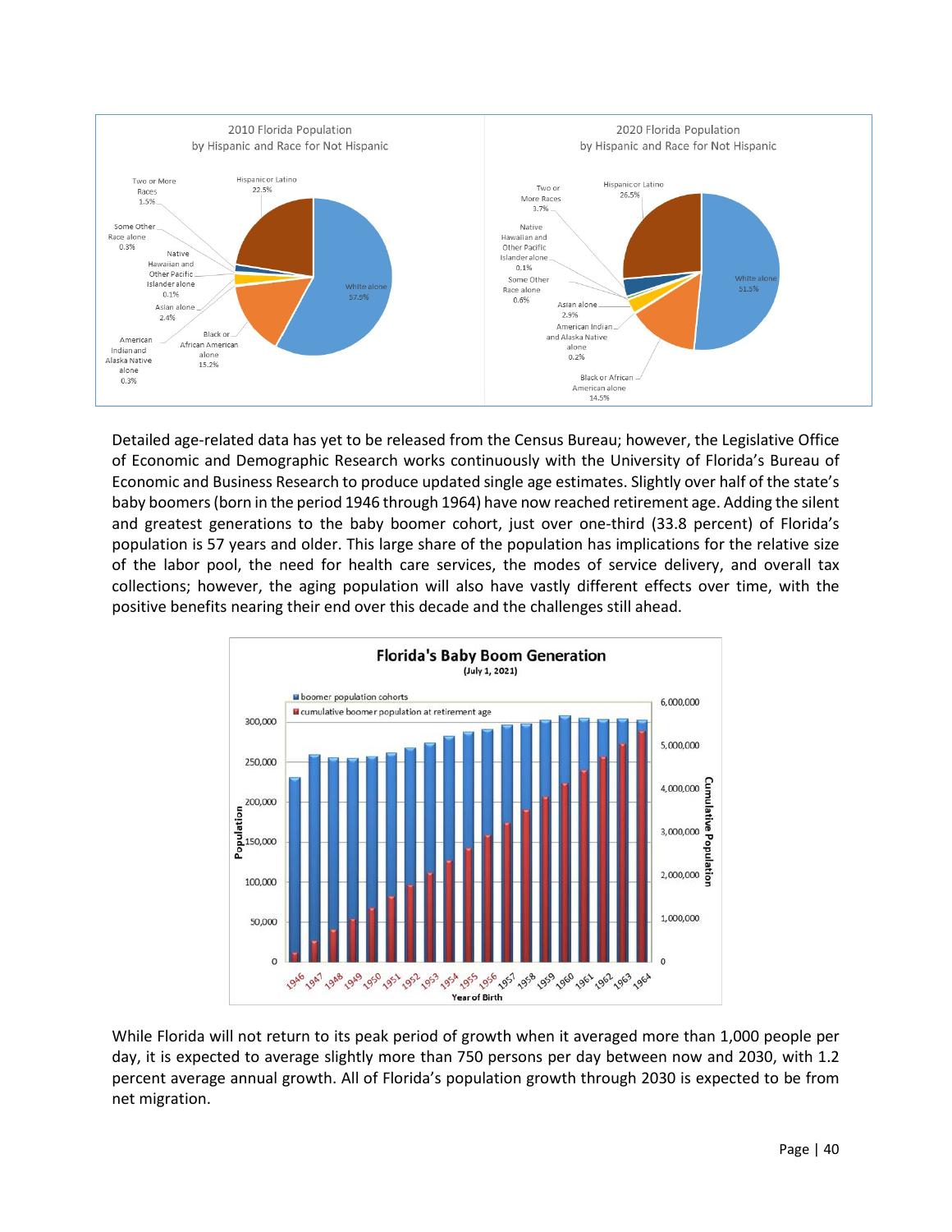Detailed age-related data has yet to be released from the Census Bureau; however, the Legislative Office of Economic and Demographic Research works continuously with the University of Florida's Bureau of Economic and Business Research to produce updated single age estimates. Slightly over half of the state's baby boomers (born in the period 1946 through 1964) have now reached retirement age. Adding the silent and greatest generations to the baby boomer cohort, just over one-third (33.8 percent) of Florida's population is 57 years and older. This large share of the population has implications for the relative size of the labor pool, the need for health care services, the modes of service delivery, and overall tax collections; however, the aging population will also have vastly different effects over time, with the positive benefits nearing their end over this decade and the challenges still ahead.

While Florida will not return to its peak period of growth when it averaged more than 1,000 people per day, it is expected to average slightly more than 750 persons per day between now and 2030, with 1.2 percent average annual growth. All of Florida's population growth through 2030 is expected to be from net migration.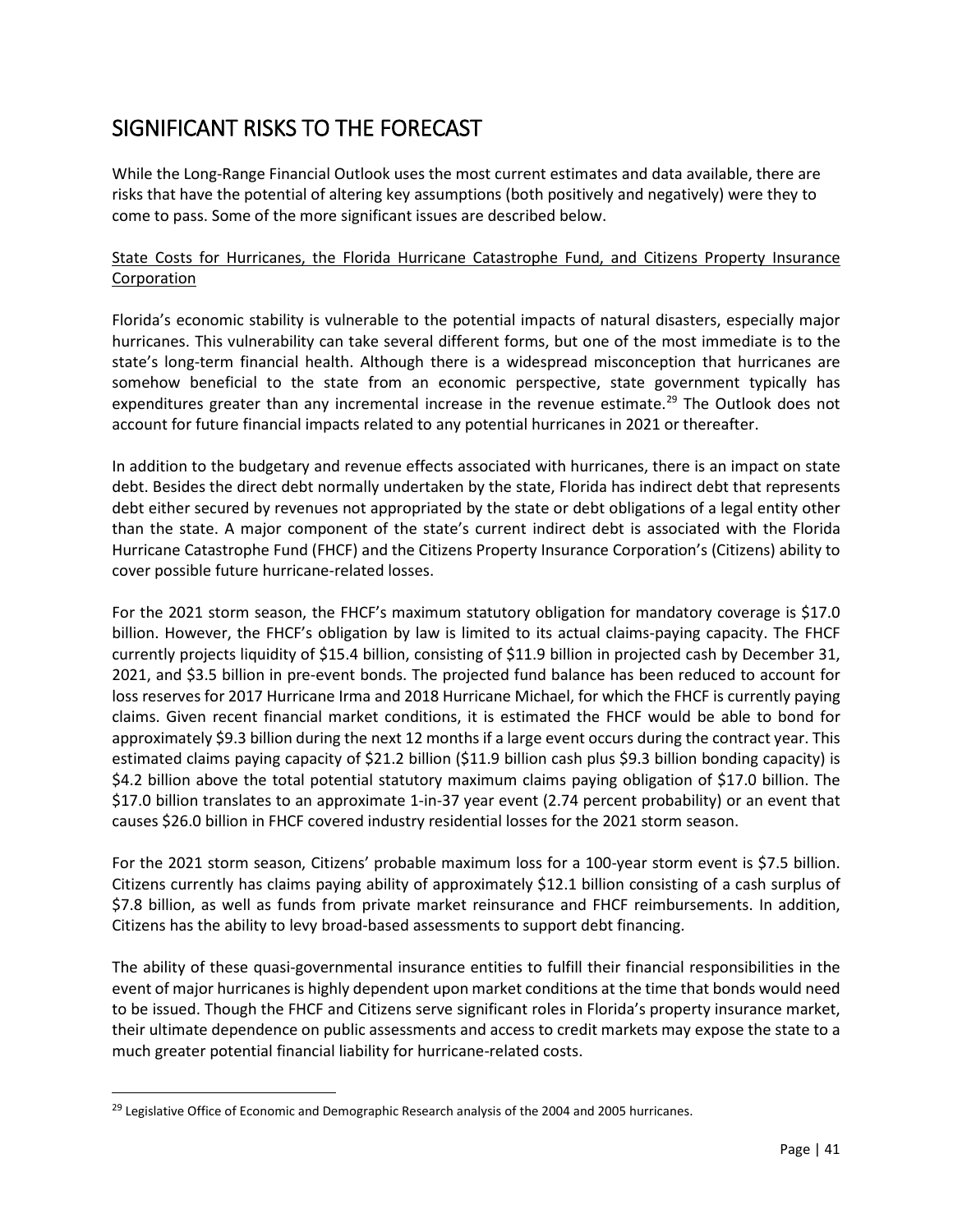# SIGNIFICANT RISKS TO THE FORECAST

While the Long-Range Financial Outlook uses the most current estimates and data available, there are risks that have the potential of altering key assumptions (both positively and negatively) were they to come to pass. Some of the more significant issues are described below.

<u>State Costs for Hurricanes, the Florida Hurricane Catastrophe Fund, and Citizens Property Insurance Corporation</u>

Florida's economic stability is vulnerable to the potential impacts of natural disasters, especially major hurricanes. This vulnerability can take several different forms, but one of the most immediate is to the state's long-term financial health. Although there is a widespread misconception that hurricanes are somehow beneficial to the state from an economic perspective, state government typically has expenditures greater than any incremental increase in the revenue estimate.[29] The Outlook does not account for future financial impacts related to any potential hurricanes in 2021 or thereafter.

In addition to the budgetary and revenue effects associated with hurricanes, there is an impact on state debt. Besides the direct debt normally undertaken by the state, Florida has indirect debt that represents debt either secured by revenues not appropriated by the state or debt obligations of a legal entity other than the state. A major component of the state's current indirect debt is associated with the Florida Hurricane Catastrophe Fund (FHCF) and the Citizens Property Insurance Corporation's (Citizens) ability to cover possible future hurricane-related losses.

For the 2021 storm season, the FHCF's maximum statutory obligation for mandatory coverage is $17.0 billion. However, the FHCF's obligation by law is limited to its actual claims-paying capacity. The FHCF currently projects liquidity of $15.4 billion, consisting of $11.9 billion in projected cash by December 31, 2021, and $3.5 billion in pre-event bonds. The projected fund balance has been reduced to account for loss reserves for 2017 Hurricane Irma and 2018 Hurricane Michael, for which the FHCF is currently paying claims. Given recent financial market conditions, it is estimated the FHCF would be able to bond for approximately $9.3 billion during the next 12 months if a large event occurs during the contract year. This estimated claims paying capacity of $21.2 billion ($11.9 billion cash plus $9.3 billion bonding capacity) is $4.2 billion above the total potential statutory maximum claims paying obligation of $17.0 billion. The $17.0 billion translates to an approximate 1-in-37 year event (2.74 percent probability) or an event that causes $26.0 billion in FHCF covered industry residential losses for the 2021 storm season.

For the 2021 storm season, Citizens' probable maximum loss for a 100-year storm event is $7.5 billion. Citizens currently has claims paying ability of approximately $12.1 billion consisting of a cash surplus of $7.8 billion, as well as funds from private market reinsurance and FHCF reimbursements. In addition, Citizens has the ability to levy broad-based assessments to support debt financing.

The ability of these quasi-governmental insurance entities to fulfill their financial responsibilities in the event of major hurricanes is highly dependent upon market conditions at the time that bonds would need to be issued. Though the FHCF and Citizens serve significant roles in Florida's property insurance market, their ultimate dependence on public assessments and access to credit markets may expose the state to a much greater potential financial liability for hurricane-related costs.

---

[29] Legislative Office of Economic and Demographic Research analysis of the 2004 and 2005 hurricanes.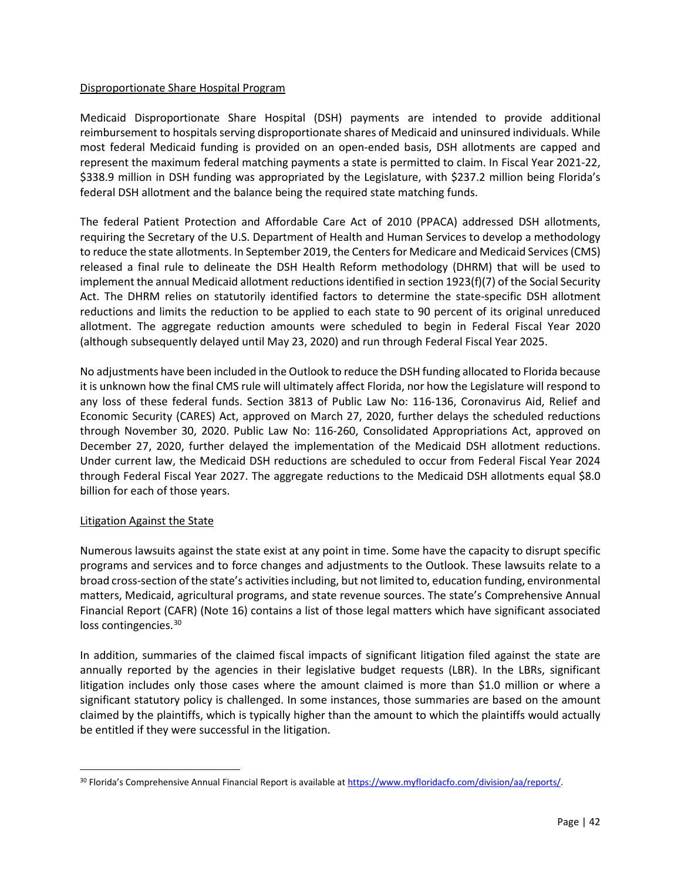## Disproportionate Share Hospital Program

Medicaid Disproportionate Share Hospital (DSH) payments are intended to provide additional reimbursement to hospitals serving disproportionate shares of Medicaid and uninsured individuals. While most federal Medicaid funding is provided on an open-ended basis, DSH allotments are capped and represent the maximum federal matching payments a state is permitted to claim. In Fiscal Year 2021-22, $338.9 million in DSH funding was appropriated by the Legislature, with $237.2 million being Florida's federal DSH allotment and the balance being the required state matching funds.

The federal Patient Protection and Affordable Care Act of 2010 (PPACA) addressed DSH allotments, requiring the Secretary of the U.S. Department of Health and Human Services to develop a methodology to reduce the state allotments. In September 2019, the Centers for Medicare and Medicaid Services (CMS) released a final rule to delineate the DSH Health Reform methodology (DHRM) that will be used to implement the annual Medicaid allotment reductions identified in section 1923(f)(7) of the Social Security Act. The DHRM relies on statutorily identified factors to determine the state-specific DSH allotment reductions and limits the reduction to be applied to each state to 90 percent of its original unreduced allotment. The aggregate reduction amounts were scheduled to begin in Federal Fiscal Year 2020 (although subsequently delayed until May 23, 2020) and run through Federal Fiscal Year 2025.

No adjustments have been included in the Outlook to reduce the DSH funding allocated to Florida because it is unknown how the final CMS rule will ultimately affect Florida, nor how the Legislature will respond to any loss of these federal funds. Section 3813 of Public Law No: 116-136, Coronavirus Aid, Relief and Economic Security (CARES) Act, approved on March 27, 2020, further delays the scheduled reductions through November 30, 2020. Public Law No: 116-260, Consolidated Appropriations Act, approved on December 27, 2020, further delayed the implementation of the Medicaid DSH allotment reductions. Under current law, the Medicaid DSH reductions are scheduled to occur from Federal Fiscal Year 2024 through Federal Fiscal Year 2027. The aggregate reductions to the Medicaid DSH allotments equal $8.0 billion for each of those years.

## Litigation Against the State

Numerous lawsuits against the state exist at any point in time. Some have the capacity to disrupt specific programs and services and to force changes and adjustments to the Outlook. These lawsuits relate to a broad cross-section of the state's activities including, but not limited to, education funding, environmental matters, Medicaid, agricultural programs, and state revenue sources. The state's Comprehensive Annual Financial Report (CAFR) (Note 16) contains a list of those legal matters which have significant associated loss contingencies.[30]

In addition, summaries of the claimed fiscal impacts of significant litigation filed against the state are annually reported by the agencies in their legislative budget requests (LBR). In the LBRs, significant litigation includes only those cases where the amount claimed is more than $1.0 million or where a significant statutory policy is challenged. In some instances, those summaries are based on the amount claimed by the plaintiffs, which is typically higher than the amount to which the plaintiffs would actually be entitled if they were successful in the litigation.

---

[30] Florida's Comprehensive Annual Financial Report is available at https://www.myfloridacfo.com/division/aa/reports/.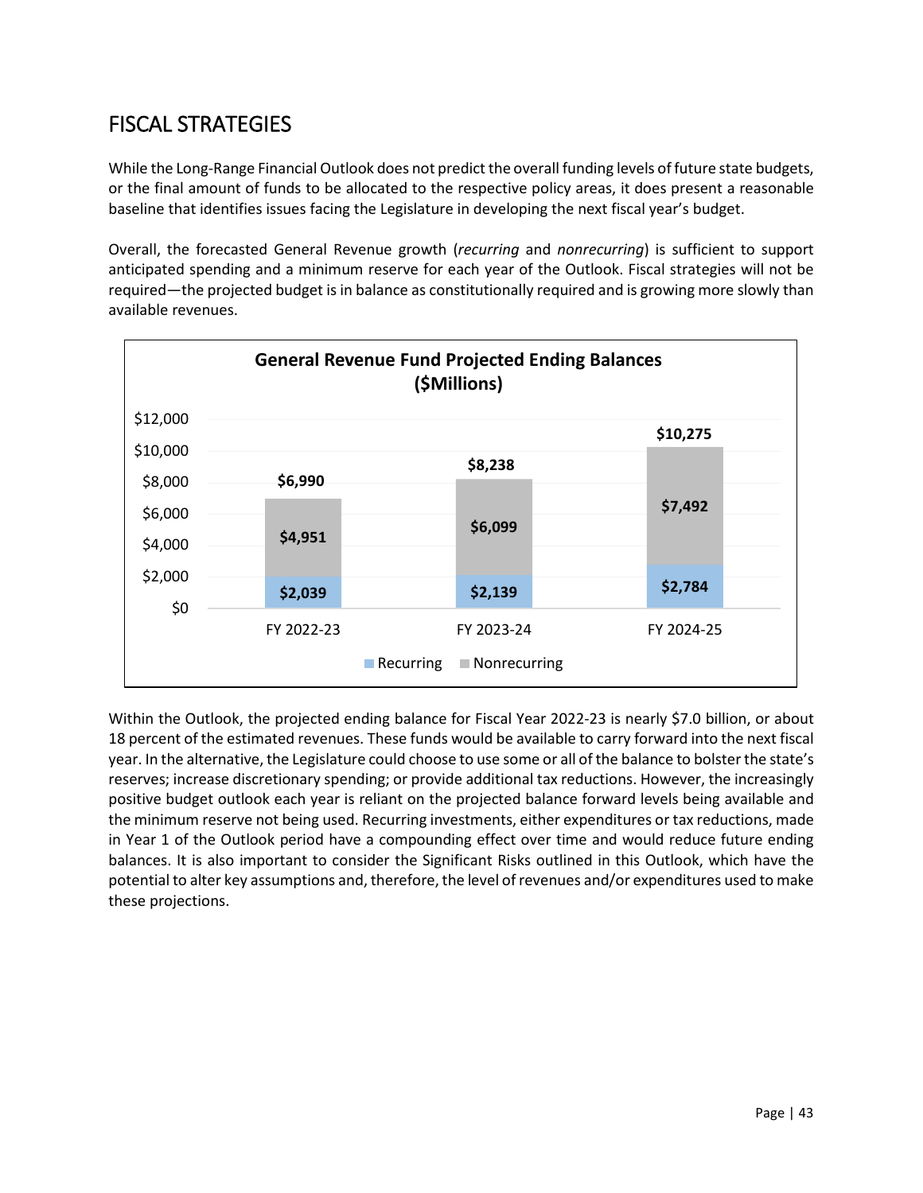# FISCAL STRATEGIES

While the Long-Range Financial Outlook does not predict the overall funding levels of future state budgets, or the final amount of funds to be allocated to the respective policy areas, it does present a reasonable baseline that identifies issues facing the Legislature in developing the next fiscal year's budget.

Overall, the forecasted General Revenue growth (*recurring* and *nonrecurring*) is sufficient to support anticipated spending and a minimum reserve for each year of the Outlook. Fiscal strategies will not be required—the projected budget is in balance as constitutionally required and is growing more slowly than available revenues.

**General Revenue Fund Projected Ending Balances ($Millions)**

| | FY 2022-23 | FY 2023-24 | FY 2024-25 |
|---|---|---|---|
| Recurring | $2,039 | $2,139 | $2,784 |
| Nonrecurring | $4,951 | $6,099 | $7,492 |
| Total | $6,990 | $8,238 | $10,275 |

Within the Outlook, the projected ending balance for Fiscal Year 2022-23 is nearly $7.0 billion, or about 18 percent of the estimated revenues. These funds would be available to carry forward into the next fiscal year. In the alternative, the Legislature could choose to use some or all of the balance to bolster the state's reserves; increase discretionary spending; or provide additional tax reductions. However, the increasingly positive budget outlook each year is reliant on the projected balance forward levels being available and the minimum reserve not being used. Recurring investments, either expenditures or tax reductions, made in Year 1 of the Outlook period have a compounding effect over time and would reduce future ending balances. It is also important to consider the Significant Risks outlined in this Outlook, which have the potential to alter key assumptions and, therefore, the level of revenues and/or expenditures used to make these projections.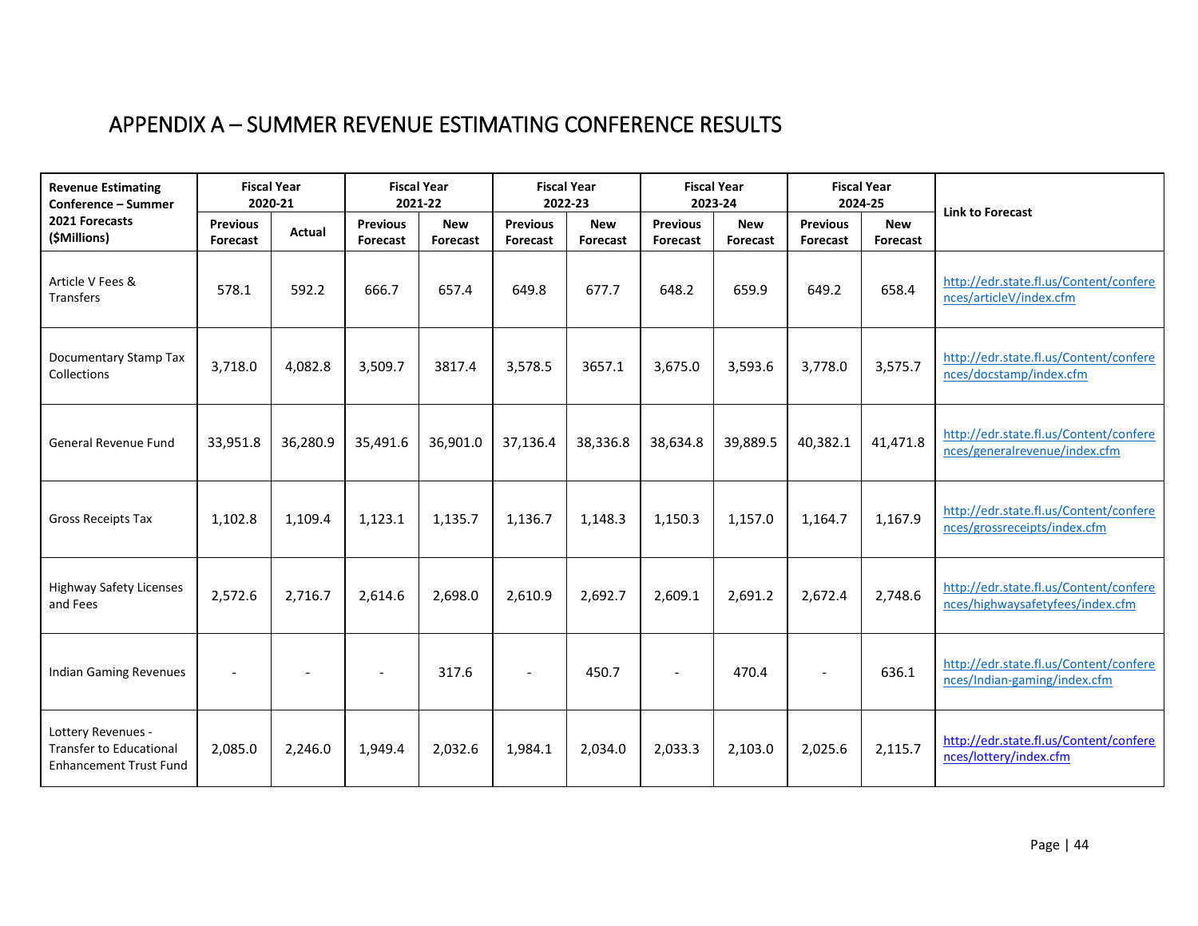# APPENDIX A – SUMMER REVENUE ESTIMATING CONFERENCE RESULTS

| Revenue Estimating Conference – Summer 2021 Forecasts ($Millions) | Fiscal Year 2020-21 | | Fiscal Year 2021-22 | | Fiscal Year 2022-23 | | Fiscal Year 2023-24 | | Fiscal Year 2024-25 | | Link to Forecast |
|---|---|---|---|---|---|---|---|---|---|---|---|
| | Previous Forecast | Actual | Previous Forecast | New Forecast | Previous Forecast | New Forecast | Previous Forecast | New Forecast | Previous Forecast | New Forecast | |
| Article V Fees & Transfers | 578.1 | 592.2 | 666.7 | 657.4 | 649.8 | 677.7 | 648.2 | 659.9 | 649.2 | 658.4 | http://edr.state.fl.us/Content/conferences/articleV/index.cfm |
| Documentary Stamp Tax Collections | 3,718.0 | 4,082.8 | 3,509.7 | 3817.4 | 3,578.5 | 3657.1 | 3,675.0 | 3,593.6 | 3,778.0 | 3,575.7 | http://edr.state.fl.us/Content/conferences/docstamp/index.cfm |
| General Revenue Fund | 33,951.8 | 36,280.9 | 35,491.6 | 36,901.0 | 37,136.4 | 38,336.8 | 38,634.8 | 39,889.5 | 40,382.1 | 41,471.8 | http://edr.state.fl.us/Content/conferences/generalrevenue/index.cfm |
| Gross Receipts Tax | 1,102.8 | 1,109.4 | 1,123.1 | 1,135.7 | 1,136.7 | 1,148.3 | 1,150.3 | 1,157.0 | 1,164.7 | 1,167.9 | http://edr.state.fl.us/Content/conferences/grossreceipts/index.cfm |
| Highway Safety Licenses and Fees | 2,572.6 | 2,716.7 | 2,614.6 | 2,698.0 | 2,610.9 | 2,692.7 | 2,609.1 | 2,691.2 | 2,672.4 | 2,748.6 | http://edr.state.fl.us/Content/conferences/highwaysafetyfees/index.cfm |
| Indian Gaming Revenues | - | - | - | 317.6 | - | 450.7 | - | 470.4 | - | 636.1 | http://edr.state.fl.us/Content/conferences/Indian-gaming/index.cfm |
| Lottery Revenues - Transfer to Educational Enhancement Trust Fund | 2,085.0 | 2,246.0 | 1,949.4 | 2,032.6 | 1,984.1 | 2,034.0 | 2,033.3 | 2,103.0 | 2,025.6 | 2,115.7 | http://edr.state.fl.us/Content/conferences/lottery/index.cfm |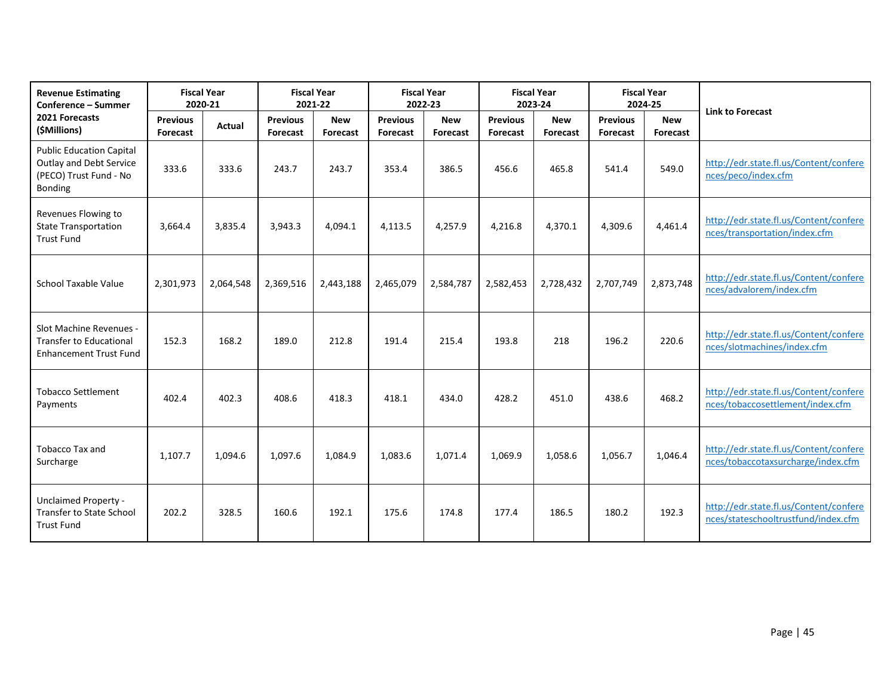| Revenue Estimating Conference – Summer 2021 Forecasts ($Millions) | Fiscal Year 2020-21 | | Fiscal Year 2021-22 | | Fiscal Year 2022-23 | | Fiscal Year 2023-24 | | Fiscal Year 2024-25 | | Link to Forecast |
|---|---|---|---|---|---|---|---|---|---|---|---|
| | Previous Forecast | Actual | Previous Forecast | New Forecast | Previous Forecast | New Forecast | Previous Forecast | New Forecast | Previous Forecast | New Forecast | |
| Public Education Capital Outlay and Debt Service (PECO) Trust Fund - No Bonding | 333.6 | 333.6 | 243.7 | 243.7 | 353.4 | 386.5 | 456.6 | 465.8 | 541.4 | 549.0 | http://edr.state.fl.us/Content/conferences/peco/index.cfm |
| Revenues Flowing to State Transportation Trust Fund | 3,664.4 | 3,835.4 | 3,943.3 | 4,094.1 | 4,113.5 | 4,257.9 | 4,216.8 | 4,370.1 | 4,309.6 | 4,461.4 | http://edr.state.fl.us/Content/conferences/transportation/index.cfm |
| School Taxable Value | 2,301,973 | 2,064,548 | 2,369,516 | 2,443,188 | 2,465,079 | 2,584,787 | 2,582,453 | 2,728,432 | 2,707,749 | 2,873,748 | http://edr.state.fl.us/Content/conferences/advalorem/index.cfm |
| Slot Machine Revenues - Transfer to Educational Enhancement Trust Fund | 152.3 | 168.2 | 189.0 | 212.8 | 191.4 | 215.4 | 193.8 | 218 | 196.2 | 220.6 | http://edr.state.fl.us/Content/conferences/slotmachines/index.cfm |
| Tobacco Settlement Payments | 402.4 | 402.3 | 408.6 | 418.3 | 418.1 | 434.0 | 428.2 | 451.0 | 438.6 | 468.2 | http://edr.state.fl.us/Content/conferences/tobaccosettlement/index.cfm |
| Tobacco Tax and Surcharge | 1,107.7 | 1,094.6 | 1,097.6 | 1,084.9 | 1,083.6 | 1,071.4 | 1,069.9 | 1,058.6 | 1,056.7 | 1,046.4 | http://edr.state.fl.us/Content/conferences/tobaccotaxsurcharge/index.cfm |
| Unclaimed Property - Transfer to State School Trust Fund | 202.2 | 328.5 | 160.6 | 192.1 | 175.6 | 174.8 | 177.4 | 186.5 | 180.2 | 192.3 | http://edr.state.fl.us/Content/conferences/stateschooltrustfund/index.cfm |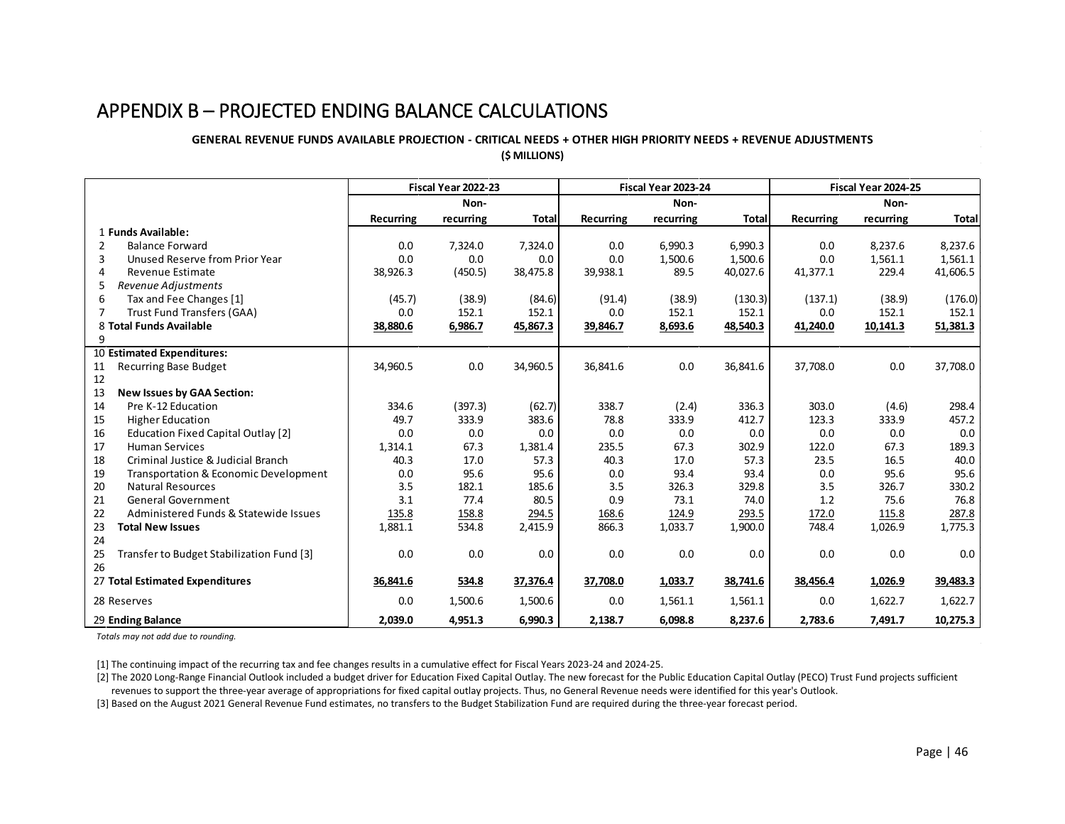# APPENDIX B – PROJECTED ENDING BALANCE CALCULATIONS

**GENERAL REVENUE FUNDS AVAILABLE PROJECTION - CRITICAL NEEDS + OTHER HIGH PRIORITY NEEDS + REVENUE ADJUSTMENTS**

**($ MILLIONS)**

| | Fiscal Year 2022-23 | | | Fiscal Year 2023-24 | | | Fiscal Year 2024-25 | | |
|---|---|---|---|---|---|---|---|---|---|
| | Recurring | Non-recurring | Total | Recurring | Non-recurring | Total | Recurring | Non-recurring | Total |
| 1 **Funds Available:** | | | | | | | | | |
| 2 Balance Forward | 0.0 | 7,324.0 | 7,324.0 | 0.0 | 6,990.3 | 6,990.3 | 0.0 | 8,237.6 | 8,237.6 |
| 3 Unused Reserve from Prior Year | 0.0 | 0.0 | 0.0 | 0.0 | 1,500.6 | 1,500.6 | 0.0 | 1,561.1 | 1,561.1 |
| 4 Revenue Estimate | 38,926.3 | (450.5) | 38,475.8 | 39,938.1 | 89.5 | 40,027.6 | 41,377.1 | 229.4 | 41,606.5 |
| 5 *Revenue Adjustments* | | | | | | | | | |
| 6 Tax and Fee Changes [1] | (45.7) | (38.9) | (84.6) | (91.4) | (38.9) | (130.3) | (137.1) | (38.9) | (176.0) |
| 7 Trust Fund Transfers (GAA) | 0.0 | 152.1 | 152.1 | 0.0 | 152.1 | 152.1 | 0.0 | 152.1 | 152.1 |
| 8 **Total Funds Available** | **38,880.6** | **6,986.7** | **45,867.3** | **39,846.7** | **8,693.6** | **48,540.3** | **41,240.0** | **10,141.3** | **51,381.3** |
| 9 | | | | | | | | | |
| 10 **Estimated Expenditures:** | | | | | | | | | |
| 11 Recurring Base Budget | 34,960.5 | 0.0 | 34,960.5 | 36,841.6 | 0.0 | 36,841.6 | 37,708.0 | 0.0 | 37,708.0 |
| 12 | | | | | | | | | |
| 13 **New Issues by GAA Section:** | | | | | | | | | |
| 14 Pre K-12 Education | 334.6 | (397.3) | (62.7) | 338.7 | (2.4) | 336.3 | 303.0 | (4.6) | 298.4 |
| 15 Higher Education | 49.7 | 333.9 | 383.6 | 78.8 | 333.9 | 412.7 | 123.3 | 333.9 | 457.2 |
| 16 Education Fixed Capital Outlay [2] | 0.0 | 0.0 | 0.0 | 0.0 | 0.0 | 0.0 | 0.0 | 0.0 | 0.0 |
| 17 Human Services | 1,314.1 | 67.3 | 1,381.4 | 235.5 | 67.3 | 302.9 | 122.0 | 67.3 | 189.3 |
| 18 Criminal Justice & Judicial Branch | 40.3 | 17.0 | 57.3 | 40.3 | 17.0 | 57.3 | 23.5 | 16.5 | 40.0 |
| 19 Transportation & Economic Development | 0.0 | 95.6 | 95.6 | 0.0 | 93.4 | 93.4 | 0.0 | 95.6 | 95.6 |
| 20 Natural Resources | 3.5 | 182.1 | 185.6 | 3.5 | 326.3 | 329.8 | 3.5 | 326.7 | 330.2 |
| 21 General Government | 3.1 | 77.4 | 80.5 | 0.9 | 73.1 | 74.0 | 1.2 | 75.6 | 76.8 |
| 22 Administered Funds & Statewide Issues | 135.8 | 158.8 | 294.5 | 168.6 | 124.9 | 293.5 | 172.0 | 115.8 | 287.8 |
| 23 **Total New Issues** | 1,881.1 | 534.8 | 2,415.9 | 866.3 | 1,033.7 | 1,900.0 | 748.4 | 1,026.9 | 1,775.3 |
| 24 | | | | | | | | | |
| 25 Transfer to Budget Stabilization Fund [3] | 0.0 | 0.0 | 0.0 | 0.0 | 0.0 | 0.0 | 0.0 | 0.0 | 0.0 |
| 26 | | | | | | | | | |
| 27 **Total Estimated Expenditures** | **36,841.6** | **534.8** | **37,376.4** | **37,708.0** | **1,033.7** | **38,741.6** | **38,456.4** | **1,026.9** | **39,483.3** |
| 28 Reserves | 0.0 | 1,500.6 | 1,500.6 | 0.0 | 1,561.1 | 1,561.1 | 0.0 | 1,622.7 | 1,622.7 |
| 29 **Ending Balance** | **2,039.0** | **4,951.3** | **6,990.3** | **2,138.7** | **6,098.8** | **8,237.6** | **2,783.6** | **7,491.7** | **10,275.3** |

*Totals may not add due to rounding.*

[1] The continuing impact of the recurring tax and fee changes results in a cumulative effect for Fiscal Years 2023-24 and 2024-25.

[2] The 2020 Long-Range Financial Outlook included a budget driver for Education Fixed Capital Outlay. The new forecast for the Public Education Capital Outlay (PECO) Trust Fund projects sufficient revenues to support the three-year average of appropriations for fixed capital outlay projects. Thus, no General Revenue needs were identified for this year's Outlook.

[3] Based on the August 2021 General Revenue Fund estimates, no transfers to the Budget Stabilization Fund are required during the three-year forecast period.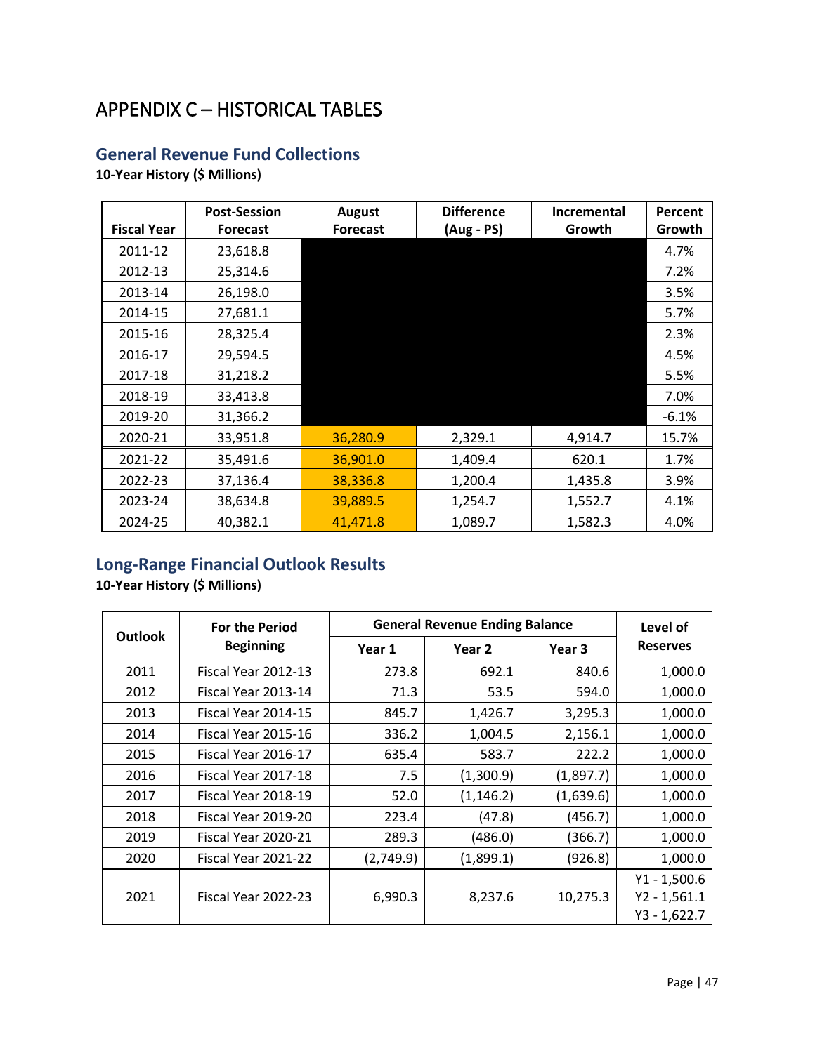# APPENDIX C – HISTORICAL TABLES

## General Revenue Fund Collections

**10-Year History ($ Millions)**

| Fiscal Year | Post-Session Forecast | August Forecast | Difference (Aug - PS) | Incremental Growth | Percent Growth |
|---|---|---|---|---|---|
| 2011-12 | 23,618.8 | | | | 4.7% |
| 2012-13 | 25,314.6 | | | | 7.2% |
| 2013-14 | 26,198.0 | | | | 3.5% |
| 2014-15 | 27,681.1 | | | | 5.7% |
| 2015-16 | 28,325.4 | | | | 2.3% |
| 2016-17 | 29,594.5 | | | | 4.5% |
| 2017-18 | 31,218.2 | | | | 5.5% |
| 2018-19 | 33,413.8 | | | | 7.0% |
| 2019-20 | 31,366.2 | | | | -6.1% |
| 2020-21 | 33,951.8 | 36,280.9 | 2,329.1 | 4,914.7 | 15.7% |
| 2021-22 | 35,491.6 | 36,901.0 | 1,409.4 | 620.1 | 1.7% |
| 2022-23 | 37,136.4 | 38,336.8 | 1,200.4 | 1,435.8 | 3.9% |
| 2023-24 | 38,634.8 | 39,889.5 | 1,254.7 | 1,552.7 | 4.1% |
| 2024-25 | 40,382.1 | 41,471.8 | 1,089.7 | 1,582.3 | 4.0% |

## Long-Range Financial Outlook Results

**10-Year History ($ Millions)**

| Outlook | For the Period Beginning | General Revenue Ending Balance | | | Level of Reserves |
|---|---|---|---|---|---|
| | | Year 1 | Year 2 | Year 3 | |
| 2011 | Fiscal Year 2012-13 | 273.8 | 692.1 | 840.6 | 1,000.0 |
| 2012 | Fiscal Year 2013-14 | 71.3 | 53.5 | 594.0 | 1,000.0 |
| 2013 | Fiscal Year 2014-15 | 845.7 | 1,426.7 | 3,295.3 | 1,000.0 |
| 2014 | Fiscal Year 2015-16 | 336.2 | 1,004.5 | 2,156.1 | 1,000.0 |
| 2015 | Fiscal Year 2016-17 | 635.4 | 583.7 | 222.2 | 1,000.0 |
| 2016 | Fiscal Year 2017-18 | 7.5 | (1,300.9) | (1,897.7) | 1,000.0 |
| 2017 | Fiscal Year 2018-19 | 52.0 | (1,146.2) | (1,639.6) | 1,000.0 |
| 2018 | Fiscal Year 2019-20 | 223.4 | (47.8) | (456.7) | 1,000.0 |
| 2019 | Fiscal Year 2020-21 | 289.3 | (486.0) | (366.7) | 1,000.0 |
| 2020 | Fiscal Year 2021-22 | (2,749.9) | (1,899.1) | (926.8) | 1,000.0 |
| 2021 | Fiscal Year 2022-23 | 6,990.3 | 8,237.6 | 10,275.3 | Y1 - 1,500.6<br>Y2 - 1,561.1<br>Y3 - 1,622.7 |